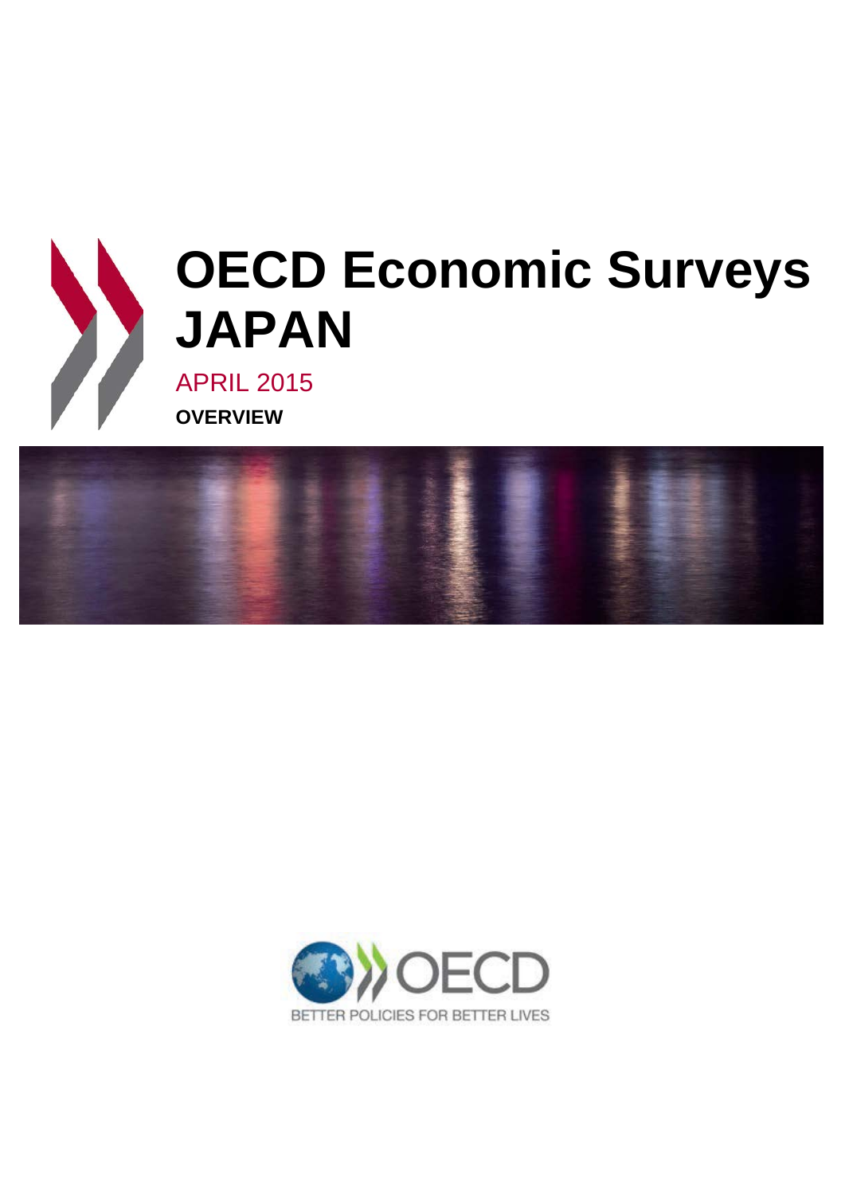# OECD Economic Surveys JAPAN

APRIL 2015

**OVERVIEW**

BETTER POLICIES FOR BETTER LIVES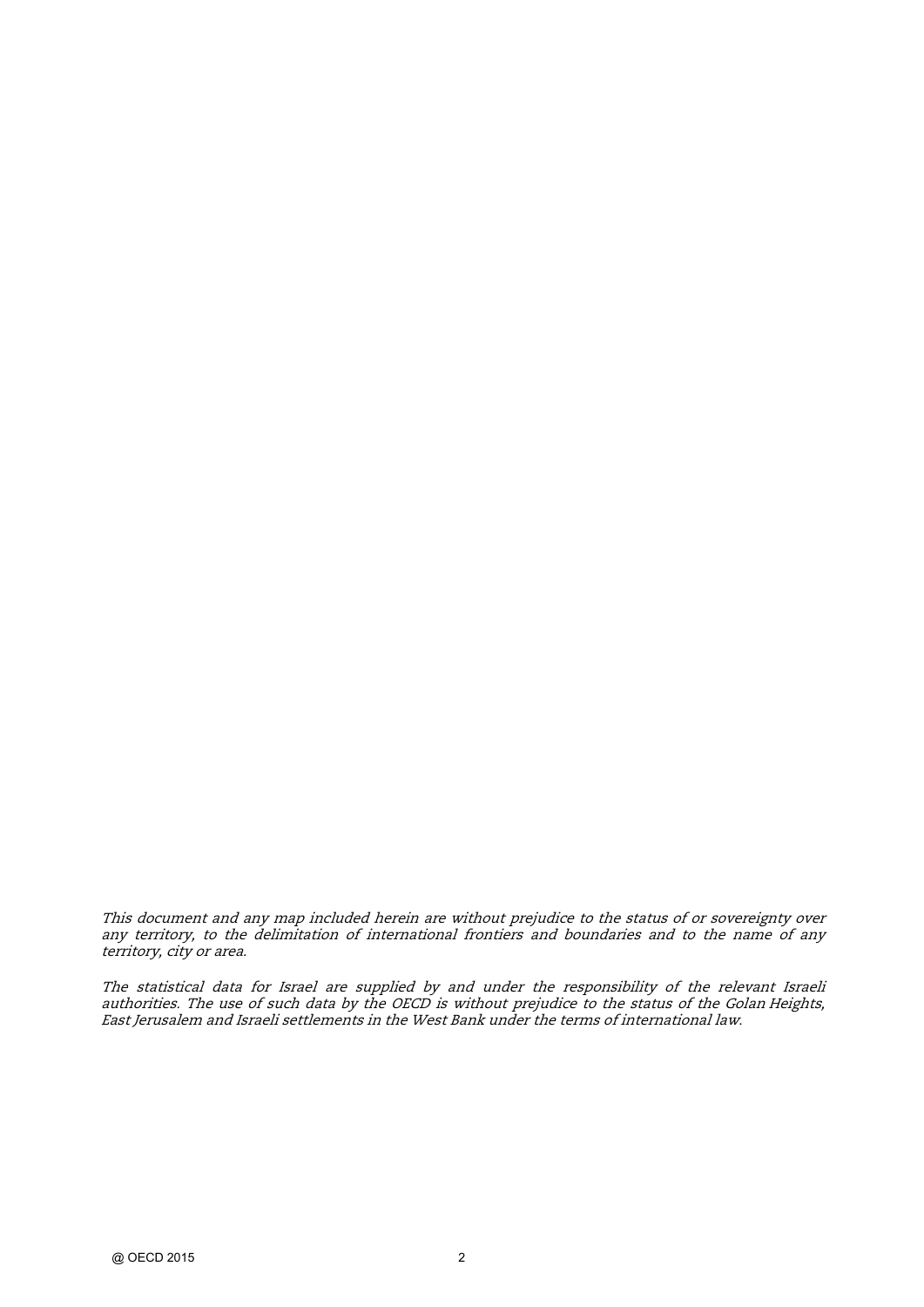*This document and any map included herein are without prejudice to the status of or sovereignty over any territory, to the delimitation of international frontiers and boundaries and to the name of any territory, city or area.*

*The statistical data for Israel are supplied by and under the responsibility of the relevant Israeli authorities. The use of such data by the OECD is without prejudice to the status of the Golan Heights, East Jerusalem and Israeli settlements in the West Bank under the terms of international law.*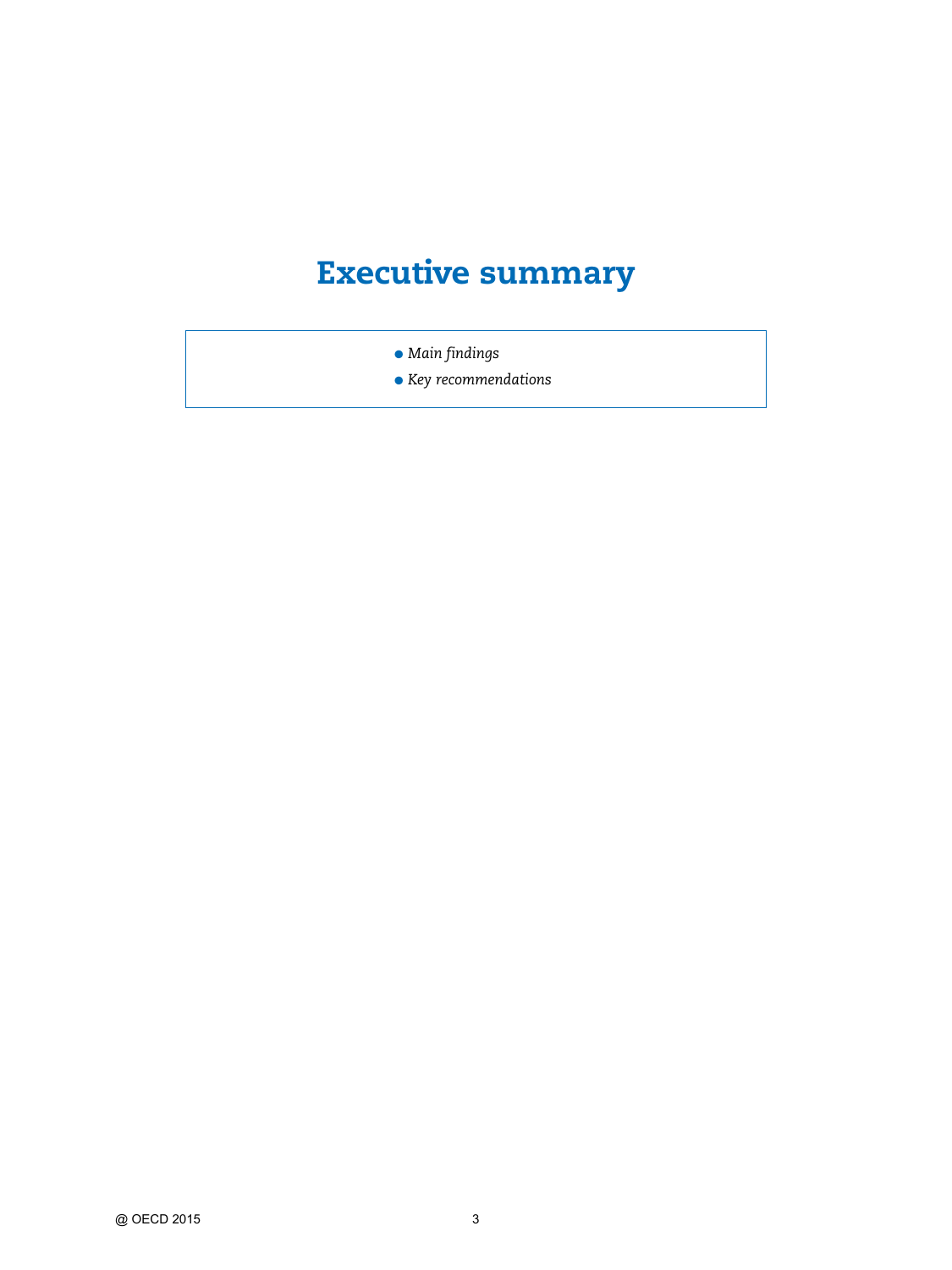# Executive summary

- *Main findings*
- *Key recommendations*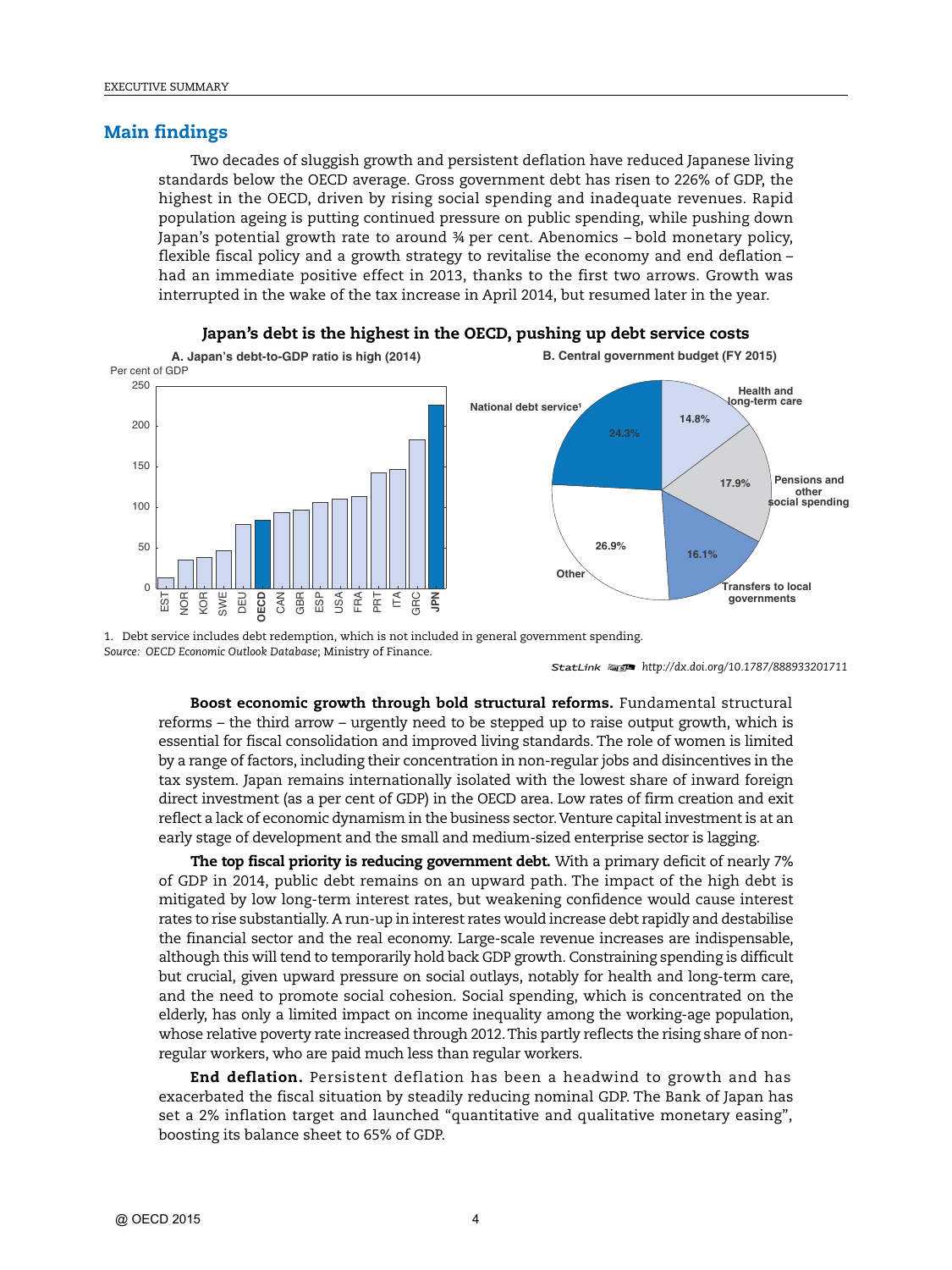## Main findings

Two decades of sluggish growth and persistent deflation have reduced Japanese living standards below the OECD average. Gross government debt has risen to 226% of GDP, the highest in the OECD, driven by rising social spending and inadequate revenues. Rapid population ageing is putting continued pressure on public spending, while pushing down Japan's potential growth rate to around ¾ per cent. Abenomics – bold monetary policy, flexible fiscal policy and a growth strategy to revitalise the economy and end deflation – had an immediate positive effect in 2013, thanks to the first two arrows. Growth was interrupted in the wake of the tax increase in April 2014, but resumed later in the year.

**Japan's debt is the highest in the OECD, pushing up debt service costs**

A. Japan's debt-to-GDP ratio is high (2014)

Per cent of GDP

EST, NOR, KOR, SWE, DEU, OECD, CAN, GBR, ESP, USA, FRA, PRT, ITA, GRC, JPN

B. Central government budget (FY 2015)

| Item | Share |
| --- | --- |
| National debt service[1] | 24.3% |
| Health and long-term care | 14.8% |
| Pensions and other social spending | 17.9% |
| Transfers to local governments | 16.1% |
| Other | 26.9% |

1. Debt service includes debt redemption, which is not included in general government spending.

*Source: OECD Economic Outlook Database*; Ministry of Finance.

StatLink http://dx.doi.org/10.1787/888933201711

**Boost economic growth through bold structural reforms.** Fundamental structural reforms – the third arrow – urgently need to be stepped up to raise output growth, which is essential for fiscal consolidation and improved living standards. The role of women is limited by a range of factors, including their concentration in non-regular jobs and disincentives in the tax system. Japan remains internationally isolated with the lowest share of inward foreign direct investment (as a per cent of GDP) in the OECD area. Low rates of firm creation and exit reflect a lack of economic dynamism in the business sector. Venture capital investment is at an early stage of development and the small and medium-sized enterprise sector is lagging.

**The top fiscal priority is reducing government debt.** With a primary deficit of nearly 7% of GDP in 2014, public debt remains on an upward path. The impact of the high debt is mitigated by low long-term interest rates, but weakening confidence would cause interest rates to rise substantially. A run-up in interest rates would increase debt rapidly and destabilise the financial sector and the real economy. Large-scale revenue increases are indispensable, although this will tend to temporarily hold back GDP growth. Constraining spending is difficult but crucial, given upward pressure on social outlays, notably for health and long-term care, and the need to promote social cohesion. Social spending, which is concentrated on the elderly, has only a limited impact on income inequality among the working-age population, whose relative poverty rate increased through 2012. This partly reflects the rising share of non-regular workers, who are paid much less than regular workers.

**End deflation.** Persistent deflation has been a headwind to growth and has exacerbated the fiscal situation by steadily reducing nominal GDP. The Bank of Japan has set a 2% inflation target and launched "quantitative and qualitative monetary easing", boosting its balance sheet to 65% of GDP.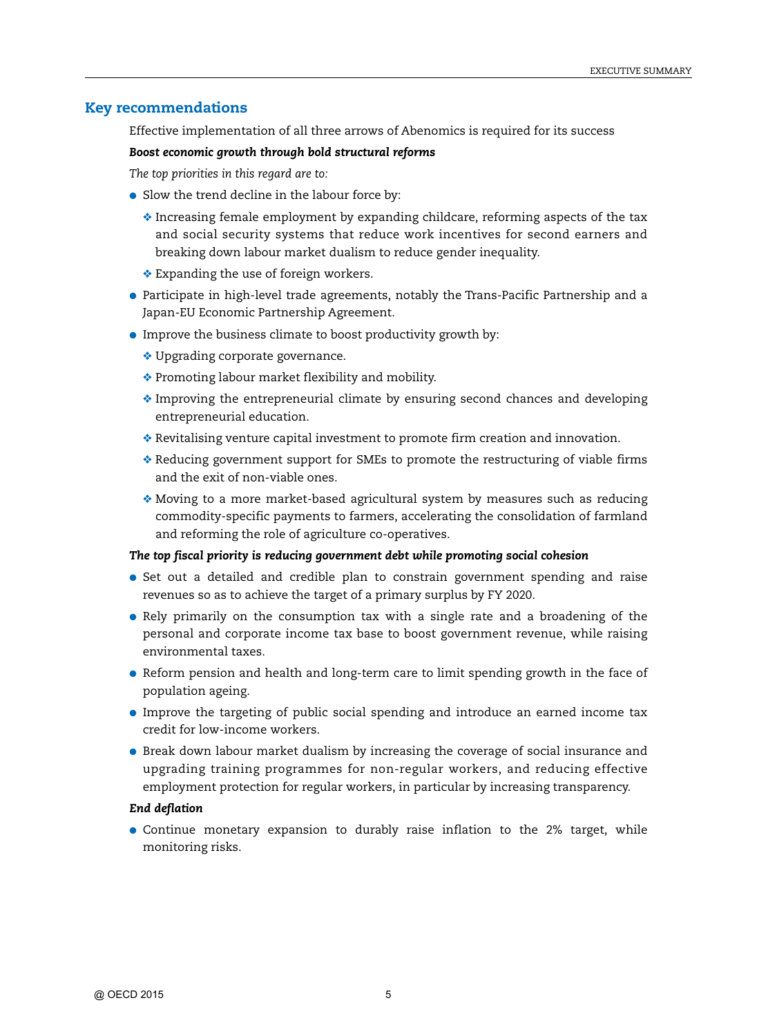## Key recommendations

Effective implementation of all three arrows of Abenomics is required for its success

***Boost economic growth through bold structural reforms***

*The top priorities in this regard are to:*

- Slow the trend decline in the labour force by:
  - Increasing female employment by expanding childcare, reforming aspects of the tax and social security systems that reduce work incentives for second earners and breaking down labour market dualism to reduce gender inequality.
  - Expanding the use of foreign workers.
- Participate in high-level trade agreements, notably the Trans-Pacific Partnership and a Japan-EU Economic Partnership Agreement.
- Improve the business climate to boost productivity growth by:
  - Upgrading corporate governance.
  - Promoting labour market flexibility and mobility.
  - Improving the entrepreneurial climate by ensuring second chances and developing entrepreneurial education.
  - Revitalising venture capital investment to promote firm creation and innovation.
  - Reducing government support for SMEs to promote the restructuring of viable firms and the exit of non-viable ones.
  - Moving to a more market-based agricultural system by measures such as reducing commodity-specific payments to farmers, accelerating the consolidation of farmland and reforming the role of agriculture co-operatives.

***The top fiscal priority is reducing government debt while promoting social cohesion***

- Set out a detailed and credible plan to constrain government spending and raise revenues so as to achieve the target of a primary surplus by FY 2020.
- Rely primarily on the consumption tax with a single rate and a broadening of the personal and corporate income tax base to boost government revenue, while raising environmental taxes.
- Reform pension and health and long-term care to limit spending growth in the face of population ageing.
- Improve the targeting of public social spending and introduce an earned income tax credit for low-income workers.
- Break down labour market dualism by increasing the coverage of social insurance and upgrading training programmes for non-regular workers, and reducing effective employment protection for regular workers, in particular by increasing transparency.

***End deflation***

- Continue monetary expansion to durably raise inflation to the 2% target, while monitoring risks.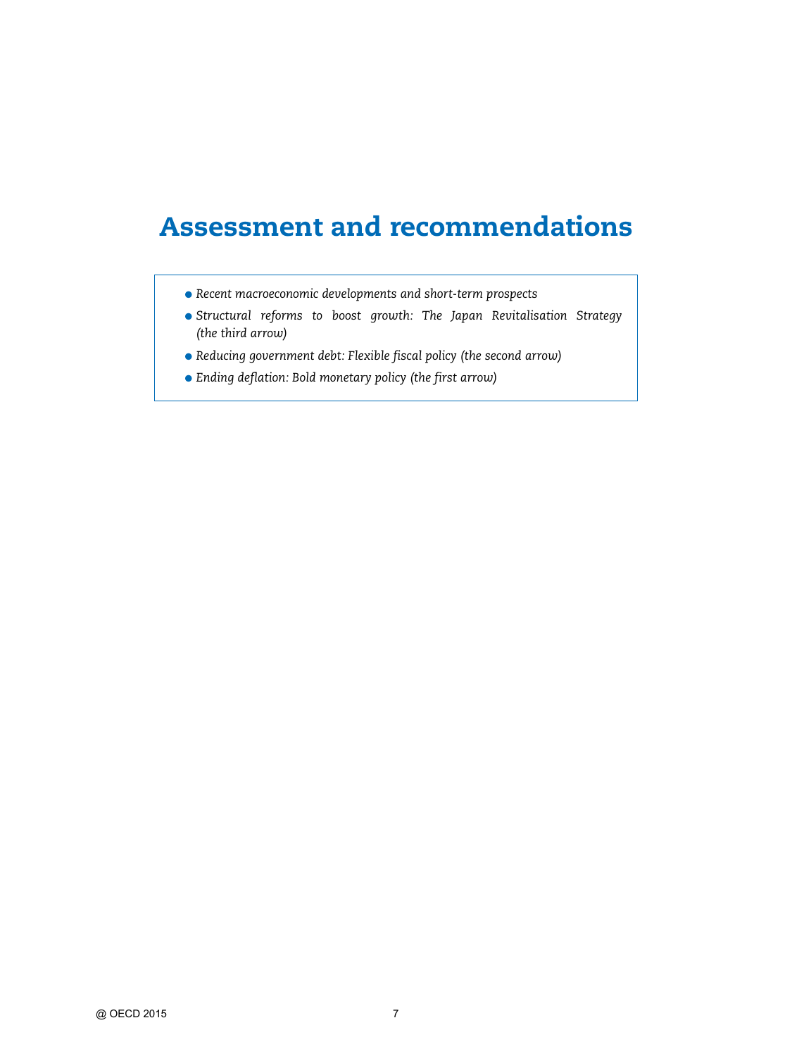# Assessment and recommendations

- *Recent macroeconomic developments and short-term prospects*
- *Structural reforms to boost growth: The Japan Revitalisation Strategy (the third arrow)*
- *Reducing government debt: Flexible fiscal policy (the second arrow)*
- *Ending deflation: Bold monetary policy (the first arrow)*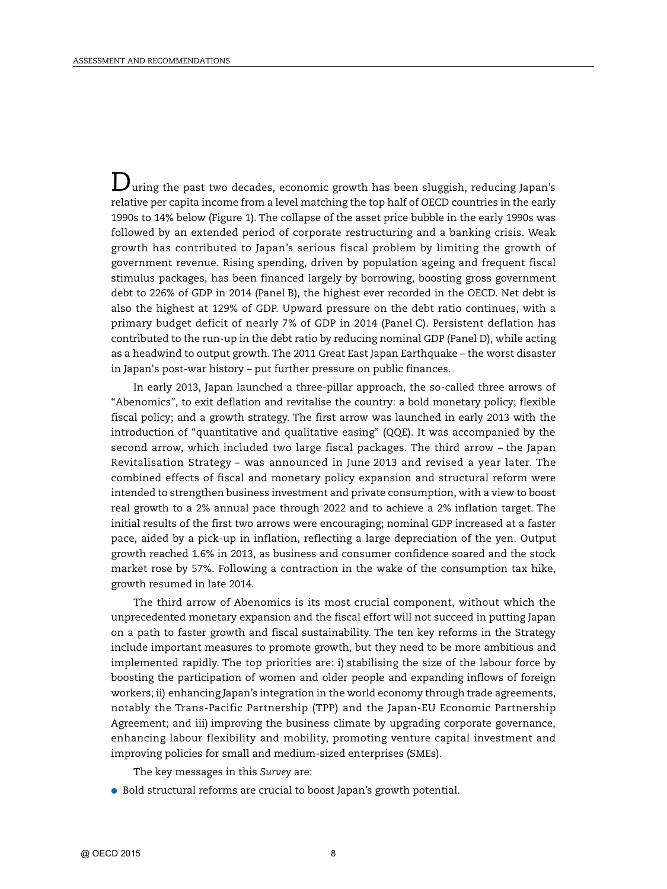During the past two decades, economic growth has been sluggish, reducing Japan's relative per capita income from a level matching the top half of OECD countries in the early 1990s to 14% below (Figure 1). The collapse of the asset price bubble in the early 1990s was followed by an extended period of corporate restructuring and a banking crisis. Weak growth has contributed to Japan's serious fiscal problem by limiting the growth of government revenue. Rising spending, driven by population ageing and frequent fiscal stimulus packages, has been financed largely by borrowing, boosting gross government debt to 226% of GDP in 2014 (Panel B), the highest ever recorded in the OECD. Net debt is also the highest at 129% of GDP. Upward pressure on the debt ratio continues, with a primary budget deficit of nearly 7% of GDP in 2014 (Panel C). Persistent deflation has contributed to the run-up in the debt ratio by reducing nominal GDP (Panel D), while acting as a headwind to output growth. The 2011 Great East Japan Earthquake – the worst disaster in Japan's post-war history – put further pressure on public finances.

In early 2013, Japan launched a three-pillar approach, the so-called three arrows of "Abenomics", to exit deflation and revitalise the country: a bold monetary policy; flexible fiscal policy; and a growth strategy. The first arrow was launched in early 2013 with the introduction of "quantitative and qualitative easing" (QQE). It was accompanied by the second arrow, which included two large fiscal packages. The third arrow – the Japan Revitalisation Strategy – was announced in June 2013 and revised a year later. The combined effects of fiscal and monetary policy expansion and structural reform were intended to strengthen business investment and private consumption, with a view to boost real growth to a 2% annual pace through 2022 and to achieve a 2% inflation target. The initial results of the first two arrows were encouraging; nominal GDP increased at a faster pace, aided by a pick-up in inflation, reflecting a large depreciation of the yen. Output growth reached 1.6% in 2013, as business and consumer confidence soared and the stock market rose by 57%. Following a contraction in the wake of the consumption tax hike, growth resumed in late 2014.

The third arrow of Abenomics is its most crucial component, without which the unprecedented monetary expansion and the fiscal effort will not succeed in putting Japan on a path to faster growth and fiscal sustainability. The ten key reforms in the Strategy include important measures to promote growth, but they need to be more ambitious and implemented rapidly. The top priorities are: i) stabilising the size of the labour force by boosting the participation of women and older people and expanding inflows of foreign workers; ii) enhancing Japan's integration in the world economy through trade agreements, notably the Trans-Pacific Partnership (TPP) and the Japan-EU Economic Partnership Agreement; and iii) improving the business climate by upgrading corporate governance, enhancing labour flexibility and mobility, promoting venture capital investment and improving policies for small and medium-sized enterprises (SMEs).

The key messages in this *Survey* are:

- Bold structural reforms are crucial to boost Japan's growth potential.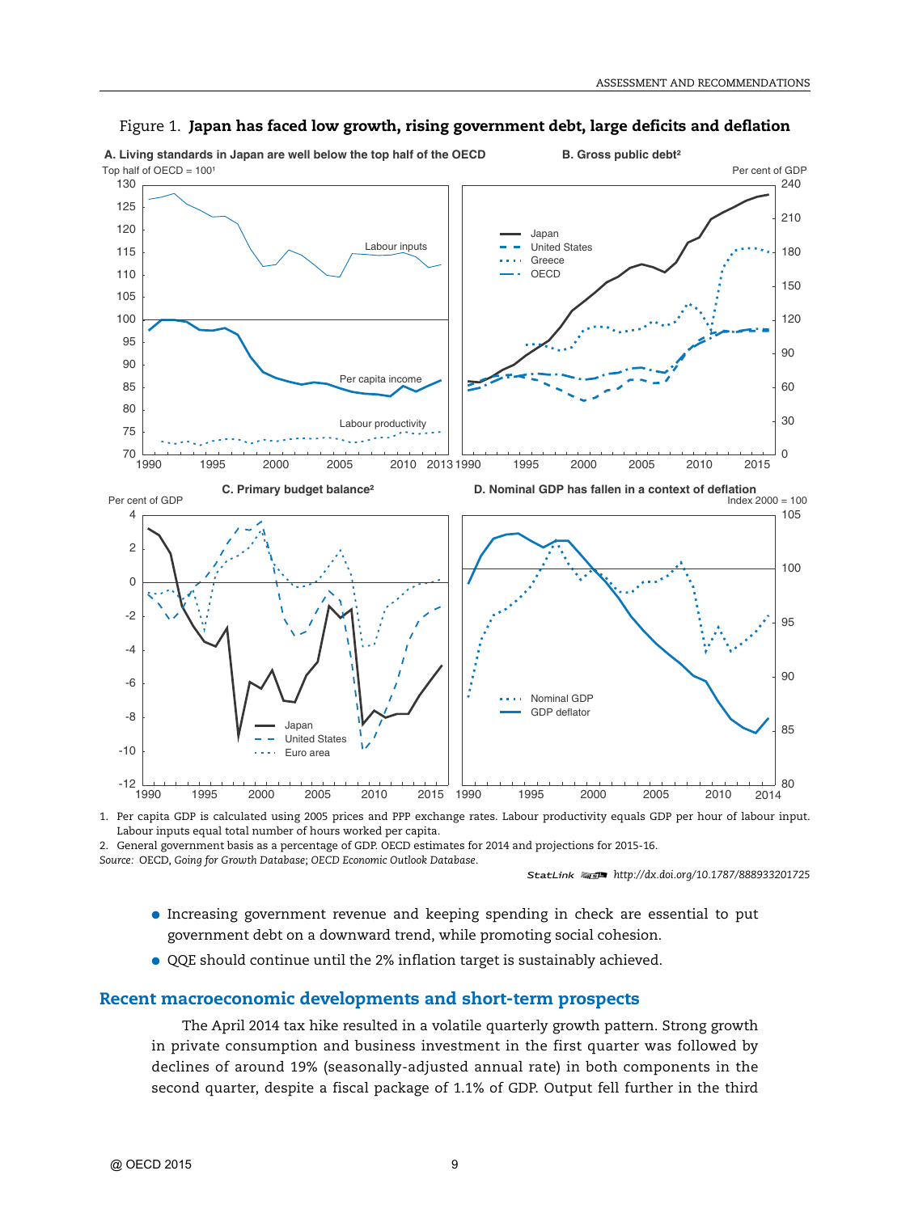Figure 1. **Japan has faced low growth, rising government debt, large deficits and deflation**

1. Per capita GDP is calculated using 2005 prices and PPP exchange rates. Labour productivity equals GDP per hour of labour input. Labour inputs equal total number of hours worked per capita.
2. General government basis as a percentage of GDP. OECD estimates for 2014 and projections for 2015-16.

*Source:* OECD, *Going for Growth Database*; *OECD Economic Outlook Database*.

StatLink http://dx.doi.org/10.1787/888933201725

- Increasing government revenue and keeping spending in check are essential to put government debt on a downward trend, while promoting social cohesion.
- QQE should continue until the 2% inflation target is sustainably achieved.

## Recent macroeconomic developments and short-term prospects

The April 2014 tax hike resulted in a volatile quarterly growth pattern. Strong growth in private consumption and business investment in the first quarter was followed by declines of around 19% (seasonally-adjusted annual rate) in both components in the second quarter, despite a fiscal package of 1.1% of GDP. Output fell further in the third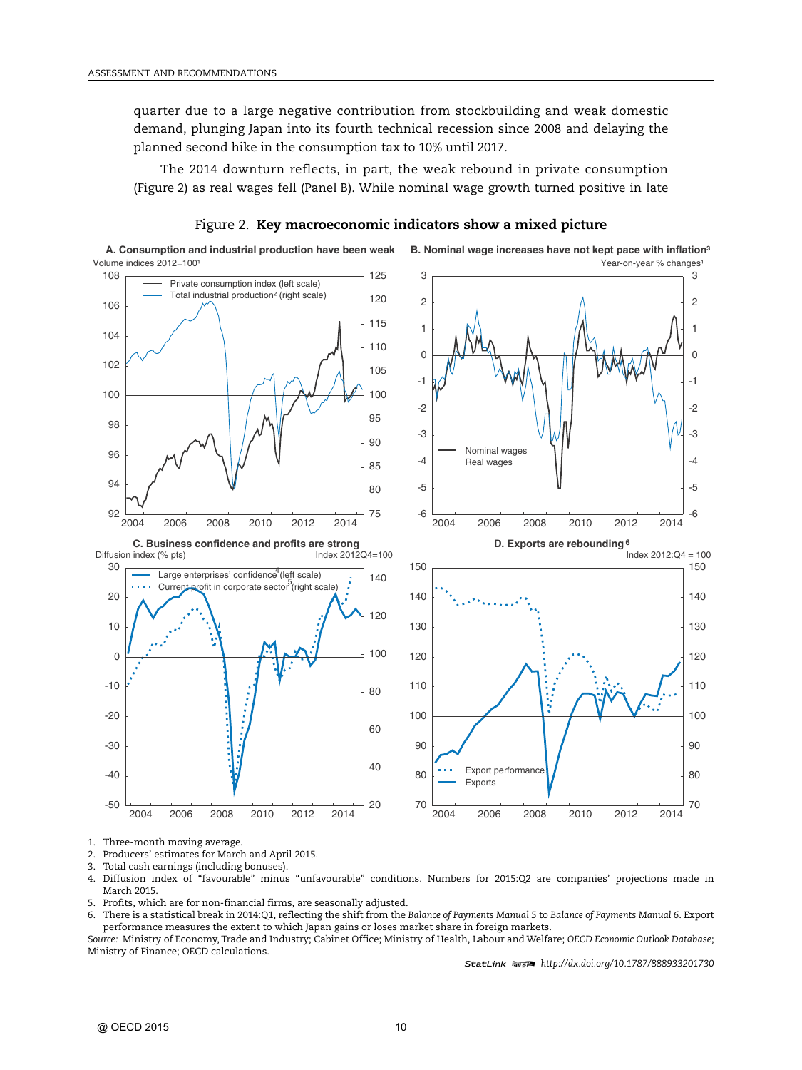quarter due to a large negative contribution from stockbuilding and weak domestic demand, plunging Japan into its fourth technical recession since 2008 and delaying the planned second hike in the consumption tax to 10% until 2017.

The 2014 downturn reflects, in part, the weak rebound in private consumption (Figure 2) as real wages fell (Panel B). While nominal wage growth turned positive in late

Figure 2. **Key macroeconomic indicators show a mixed picture**

A. Consumption and industrial production have been weak

B. Nominal wage increases have not kept pace with inflation[3]

C. Business confidence and profits are strong

D. Exports are rebounding[6]

1. Three-month moving average.
2. Producers' estimates for March and April 2015.
3. Total cash earnings (including bonuses).
4. Diffusion index of "favourable" minus "unfavourable" conditions. Numbers for 2015:Q2 are companies' projections made in March 2015.
5. Profits, which are for non-financial firms, are seasonally adjusted.
6. There is a statistical break in 2014:Q1, reflecting the shift from the *Balance of Payments Manual 5* to *Balance of Payments Manual 6*. Export performance measures the extent to which Japan gains or loses market share in foreign markets.

*Source:* Ministry of Economy, Trade and Industry; Cabinet Office; Ministry of Health, Labour and Welfare; *OECD Economic Outlook Database*; Ministry of Finance; OECD calculations.

StatLink http://dx.doi.org/10.1787/888933201730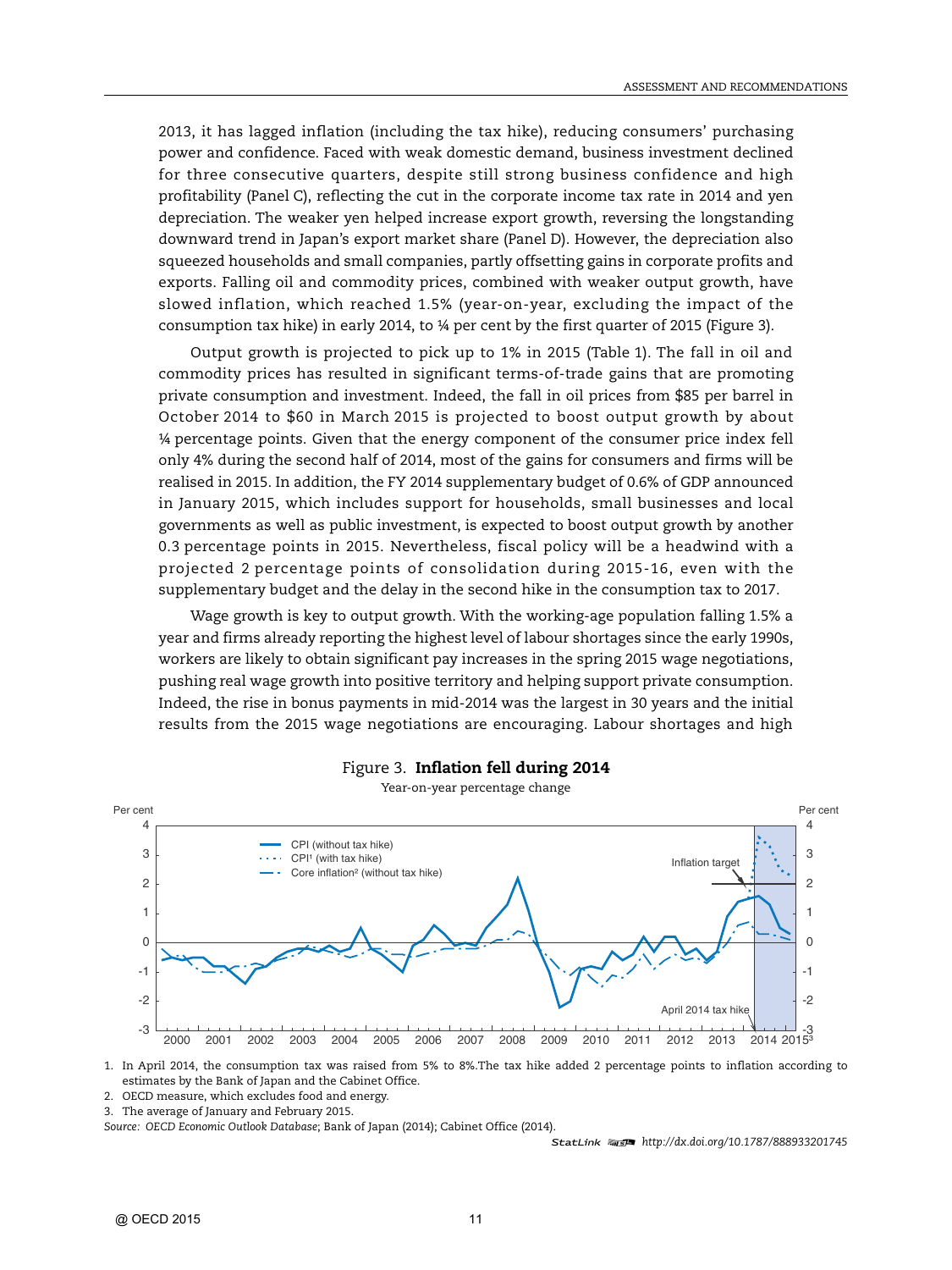2013, it has lagged inflation (including the tax hike), reducing consumers' purchasing power and confidence. Faced with weak domestic demand, business investment declined for three consecutive quarters, despite still strong business confidence and high profitability (Panel C), reflecting the cut in the corporate income tax rate in 2014 and yen depreciation. The weaker yen helped increase export growth, reversing the longstanding downward trend in Japan's export market share (Panel D). However, the depreciation also squeezed households and small companies, partly offsetting gains in corporate profits and exports. Falling oil and commodity prices, combined with weaker output growth, have slowed inflation, which reached 1.5% (year-on-year, excluding the impact of the consumption tax hike) in early 2014, to ¼ per cent by the first quarter of 2015 (Figure 3).

Output growth is projected to pick up to 1% in 2015 (Table 1). The fall in oil and commodity prices has resulted in significant terms-of-trade gains that are promoting private consumption and investment. Indeed, the fall in oil prices from $85 per barrel in October 2014 to $60 in March 2015 is projected to boost output growth by about ¼ percentage points. Given that the energy component of the consumer price index fell only 4% during the second half of 2014, most of the gains for consumers and firms will be realised in 2015. In addition, the FY 2014 supplementary budget of 0.6% of GDP announced in January 2015, which includes support for households, small businesses and local governments as well as public investment, is expected to boost output growth by another 0.3 percentage points in 2015. Nevertheless, fiscal policy will be a headwind with a projected 2 percentage points of consolidation during 2015-16, even with the supplementary budget and the delay in the second hike in the consumption tax to 2017.

Wage growth is key to output growth. With the working-age population falling 1.5% a year and firms already reporting the highest level of labour shortages since the early 1990s, workers are likely to obtain significant pay increases in the spring 2015 wage negotiations, pushing real wage growth into positive territory and helping support private consumption. Indeed, the rise in bonus payments in mid-2014 was the largest in 30 years and the initial results from the 2015 wage negotiations are encouraging. Labour shortages and high

Figure 3. **Inflation fell during 2014**

Year-on-year percentage change

1. In April 2014, the consumption tax was raised from 5% to 8%. The tax hike added 2 percentage points to inflation according to estimates by the Bank of Japan and the Cabinet Office.
2. OECD measure, which excludes food and energy.
3. The average of January and February 2015.

*Source: OECD Economic Outlook Database*; Bank of Japan (2014); Cabinet Office (2014).

StatLink http://dx.doi.org/10.1787/888933201745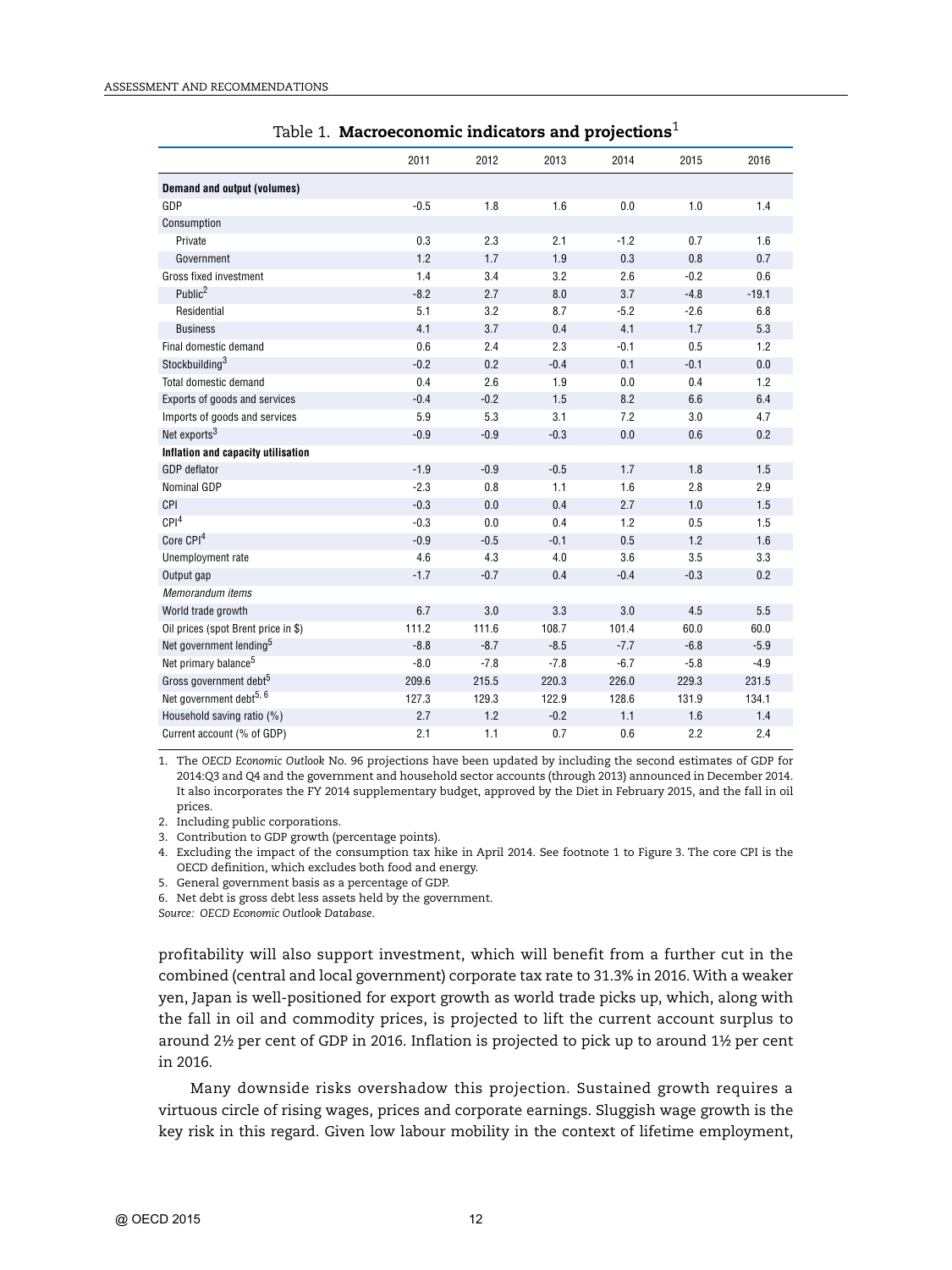Table 1. **Macroeconomic indicators and projections**[1]

| | 2011 | 2012 | 2013 | 2014 | 2015 | 2016 |
|---|---|---|---|---|---|---|
| **Demand and output (volumes)** | | | | | | |
| GDP | -0.5 | 1.8 | 1.6 | 0.0 | 1.0 | 1.4 |
| Consumption | | | | | | |
| Private | 0.3 | 2.3 | 2.1 | -1.2 | 0.7 | 1.6 |
| Government | 1.2 | 1.7 | 1.9 | 0.3 | 0.8 | 0.7 |
| Gross fixed investment | 1.4 | 3.4 | 3.2 | 2.6 | -0.2 | 0.6 |
| Public[2] | -8.2 | 2.7 | 8.0 | 3.7 | -4.8 | -19.1 |
| Residential | 5.1 | 3.2 | 8.7 | -5.2 | -2.6 | 6.8 |
| Business | 4.1 | 3.7 | 0.4 | 4.1 | 1.7 | 5.3 |
| Final domestic demand | 0.6 | 2.4 | 2.3 | -0.1 | 0.5 | 1.2 |
| Stockbuilding[3] | -0.2 | 0.2 | -0.4 | 0.1 | -0.1 | 0.0 |
| Total domestic demand | 0.4 | 2.6 | 1.9 | 0.0 | 0.4 | 1.2 |
| Exports of goods and services | -0.4 | -0.2 | 1.5 | 8.2 | 6.6 | 6.4 |
| Imports of goods and services | 5.9 | 5.3 | 3.1 | 7.2 | 3.0 | 4.7 |
| Net exports[3] | -0.9 | -0.9 | -0.3 | 0.0 | 0.6 | 0.2 |
| **Inflation and capacity utilisation** | | | | | | |
| GDP deflator | -1.9 | -0.9 | -0.5 | 1.7 | 1.8 | 1.5 |
| Nominal GDP | -2.3 | 0.8 | 1.1 | 1.6 | 2.8 | 2.9 |
| CPI | -0.3 | 0.0 | 0.4 | 2.7 | 1.0 | 1.5 |
| CPI[4] | -0.3 | 0.0 | 0.4 | 1.2 | 0.5 | 1.5 |
| Core CPI[4] | -0.9 | -0.5 | -0.1 | 0.5 | 1.2 | 1.6 |
| Unemployment rate | 4.6 | 4.3 | 4.0 | 3.6 | 3.5 | 3.3 |
| Output gap | -1.7 | -0.7 | 0.4 | -0.4 | -0.3 | 0.2 |
| *Memorandum items* | | | | | | |
| World trade growth | 6.7 | 3.0 | 3.3 | 3.0 | 4.5 | 5.5 |
| Oil prices (spot Brent price in $) | 111.2 | 111.6 | 108.7 | 101.4 | 60.0 | 60.0 |
| Net government lending[5] | -8.8 | -8.7 | -8.5 | -7.7 | -6.8 | -5.9 |
| Net primary balance[5] | -8.0 | -7.8 | -7.8 | -6.7 | -5.8 | -4.9 |
| Gross government debt[5] | 209.6 | 215.5 | 220.3 | 226.0 | 229.3 | 231.5 |
| Net government debt[5, 6] | 127.3 | 129.3 | 122.9 | 128.6 | 131.9 | 134.1 |
| Household saving ratio (%) | 2.7 | 1.2 | -0.2 | 1.1 | 1.6 | 1.4 |
| Current account (% of GDP) | 2.1 | 1.1 | 0.7 | 0.6 | 2.2 | 2.4 |

1. The *OECD Economic Outlook* No. 96 projections have been updated by including the second estimates of GDP for 2014:Q3 and Q4 and the government and household sector accounts (through 2013) announced in December 2014. It also incorporates the FY 2014 supplementary budget, approved by the Diet in February 2015, and the fall in oil prices.
2. Including public corporations.
3. Contribution to GDP growth (percentage points).
4. Excluding the impact of the consumption tax hike in April 2014. See footnote 1 to Figure 3. The core CPI is the OECD definition, which excludes both food and energy.
5. General government basis as a percentage of GDP.
6. Net debt is gross debt less assets held by the government.

*Source: OECD Economic Outlook Database.*

profitability will also support investment, which will benefit from a further cut in the combined (central and local government) corporate tax rate to 31.3% in 2016. With a weaker yen, Japan is well-positioned for export growth as world trade picks up, which, along with the fall in oil and commodity prices, is projected to lift the current account surplus to around 2½ per cent of GDP in 2016. Inflation is projected to pick up to around 1½ per cent in 2016.

Many downside risks overshadow this projection. Sustained growth requires a virtuous circle of rising wages, prices and corporate earnings. Sluggish wage growth is the key risk in this regard. Given low labour mobility in the context of lifetime employment,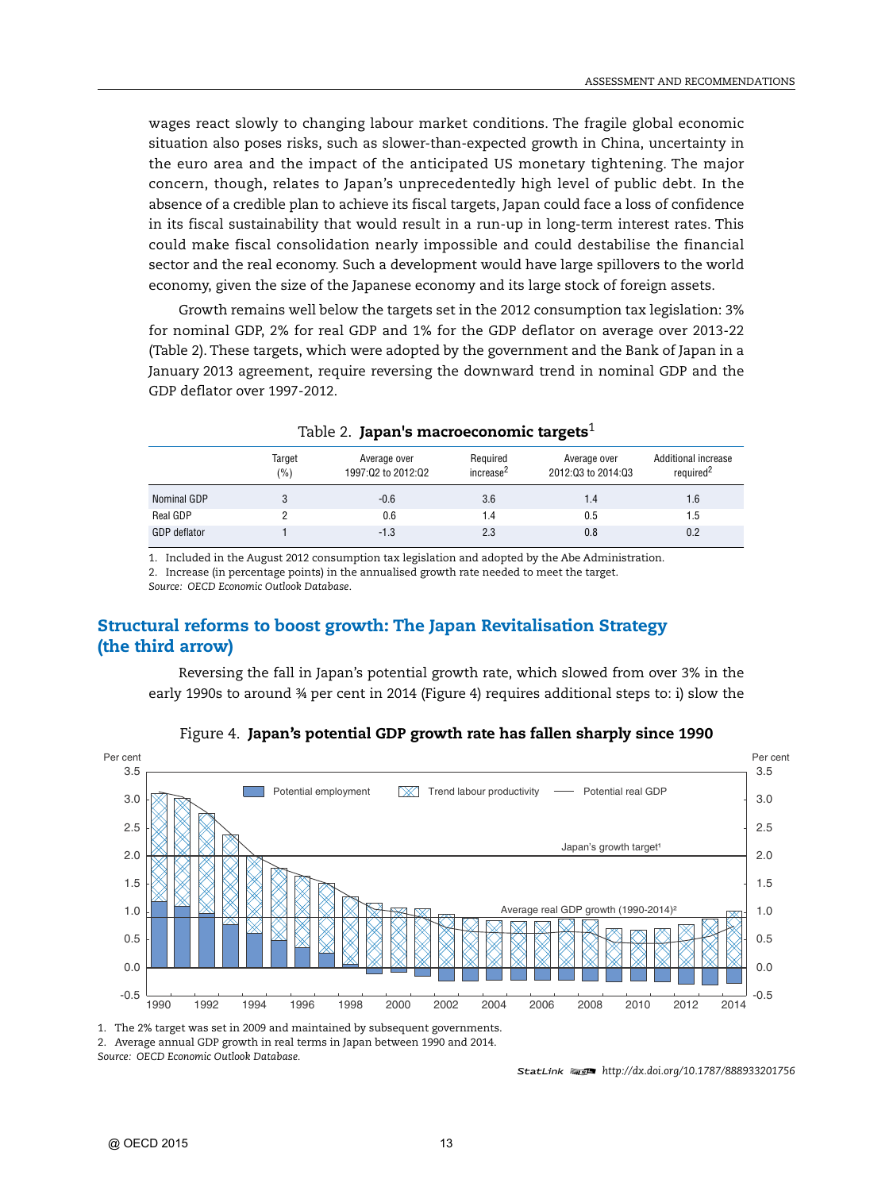wages react slowly to changing labour market conditions. The fragile global economic situation also poses risks, such as slower-than-expected growth in China, uncertainty in the euro area and the impact of the anticipated US monetary tightening. The major concern, though, relates to Japan's unprecedentedly high level of public debt. In the absence of a credible plan to achieve its fiscal targets, Japan could face a loss of confidence in its fiscal sustainability that would result in a run-up in long-term interest rates. This could make fiscal consolidation nearly impossible and could destabilise the financial sector and the real economy. Such a development would have large spillovers to the world economy, given the size of the Japanese economy and its large stock of foreign assets.

Growth remains well below the targets set in the 2012 consumption tax legislation: 3% for nominal GDP, 2% for real GDP and 1% for the GDP deflator on average over 2013-22 (Table 2). These targets, which were adopted by the government and the Bank of Japan in a January 2013 agreement, require reversing the downward trend in nominal GDP and the GDP deflator over 1997-2012.

Table 2. **Japan's macroeconomic targets**[1]

| | Target (%) | Average over 1997:Q2 to 2012:Q2 | Required increase[2] | Average over 2012:Q3 to 2014:Q3 | Additional increase required[2] |
|---|---|---|---|---|---|
| Nominal GDP | 3 | -0.6 | 3.6 | 1.4 | 1.6 |
| Real GDP | 2 | 0.6 | 1.4 | 0.5 | 1.5 |
| GDP deflator | 1 | -1.3 | 2.3 | 0.8 | 0.2 |

1. Included in the August 2012 consumption tax legislation and adopted by the Abe Administration.
2. Increase (in percentage points) in the annualised growth rate needed to meet the target.

*Source: OECD Economic Outlook Database.*

## Structural reforms to boost growth: The Japan Revitalisation Strategy (the third arrow)

Reversing the fall in Japan's potential growth rate, which slowed from over 3% in the early 1990s to around ¾ per cent in 2014 (Figure 4) requires additional steps to: i) slow the

Figure 4. **Japan's potential GDP growth rate has fallen sharply since 1990**

1. The 2% target was set in 2009 and maintained by subsequent governments.
2. Average annual GDP growth in real terms in Japan between 1990 and 2014.

*Source: OECD Economic Outlook Database.*

StatLink http://dx.doi.org/10.1787/888933201756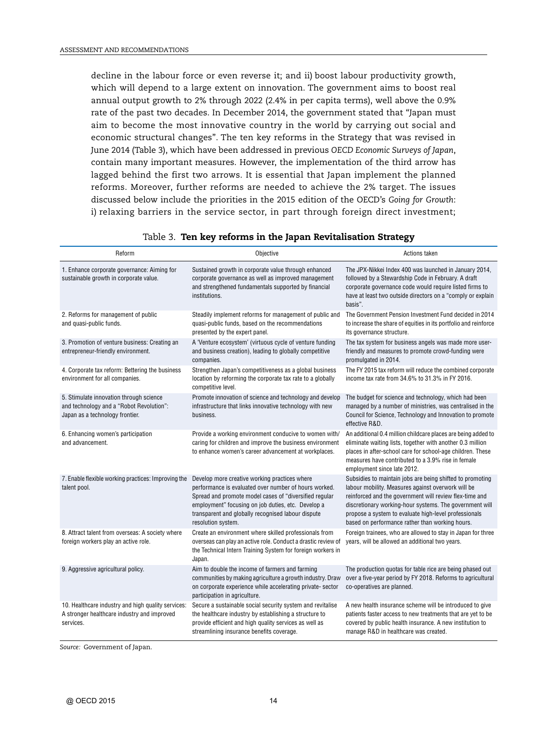decline in the labour force or even reverse it; and ii) boost labour productivity growth, which will depend to a large extent on innovation. The government aims to boost real annual output growth to 2% through 2022 (2.4% in per capita terms), well above the 0.9% rate of the past two decades. In December 2014, the government stated that "Japan must aim to become the most innovative country in the world by carrying out social and economic structural changes". The ten key reforms in the Strategy that was revised in June 2014 (Table 3), which have been addressed in previous *OECD Economic Surveys of Japan*, contain many important measures. However, the implementation of the third arrow has lagged behind the first two arrows. It is essential that Japan implement the planned reforms. Moreover, further reforms are needed to achieve the 2% target. The issues discussed below include the priorities in the 2015 edition of the OECD's *Going for Growth*: i) relaxing barriers in the service sector, in part through foreign direct investment;

Table 3. **Ten key reforms in the Japan Revitalisation Strategy**

| Reform | Objective | Actions taken |
|---|---|---|
| 1. Enhance corporate governance: Aiming for sustainable growth in corporate value. | Sustained growth in corporate value through enhanced corporate governance as well as improved management and strengthened fundamentals supported by financial institutions. | The JPX-Nikkei Index 400 was launched in January 2014, followed by a Stewardship Code in February. A draft corporate governance code would require listed firms to have at least two outside directors on a "comply or explain basis". |
| 2. Reforms for management of public and quasi-public funds. | Steadily implement reforms for management of public and quasi-public funds, based on the recommendations presented by the expert panel. | The Government Pension Investment Fund decided in 2014 to increase the share of equities in its portfolio and reinforce its governance structure. |
| 3. Promotion of venture business: Creating an entrepreneur-friendly environment. | A 'Venture ecosystem' (virtuous cycle of venture funding and business creation), leading to globally competitive companies. | The tax system for business angels was made more user-friendly and measures to promote crowd-funding were promulgated in 2014. |
| 4. Corporate tax reform: Bettering the business environment for all companies. | Strengthen Japan's competitiveness as a global business location by reforming the corporate tax rate to a globally competitive level. | The FY 2015 tax reform will reduce the combined corporate income tax rate from 34.6% to 31.3% in FY 2016. |
| 5. Stimulate innovation through science and technology and a "Robot Revolution": Japan as a technology frontier. | Promote innovation of science and technology and develop infrastructure that links innovative technology with new business. | The budget for science and technology, which had been managed by a number of ministries, was centralised in the Council for Science, Technology and Innovation to promote effective R&D. |
| 6. Enhancing women's participation and advancement. | Provide a working environment conducive to women with/caring for children and improve the business environment to enhance women's career advancement at workplaces. | An additional 0.4 million childcare places are being added to eliminate waiting lists, together with another 0.3 million places in after-school care for school-age children. These measures have contributed to a 3.9% rise in female employment since late 2012. |
| 7. Enable flexible working practices: Improving the talent pool. | Develop more creative working practices where performance is evaluated over number of hours worked. Spread and promote model cases of "diversified regular employment" focusing on job duties, etc. Develop a transparent and globally recognised labour dispute resolution system. | Subsidies to maintain jobs are being shifted to promoting labour mobility. Measures against overwork will be reinforced and the government will review flex-time and discretionary working-hour systems. The government will propose a system to evaluate high-level professionals based on performance rather than working hours. |
| 8. Attract talent from overseas: A society where foreign workers play an active role. | Create an environment where skilled professionals from overseas can play an active role. Conduct a drastic review of the Technical Intern Training System for foreign workers in Japan. | Foreign trainees, who are allowed to stay in Japan for three years, will be allowed an additional two years. |
| 9. Aggressive agricultural policy. | Aim to double the income of farmers and farming communities by making agriculture a growth industry. Draw on corporate experience while accelerating private- sector participation in agriculture. | The production quotas for table rice are being phased out over a five-year period by FY 2018. Reforms to agricultural co-operatives are planned. |
| 10. Healthcare industry and high quality services: A stronger healthcare industry and improved services. | Secure a sustainable social security system and revitalise the healthcare industry by establishing a structure to provide efficient and high quality services as well as streamlining insurance benefits coverage. | A new health insurance scheme will be introduced to give patients faster access to new treatments that are yet to be covered by public health insurance. A new institution to manage R&D in healthcare was created. |

*Source:* Government of Japan.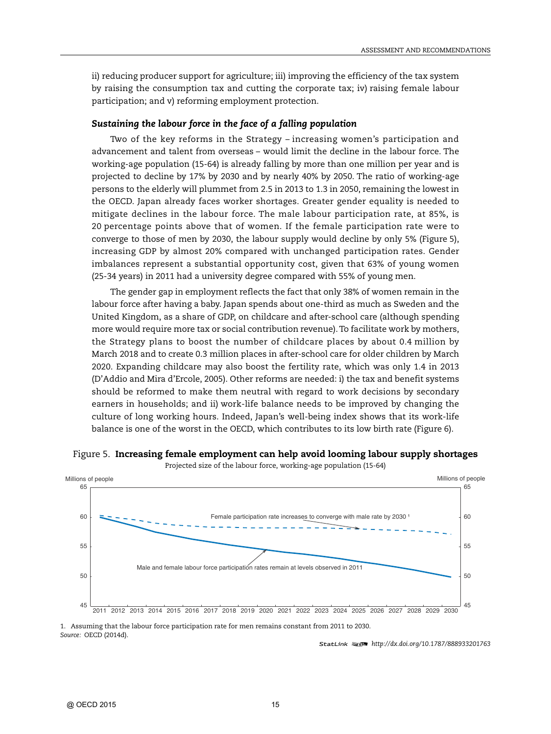ii) reducing producer support for agriculture; iii) improving the efficiency of the tax system by raising the consumption tax and cutting the corporate tax; iv) raising female labour participation; and v) reforming employment protection.

### *Sustaining the labour force in the face of a falling population*

Two of the key reforms in the Strategy – increasing women's participation and advancement and talent from overseas – would limit the decline in the labour force. The working-age population (15-64) is already falling by more than one million per year and is projected to decline by 17% by 2030 and by nearly 40% by 2050. The ratio of working-age persons to the elderly will plummet from 2.5 in 2013 to 1.3 in 2050, remaining the lowest in the OECD. Japan already faces worker shortages. Greater gender equality is needed to mitigate declines in the labour force. The male labour participation rate, at 85%, is 20 percentage points above that of women. If the female participation rate were to converge to those of men by 2030, the labour supply would decline by only 5% (Figure 5), increasing GDP by almost 20% compared with unchanged participation rates. Gender imbalances represent a substantial opportunity cost, given that 63% of young women (25-34 years) in 2011 had a university degree compared with 55% of young men.

The gender gap in employment reflects the fact that only 38% of women remain in the labour force after having a baby. Japan spends about one-third as much as Sweden and the United Kingdom, as a share of GDP, on childcare and after-school care (although spending more would require more tax or social contribution revenue). To facilitate work by mothers, the Strategy plans to boost the number of childcare places by about 0.4 million by March 2018 and to create 0.3 million places in after-school care for older children by March 2020. Expanding childcare may also boost the fertility rate, which was only 1.4 in 2013 (D'Addio and Mira d'Ercole, 2005). Other reforms are needed: i) the tax and benefit systems should be reformed to make them neutral with regard to work decisions by secondary earners in households; and ii) work-life balance needs to be improved by changing the culture of long working hours. Indeed, Japan's well-being index shows that its work-life balance is one of the worst in the OECD, which contributes to its low birth rate (Figure 6).

Figure 5. **Increasing female employment can help avoid looming labour supply shortages**

Projected size of the labour force, working-age population (15-64)

1. Assuming that the labour force participation rate for men remains constant from 2011 to 2030.

*Source:* OECD (2014d).

StatLink http://dx.doi.org/10.1787/888933201763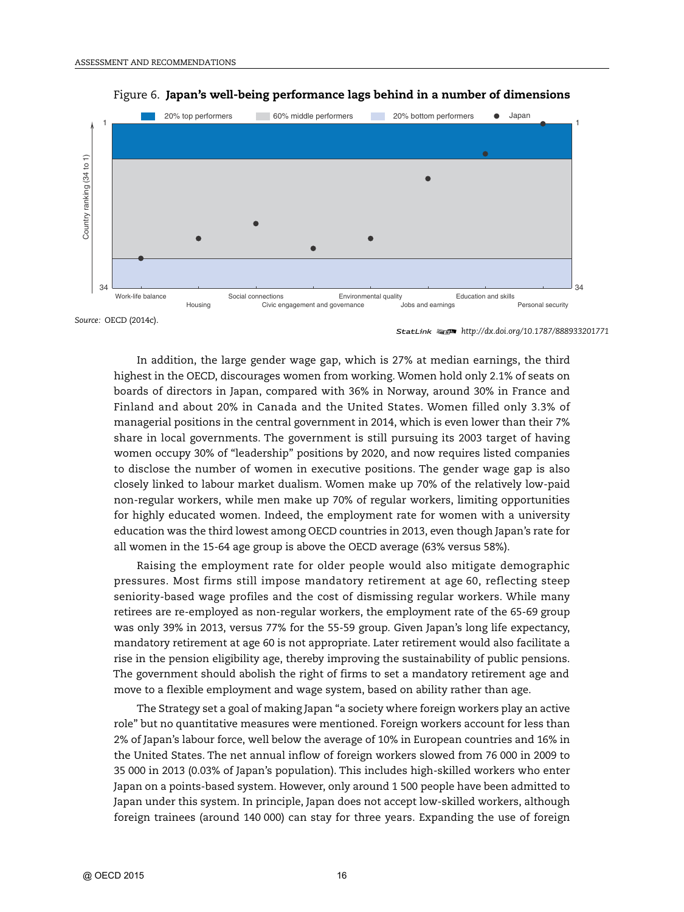Figure 6. **Japan's well-being performance lags behind in a number of dimensions**

*Source:* OECD (2014c).

StatLink http://dx.doi.org/10.1787/888933201771

In addition, the large gender wage gap, which is 27% at median earnings, the third highest in the OECD, discourages women from working. Women hold only 2.1% of seats on boards of directors in Japan, compared with 36% in Norway, around 30% in France and Finland and about 20% in Canada and the United States. Women filled only 3.3% of managerial positions in the central government in 2014, which is even lower than their 7% share in local governments. The government is still pursuing its 2003 target of having women occupy 30% of "leadership" positions by 2020, and now requires listed companies to disclose the number of women in executive positions. The gender wage gap is also closely linked to labour market dualism. Women make up 70% of the relatively low-paid non-regular workers, while men make up 70% of regular workers, limiting opportunities for highly educated women. Indeed, the employment rate for women with a university education was the third lowest among OECD countries in 2013, even though Japan's rate for all women in the 15-64 age group is above the OECD average (63% versus 58%).

Raising the employment rate for older people would also mitigate demographic pressures. Most firms still impose mandatory retirement at age 60, reflecting steep seniority-based wage profiles and the cost of dismissing regular workers. While many retirees are re-employed as non-regular workers, the employment rate of the 65-69 group was only 39% in 2013, versus 77% for the 55-59 group. Given Japan's long life expectancy, mandatory retirement at age 60 is not appropriate. Later retirement would also facilitate a rise in the pension eligibility age, thereby improving the sustainability of public pensions. The government should abolish the right of firms to set a mandatory retirement age and move to a flexible employment and wage system, based on ability rather than age.

The Strategy set a goal of making Japan "a society where foreign workers play an active role" but no quantitative measures were mentioned. Foreign workers account for less than 2% of Japan's labour force, well below the average of 10% in European countries and 16% in the United States. The net annual inflow of foreign workers slowed from 76 000 in 2009 to 35 000 in 2013 (0.03% of Japan's population). This includes high-skilled workers who enter Japan on a points-based system. However, only around 1 500 people have been admitted to Japan under this system. In principle, Japan does not accept low-skilled workers, although foreign trainees (around 140 000) can stay for three years. Expanding the use of foreign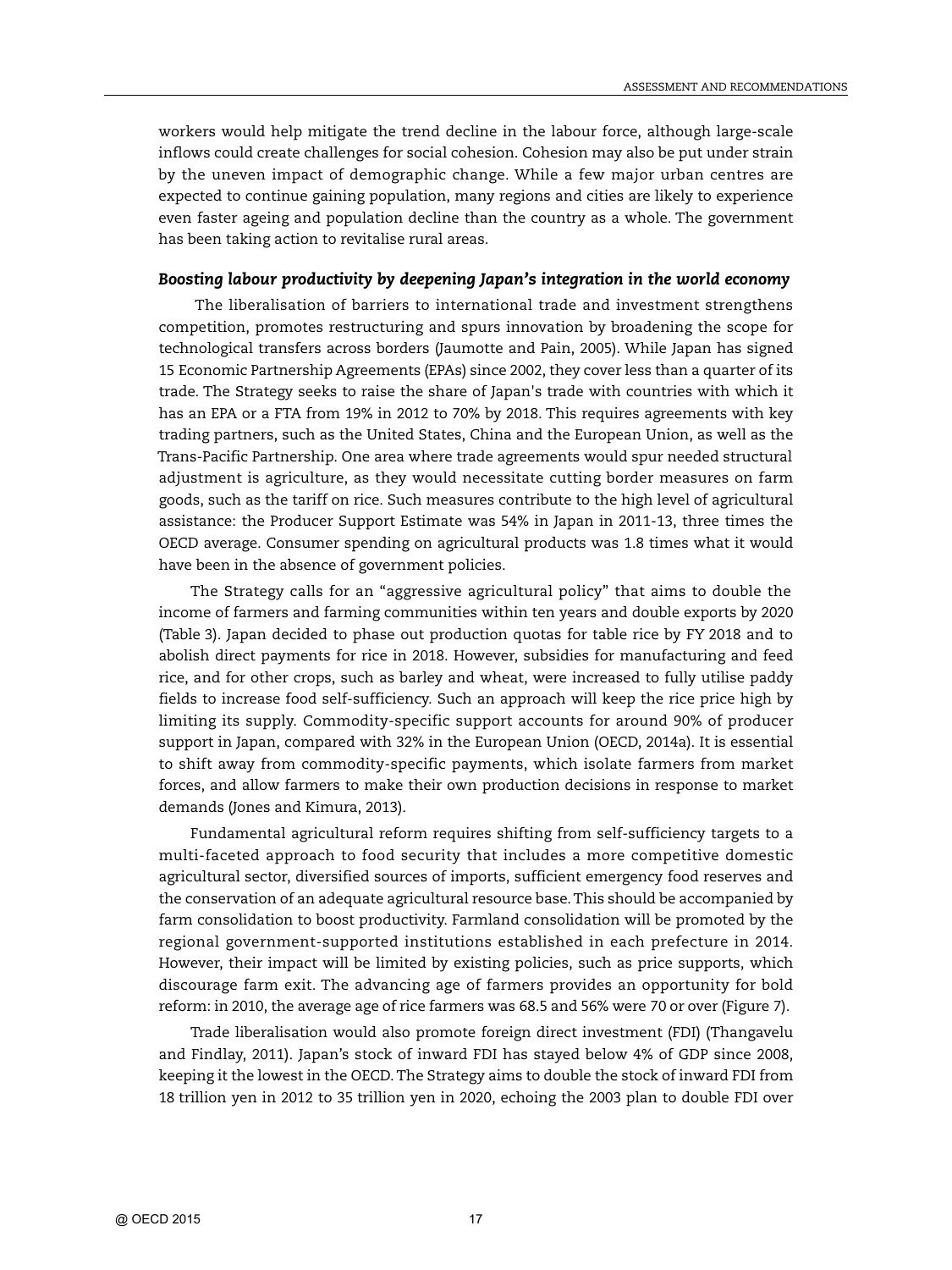workers would help mitigate the trend decline in the labour force, although large-scale inflows could create challenges for social cohesion. Cohesion may also be put under strain by the uneven impact of demographic change. While a few major urban centres are expected to continue gaining population, many regions and cities are likely to experience even faster ageing and population decline than the country as a whole. The government has been taking action to revitalise rural areas.

### *Boosting labour productivity by deepening Japan's integration in the world economy*

The liberalisation of barriers to international trade and investment strengthens competition, promotes restructuring and spurs innovation by broadening the scope for technological transfers across borders (Jaumotte and Pain, 2005). While Japan has signed 15 Economic Partnership Agreements (EPAs) since 2002, they cover less than a quarter of its trade. The Strategy seeks to raise the share of Japan's trade with countries with which it has an EPA or a FTA from 19% in 2012 to 70% by 2018. This requires agreements with key trading partners, such as the United States, China and the European Union, as well as the Trans-Pacific Partnership. One area where trade agreements would spur needed structural adjustment is agriculture, as they would necessitate cutting border measures on farm goods, such as the tariff on rice. Such measures contribute to the high level of agricultural assistance: the Producer Support Estimate was 54% in Japan in 2011-13, three times the OECD average. Consumer spending on agricultural products was 1.8 times what it would have been in the absence of government policies.

The Strategy calls for an "aggressive agricultural policy" that aims to double the income of farmers and farming communities within ten years and double exports by 2020 (Table 3). Japan decided to phase out production quotas for table rice by FY 2018 and to abolish direct payments for rice in 2018. However, subsidies for manufacturing and feed rice, and for other crops, such as barley and wheat, were increased to fully utilise paddy fields to increase food self-sufficiency. Such an approach will keep the rice price high by limiting its supply. Commodity-specific support accounts for around 90% of producer support in Japan, compared with 32% in the European Union (OECD, 2014a). It is essential to shift away from commodity-specific payments, which isolate farmers from market forces, and allow farmers to make their own production decisions in response to market demands (Jones and Kimura, 2013).

Fundamental agricultural reform requires shifting from self-sufficiency targets to a multi-faceted approach to food security that includes a more competitive domestic agricultural sector, diversified sources of imports, sufficient emergency food reserves and the conservation of an adequate agricultural resource base. This should be accompanied by farm consolidation to boost productivity. Farmland consolidation will be promoted by the regional government-supported institutions established in each prefecture in 2014. However, their impact will be limited by existing policies, such as price supports, which discourage farm exit. The advancing age of farmers provides an opportunity for bold reform: in 2010, the average age of rice farmers was 68.5 and 56% were 70 or over (Figure 7).

Trade liberalisation would also promote foreign direct investment (FDI) (Thangavelu and Findlay, 2011). Japan's stock of inward FDI has stayed below 4% of GDP since 2008, keeping it the lowest in the OECD. The Strategy aims to double the stock of inward FDI from 18 trillion yen in 2012 to 35 trillion yen in 2020, echoing the 2003 plan to double FDI over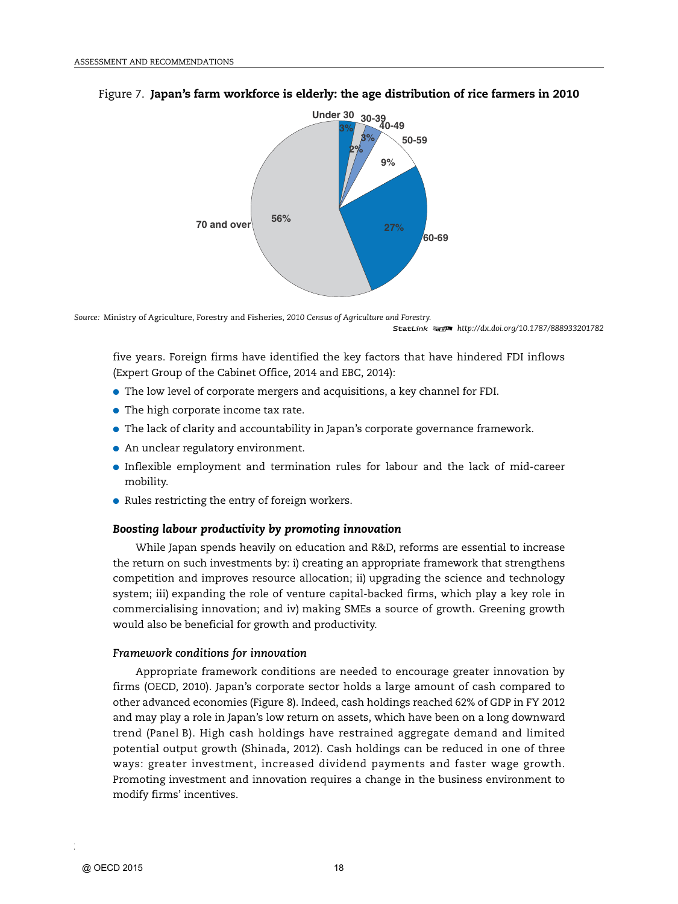Figure 7. **Japan's farm workforce is elderly: the age distribution of rice farmers in 2010**

Source: Ministry of Agriculture, Forestry and Fisheries, *2010 Census of Agriculture and Forestry.*

StatLink http://dx.doi.org/10.1787/888933201782

five years. Foreign firms have identified the key factors that have hindered FDI inflows (Expert Group of the Cabinet Office, 2014 and EBC, 2014):

- The low level of corporate mergers and acquisitions, a key channel for FDI.
- The high corporate income tax rate.
- The lack of clarity and accountability in Japan's corporate governance framework.
- An unclear regulatory environment.
- Inflexible employment and termination rules for labour and the lack of mid-career mobility.
- Rules restricting the entry of foreign workers.

### *Boosting labour productivity by promoting innovation*

While Japan spends heavily on education and R&D, reforms are essential to increase the return on such investments by: i) creating an appropriate framework that strengthens competition and improves resource allocation; ii) upgrading the science and technology system; iii) expanding the role of venture capital-backed firms, which play a key role in commercialising innovation; and iv) making SMEs a source of growth. Greening growth would also be beneficial for growth and productivity.

#### *Framework conditions for innovation*

Appropriate framework conditions are needed to encourage greater innovation by firms (OECD, 2010). Japan's corporate sector holds a large amount of cash compared to other advanced economies (Figure 8). Indeed, cash holdings reached 62% of GDP in FY 2012 and may play a role in Japan's low return on assets, which have been on a long downward trend (Panel B). High cash holdings have restrained aggregate demand and limited potential output growth (Shinada, 2012). Cash holdings can be reduced in one of three ways: greater investment, increased dividend payments and faster wage growth. Promoting investment and innovation requires a change in the business environment to modify firms' incentives.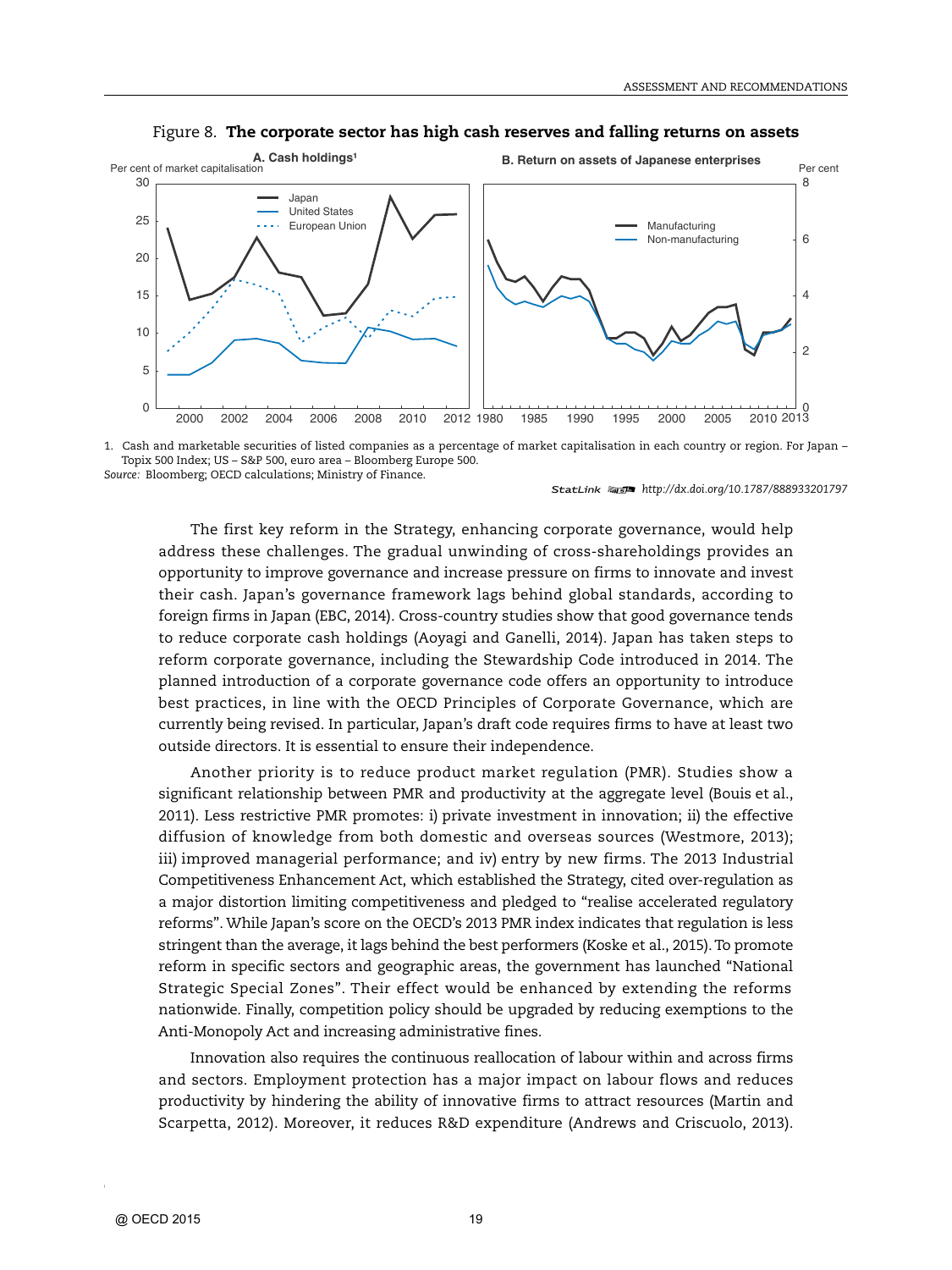Figure 8. **The corporate sector has high cash reserves and falling returns on assets**

1. Cash and marketable securities of listed companies as a percentage of market capitalisation in each country or region. For Japan – Topix 500 Index; US – S&P 500, euro area – Bloomberg Europe 500.

*Source:* Bloomberg; OECD calculations; Ministry of Finance.

StatLink http://dx.doi.org/10.1787/888933201797

The first key reform in the Strategy, enhancing corporate governance, would help address these challenges. The gradual unwinding of cross-shareholdings provides an opportunity to improve governance and increase pressure on firms to innovate and invest their cash. Japan's governance framework lags behind global standards, according to foreign firms in Japan (EBC, 2014). Cross-country studies show that good governance tends to reduce corporate cash holdings (Aoyagi and Ganelli, 2014). Japan has taken steps to reform corporate governance, including the Stewardship Code introduced in 2014. The planned introduction of a corporate governance code offers an opportunity to introduce best practices, in line with the OECD Principles of Corporate Governance, which are currently being revised. In particular, Japan's draft code requires firms to have at least two outside directors. It is essential to ensure their independence.

Another priority is to reduce product market regulation (PMR). Studies show a significant relationship between PMR and productivity at the aggregate level (Bouis et al., 2011). Less restrictive PMR promotes: i) private investment in innovation; ii) the effective diffusion of knowledge from both domestic and overseas sources (Westmore, 2013); iii) improved managerial performance; and iv) entry by new firms. The 2013 Industrial Competitiveness Enhancement Act, which established the Strategy, cited over-regulation as a major distortion limiting competitiveness and pledged to "realise accelerated regulatory reforms". While Japan's score on the OECD's 2013 PMR index indicates that regulation is less stringent than the average, it lags behind the best performers (Koske et al., 2015). To promote reform in specific sectors and geographic areas, the government has launched "National Strategic Special Zones". Their effect would be enhanced by extending the reforms nationwide. Finally, competition policy should be upgraded by reducing exemptions to the Anti-Monopoly Act and increasing administrative fines.

Innovation also requires the continuous reallocation of labour within and across firms and sectors. Employment protection has a major impact on labour flows and reduces productivity by hindering the ability of innovative firms to attract resources (Martin and Scarpetta, 2012). Moreover, it reduces R&D expenditure (Andrews and Criscuolo, 2013).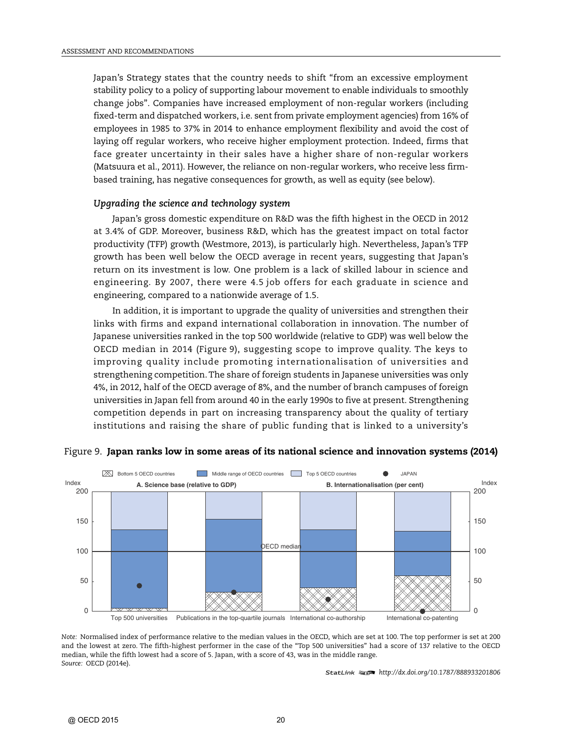Japan's Strategy states that the country needs to shift "from an excessive employment stability policy to a policy of supporting labour movement to enable individuals to smoothly change jobs". Companies have increased employment of non-regular workers (including fixed-term and dispatched workers, i.e. sent from private employment agencies) from 16% of employees in 1985 to 37% in 2014 to enhance employment flexibility and avoid the cost of laying off regular workers, who receive higher employment protection. Indeed, firms that face greater uncertainty in their sales have a higher share of non-regular workers (Matsuura et al., 2011). However, the reliance on non-regular workers, who receive less firm-based training, has negative consequences for growth, as well as equity (see below).

### *Upgrading the science and technology system*

Japan's gross domestic expenditure on R&D was the fifth highest in the OECD in 2012 at 3.4% of GDP. Moreover, business R&D, which has the greatest impact on total factor productivity (TFP) growth (Westmore, 2013), is particularly high. Nevertheless, Japan's TFP growth has been well below the OECD average in recent years, suggesting that Japan's return on its investment is low. One problem is a lack of skilled labour in science and engineering. By 2007, there were 4.5 job offers for each graduate in science and engineering, compared to a nationwide average of 1.5.

In addition, it is important to upgrade the quality of universities and strengthen their links with firms and expand international collaboration in innovation. The number of Japanese universities ranked in the top 500 worldwide (relative to GDP) was well below the OECD median in 2014 (Figure 9), suggesting scope to improve quality. The keys to improving quality include promoting internationalisation of universities and strengthening competition. The share of foreign students in Japanese universities was only 4%, in 2012, half of the OECD average of 8%, and the number of branch campuses of foreign universities in Japan fell from around 40 in the early 1990s to five at present. Strengthening competition depends in part on increasing transparency about the quality of tertiary institutions and raising the share of public funding that is linked to a university's

Figure 9. **Japan ranks low in some areas of its national science and innovation systems (2014)**

*Note:* Normalised index of performance relative to the median values in the OECD, which are set at 100. The top performer is set at 200 and the lowest at zero. The fifth-highest performer in the case of the "Top 500 universities" had a score of 137 relative to the OECD median, while the fifth lowest had a score of 5. Japan, with a score of 43, was in the middle range.
*Source:* OECD (2014e).

StatLink http://dx.doi.org/10.1787/888933201806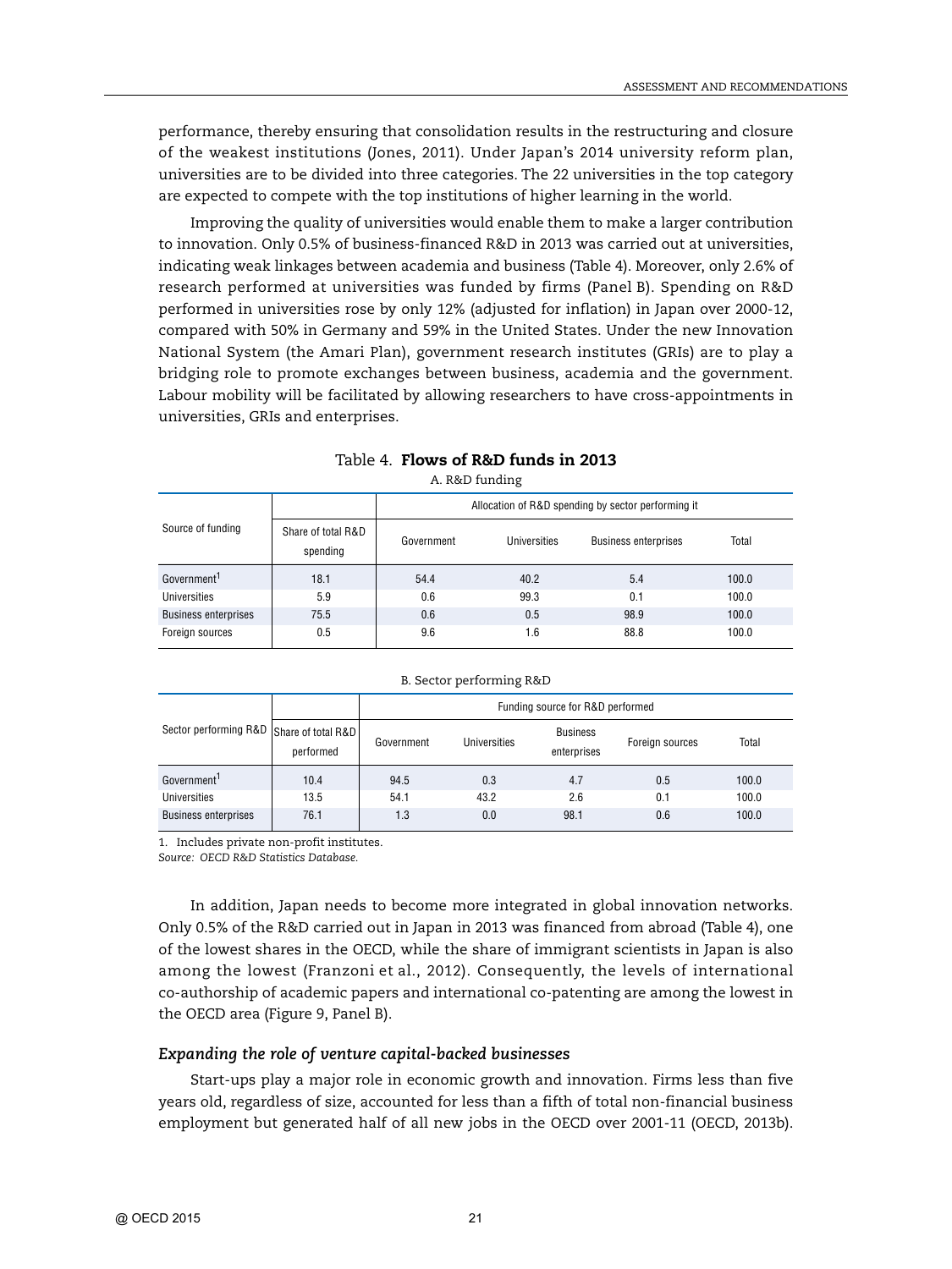performance, thereby ensuring that consolidation results in the restructuring and closure of the weakest institutions (Jones, 2011). Under Japan's 2014 university reform plan, universities are to be divided into three categories. The 22 universities in the top category are expected to compete with the top institutions of higher learning in the world.

Improving the quality of universities would enable them to make a larger contribution to innovation. Only 0.5% of business-financed R&D in 2013 was carried out at universities, indicating weak linkages between academia and business (Table 4). Moreover, only 2.6% of research performed at universities was funded by firms (Panel B). Spending on R&D performed in universities rose by only 12% (adjusted for inflation) in Japan over 2000-12, compared with 50% in Germany and 59% in the United States. Under the new Innovation National System (the Amari Plan), government research institutes (GRIs) are to play a bridging role to promote exchanges between business, academia and the government. Labour mobility will be facilitated by allowing researchers to have cross-appointments in universities, GRIs and enterprises.

Table 4. **Flows of R&D funds in 2013**

A. R&D funding

| Source of funding | Share of total R&D spending | Allocation of R&D spending by sector performing it | | | |
|---|---|---|---|---|---|
| | | Government | Universities | Business enterprises | Total |
| Government[1] | 18.1 | 54.4 | 40.2 | 5.4 | 100.0 |
| Universities | 5.9 | 0.6 | 99.3 | 0.1 | 100.0 |
| Business enterprises | 75.5 | 0.6 | 0.5 | 98.9 | 100.0 |
| Foreign sources | 0.5 | 9.6 | 1.6 | 88.8 | 100.0 |

B. Sector performing R&D

| Sector performing R&D | Share of total R&D performed | Funding source for R&D performed | | | | |
|---|---|---|---|---|---|---|
| | | Government | Universities | Business enterprises | Foreign sources | Total |
| Government[1] | 10.4 | 94.5 | 0.3 | 4.7 | 0.5 | 100.0 |
| Universities | 13.5 | 54.1 | 43.2 | 2.6 | 0.1 | 100.0 |
| Business enterprises | 76.1 | 1.3 | 0.0 | 98.1 | 0.6 | 100.0 |

1. Includes private non-profit institutes.

*Source: OECD R&D Statistics Database.*

In addition, Japan needs to become more integrated in global innovation networks. Only 0.5% of the R&D carried out in Japan in 2013 was financed from abroad (Table 4), one of the lowest shares in the OECD, while the share of immigrant scientists in Japan is also among the lowest (Franzoni et al., 2012). Consequently, the levels of international co-authorship of academic papers and international co-patenting are among the lowest in the OECD area (Figure 9, Panel B).

### *Expanding the role of venture capital-backed businesses*

Start-ups play a major role in economic growth and innovation. Firms less than five years old, regardless of size, accounted for less than a fifth of total non-financial business employment but generated half of all new jobs in the OECD over 2001-11 (OECD, 2013b).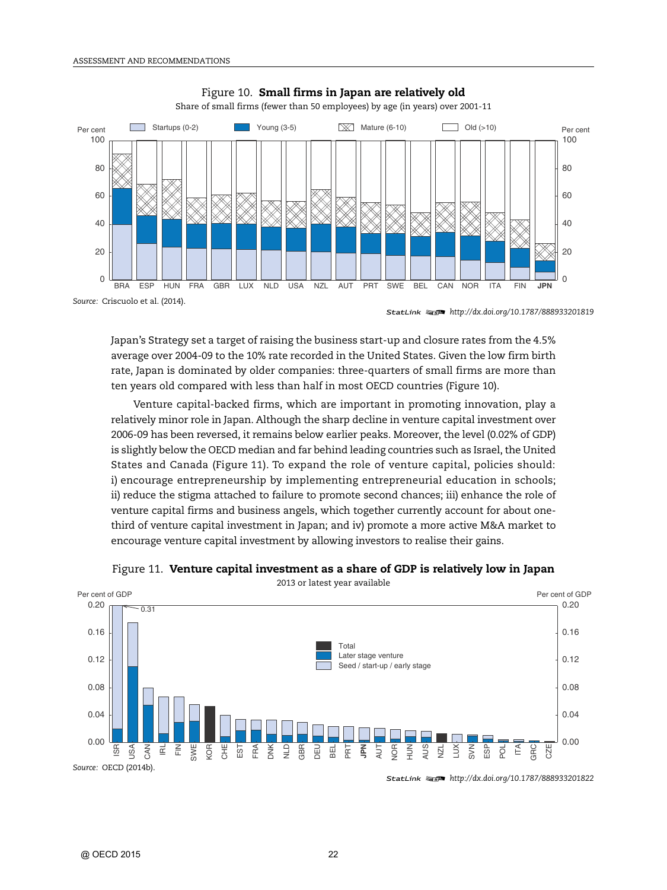Figure 10. **Small firms in Japan are relatively old**

Share of small firms (fewer than 50 employees) by age (in years) over 2001-11

Source: Criscuolo et al. (2014).

StatLink http://dx.doi.org/10.1787/888933201819

Japan's Strategy set a target of raising the business start-up and closure rates from the 4.5% average over 2004-09 to the 10% rate recorded in the United States. Given the low firm birth rate, Japan is dominated by older companies: three-quarters of small firms are more than ten years old compared with less than half in most OECD countries (Figure 10).

Venture capital-backed firms, which are important in promoting innovation, play a relatively minor role in Japan. Although the sharp decline in venture capital investment over 2006-09 has been reversed, it remains below earlier peaks. Moreover, the level (0.02% of GDP) is slightly below the OECD median and far behind leading countries such as Israel, the United States and Canada (Figure 11). To expand the role of venture capital, policies should: i) encourage entrepreneurship by implementing entrepreneurial education in schools; ii) reduce the stigma attached to failure to promote second chances; iii) enhance the role of venture capital firms and business angels, which together currently account for about one-third of venture capital investment in Japan; and iv) promote a more active M&A market to encourage venture capital investment by allowing investors to realise their gains.

Figure 11. **Venture capital investment as a share of GDP is relatively low in Japan**

2013 or latest year available

Source: OECD (2014b).

StatLink http://dx.doi.org/10.1787/888933201822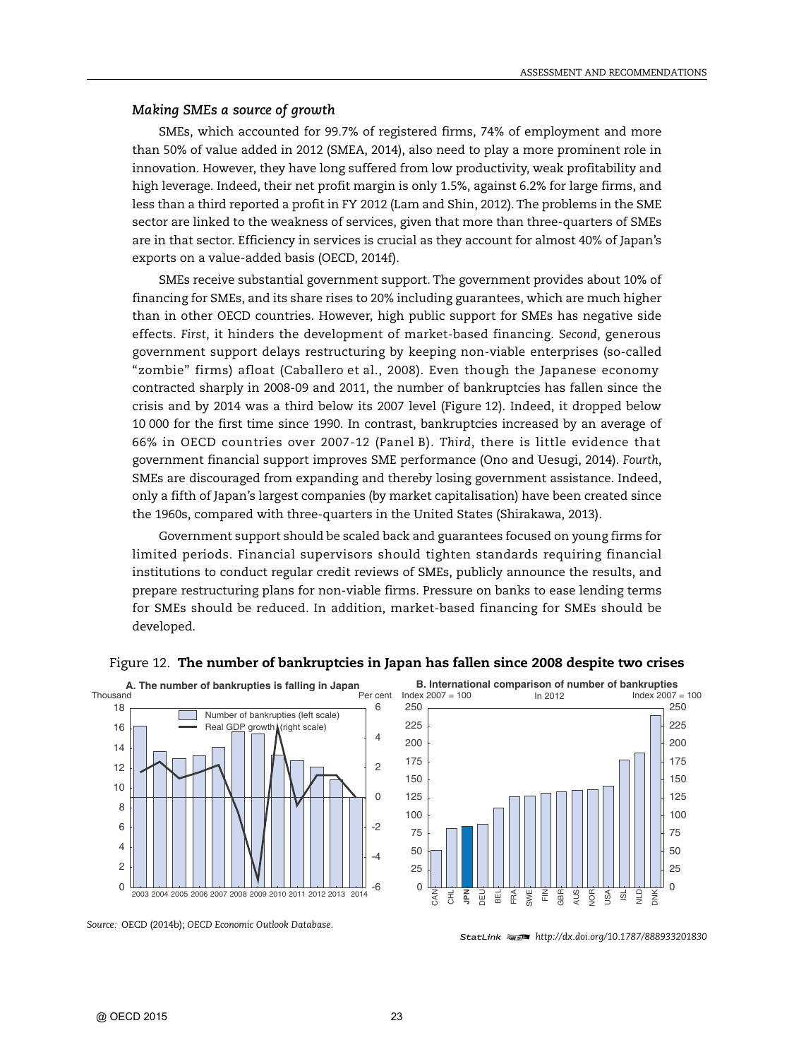### *Making SMEs a source of growth*

SMEs, which accounted for 99.7% of registered firms, 74% of employment and more than 50% of value added in 2012 (SMEA, 2014), also need to play a more prominent role in innovation. However, they have long suffered from low productivity, weak profitability and high leverage. Indeed, their net profit margin is only 1.5%, against 6.2% for large firms, and less than a third reported a profit in FY 2012 (Lam and Shin, 2012). The problems in the SME sector are linked to the weakness of services, given that more than three-quarters of SMEs are in that sector. Efficiency in services is crucial as they account for almost 40% of Japan's exports on a value-added basis (OECD, 2014f).

SMEs receive substantial government support. The government provides about 10% of financing for SMEs, and its share rises to 20% including guarantees, which are much higher than in other OECD countries. However, high public support for SMEs has negative side effects. *First*, it hinders the development of market-based financing. *Second*, generous government support delays restructuring by keeping non-viable enterprises (so-called "zombie" firms) afloat (Caballero et al., 2008). Even though the Japanese economy contracted sharply in 2008-09 and 2011, the number of bankruptcies has fallen since the crisis and by 2014 was a third below its 2007 level (Figure 12). Indeed, it dropped below 10 000 for the first time since 1990. In contrast, bankruptcies increased by an average of 66% in OECD countries over 2007-12 (Panel B). *Third*, there is little evidence that government financial support improves SME performance (Ono and Uesugi, 2014). *Fourth*, SMEs are discouraged from expanding and thereby losing government assistance. Indeed, only a fifth of Japan's largest companies (by market capitalisation) have been created since the 1960s, compared with three-quarters in the United States (Shirakawa, 2013).

Government support should be scaled back and guarantees focused on young firms for limited periods. Financial supervisors should tighten standards requiring financial institutions to conduct regular credit reviews of SMEs, publicly announce the results, and prepare restructuring plans for non-viable firms. Pressure on banks to ease lending terms for SMEs should be reduced. In addition, market-based financing for SMEs should be developed.

Figure 12. **The number of bankruptcies in Japan has fallen since 2008 despite two crises**

A. The number of bankrupties is falling in Japan

B. International comparison of number of bankrupties (In 2012, Index 2007 = 100)

*Source:* OECD (2014b); *OECD Economic Outlook Database*.

StatLink http://dx.doi.org/10.1787/888933201830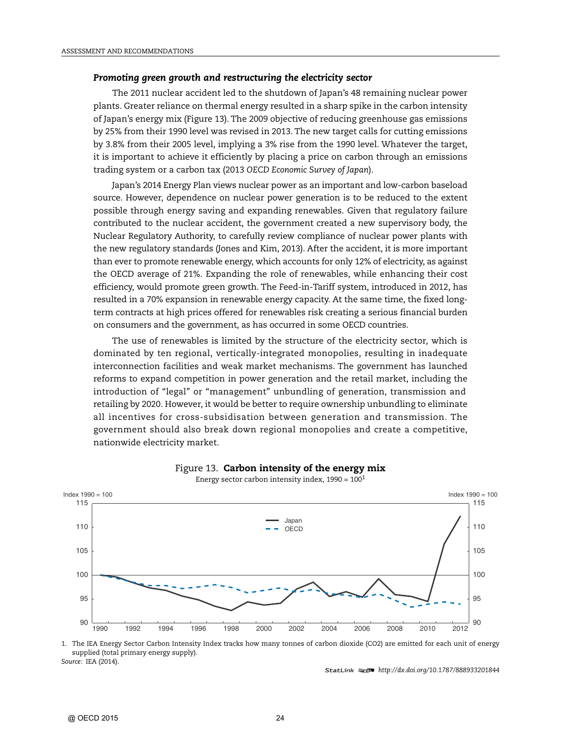### Promoting green growth and restructuring the electricity sector

The 2011 nuclear accident led to the shutdown of Japan's 48 remaining nuclear power plants. Greater reliance on thermal energy resulted in a sharp spike in the carbon intensity of Japan's energy mix (Figure 13). The 2009 objective of reducing greenhouse gas emissions by 25% from their 1990 level was revised in 2013. The new target calls for cutting emissions by 3.8% from their 2005 level, implying a 3% rise from the 1990 level. Whatever the target, it is important to achieve it efficiently by placing a price on carbon through an emissions trading system or a carbon tax (2013 *OECD Economic Survey of Japan*).

Japan's 2014 Energy Plan views nuclear power as an important and low-carbon baseload source. However, dependence on nuclear power generation is to be reduced to the extent possible through energy saving and expanding renewables. Given that regulatory failure contributed to the nuclear accident, the government created a new supervisory body, the Nuclear Regulatory Authority, to carefully review compliance of nuclear power plants with the new regulatory standards (Jones and Kim, 2013). After the accident, it is more important than ever to promote renewable energy, which accounts for only 12% of electricity, as against the OECD average of 21%. Expanding the role of renewables, while enhancing their cost efficiency, would promote green growth. The Feed-in-Tariff system, introduced in 2012, has resulted in a 70% expansion in renewable energy capacity. At the same time, the fixed long-term contracts at high prices offered for renewables risk creating a serious financial burden on consumers and the government, as has occurred in some OECD countries.

The use of renewables is limited by the structure of the electricity sector, which is dominated by ten regional, vertically-integrated monopolies, resulting in inadequate interconnection facilities and weak market mechanisms. The government has launched reforms to expand competition in power generation and the retail market, including the introduction of "legal" or "management" unbundling of generation, transmission and retailing by 2020. However, it would be better to require ownership unbundling to eliminate all incentives for cross-subsidisation between generation and transmission. The government should also break down regional monopolies and create a competitive, nationwide electricity market.

Figure 13. **Carbon intensity of the energy mix**

Energy sector carbon intensity index, 1990 = 100[1]

1. The IEA Energy Sector Carbon Intensity Index tracks how many tonnes of carbon dioxide ($CO_2$) are emitted for each unit of energy supplied (total primary energy supply).

*Source:* IEA (2014).

StatLink http://dx.doi.org/10.1787/888933201844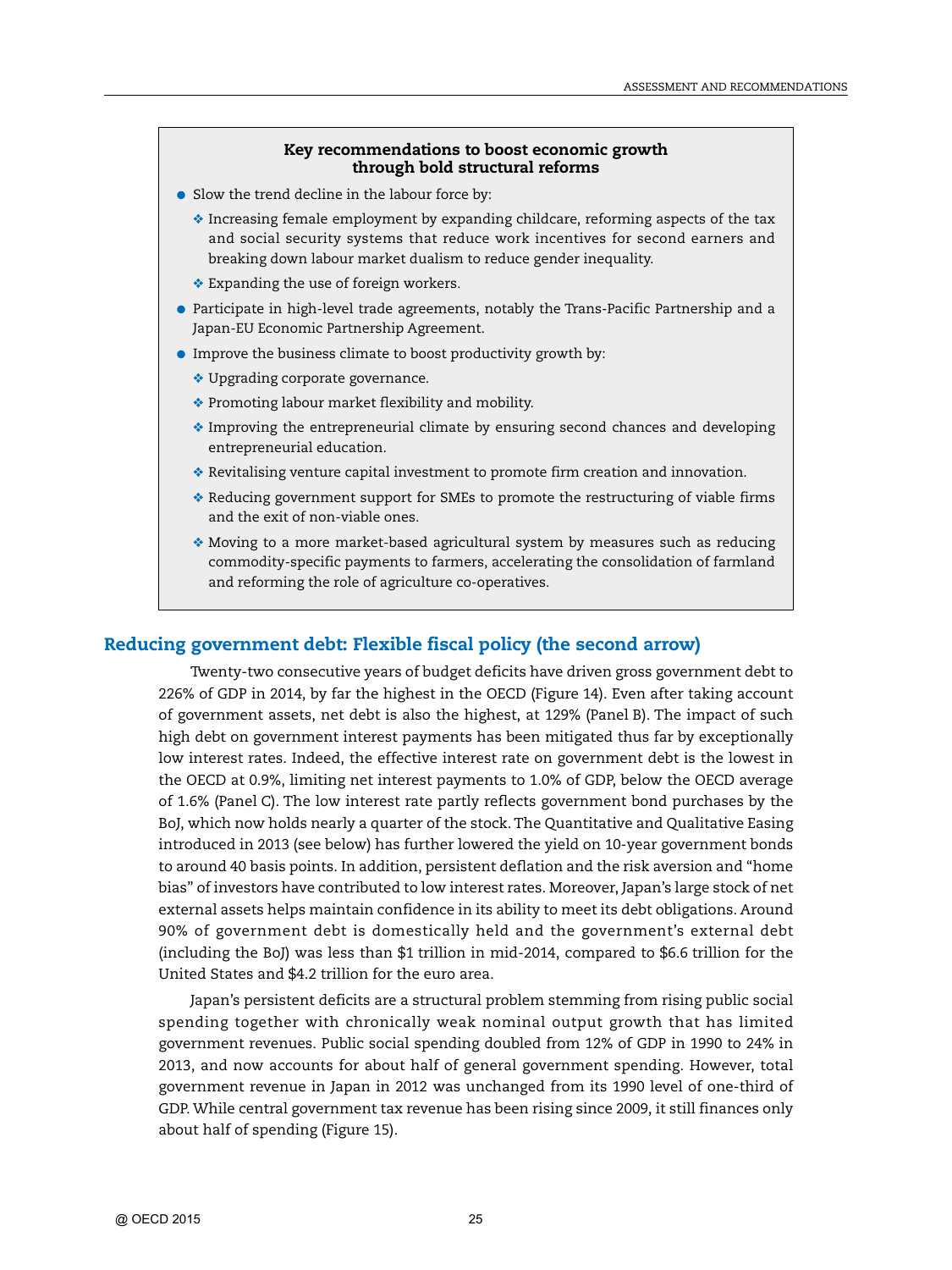**Key recommendations to boost economic growth through bold structural reforms**

- Slow the trend decline in the labour force by:
  - Increasing female employment by expanding childcare, reforming aspects of the tax and social security systems that reduce work incentives for second earners and breaking down labour market dualism to reduce gender inequality.
  - Expanding the use of foreign workers.
- Participate in high-level trade agreements, notably the Trans-Pacific Partnership and a Japan-EU Economic Partnership Agreement.
- Improve the business climate to boost productivity growth by:
  - Upgrading corporate governance.
  - Promoting labour market flexibility and mobility.
  - Improving the entrepreneurial climate by ensuring second chances and developing entrepreneurial education.
  - Revitalising venture capital investment to promote firm creation and innovation.
  - Reducing government support for SMEs to promote the restructuring of viable firms and the exit of non-viable ones.
  - Moving to a more market-based agricultural system by measures such as reducing commodity-specific payments to farmers, accelerating the consolidation of farmland and reforming the role of agriculture co-operatives.

## Reducing government debt: Flexible fiscal policy (the second arrow)

Twenty-two consecutive years of budget deficits have driven gross government debt to 226% of GDP in 2014, by far the highest in the OECD (Figure 14). Even after taking account of government assets, net debt is also the highest, at 129% (Panel B). The impact of such high debt on government interest payments has been mitigated thus far by exceptionally low interest rates. Indeed, the effective interest rate on government debt is the lowest in the OECD at 0.9%, limiting net interest payments to 1.0% of GDP, below the OECD average of 1.6% (Panel C). The low interest rate partly reflects government bond purchases by the BoJ, which now holds nearly a quarter of the stock. The Quantitative and Qualitative Easing introduced in 2013 (see below) has further lowered the yield on 10-year government bonds to around 40 basis points. In addition, persistent deflation and the risk aversion and "home bias" of investors have contributed to low interest rates. Moreover, Japan's large stock of net external assets helps maintain confidence in its ability to meet its debt obligations. Around 90% of government debt is domestically held and the government's external debt (including the BoJ) was less than $1 trillion in mid-2014, compared to $6.6 trillion for the United States and $4.2 trillion for the euro area.

Japan's persistent deficits are a structural problem stemming from rising public social spending together with chronically weak nominal output growth that has limited government revenues. Public social spending doubled from 12% of GDP in 1990 to 24% in 2013, and now accounts for about half of general government spending. However, total government revenue in Japan in 2012 was unchanged from its 1990 level of one-third of GDP. While central government tax revenue has been rising since 2009, it still finances only about half of spending (Figure 15).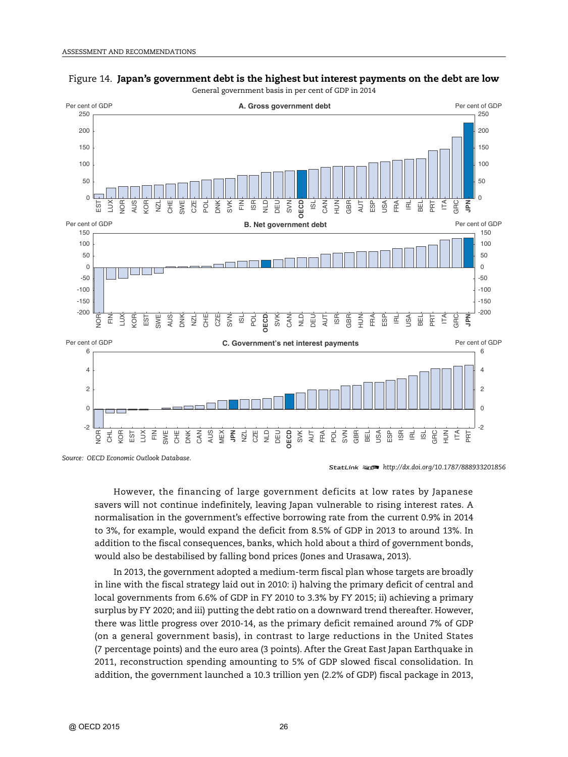Figure 14. **Japan's government debt is the highest but interest payments on the debt are low**

General government basis in per cent of GDP in 2014

*Source:* OECD Economic Outlook Database.

StatLink http://dx.doi.org/10.1787/888933201856

However, the financing of large government deficits at low rates by Japanese savers will not continue indefinitely, leaving Japan vulnerable to rising interest rates. A normalisation in the government's effective borrowing rate from the current 0.9% in 2014 to 3%, for example, would expand the deficit from 8.5% of GDP in 2013 to around 13%. In addition to the fiscal consequences, banks, which hold about a third of government bonds, would also be destabilised by falling bond prices (Jones and Urasawa, 2013).

In 2013, the government adopted a medium-term fiscal plan whose targets are broadly in line with the fiscal strategy laid out in 2010: i) halving the primary deficit of central and local governments from 6.6% of GDP in FY 2010 to 3.3% by FY 2015; ii) achieving a primary surplus by FY 2020; and iii) putting the debt ratio on a downward trend thereafter. However, there was little progress over 2010-14, as the primary deficit remained around 7% of GDP (on a general government basis), in contrast to large reductions in the United States (7 percentage points) and the euro area (3 points). After the Great East Japan Earthquake in 2011, reconstruction spending amounting to 5% of GDP slowed fiscal consolidation. In addition, the government launched a 10.3 trillion yen (2.2% of GDP) fiscal package in 2013,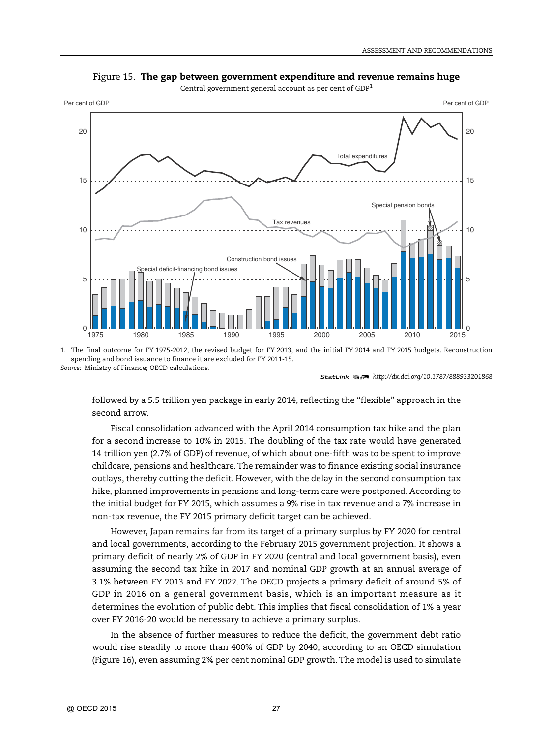Figure 15. **The gap between government expenditure and revenue remains huge**

Central government general account as per cent of GDP[1]

1. The final outcome for FY 1975-2012, the revised budget for FY 2013, and the initial FY 2014 and FY 2015 budgets. Reconstruction spending and bond issuance to finance it are excluded for FY 2011-15.

*Source:* Ministry of Finance; OECD calculations.

StatLink http://dx.doi.org/10.1787/888933201868

followed by a 5.5 trillion yen package in early 2014, reflecting the "flexible" approach in the second arrow.

Fiscal consolidation advanced with the April 2014 consumption tax hike and the plan for a second increase to 10% in 2015. The doubling of the tax rate would have generated 14 trillion yen (2.7% of GDP) of revenue, of which about one-fifth was to be spent to improve childcare, pensions and healthcare. The remainder was to finance existing social insurance outlays, thereby cutting the deficit. However, with the delay in the second consumption tax hike, planned improvements in pensions and long-term care were postponed. According to the initial budget for FY 2015, which assumes a 9% rise in tax revenue and a 7% increase in non-tax revenue, the FY 2015 primary deficit target can be achieved.

However, Japan remains far from its target of a primary surplus by FY 2020 for central and local governments, according to the February 2015 government projection. It shows a primary deficit of nearly 2% of GDP in FY 2020 (central and local government basis), even assuming the second tax hike in 2017 and nominal GDP growth at an annual average of 3.1% between FY 2013 and FY 2022. The OECD projects a primary deficit of around 5% of GDP in 2016 on a general government basis, which is an important measure as it determines the evolution of public debt. This implies that fiscal consolidation of 1% a year over FY 2016-20 would be necessary to achieve a primary surplus.

In the absence of further measures to reduce the deficit, the government debt ratio would rise steadily to more than 400% of GDP by 2040, according to an OECD simulation (Figure 16), even assuming 2¾ per cent nominal GDP growth. The model is used to simulate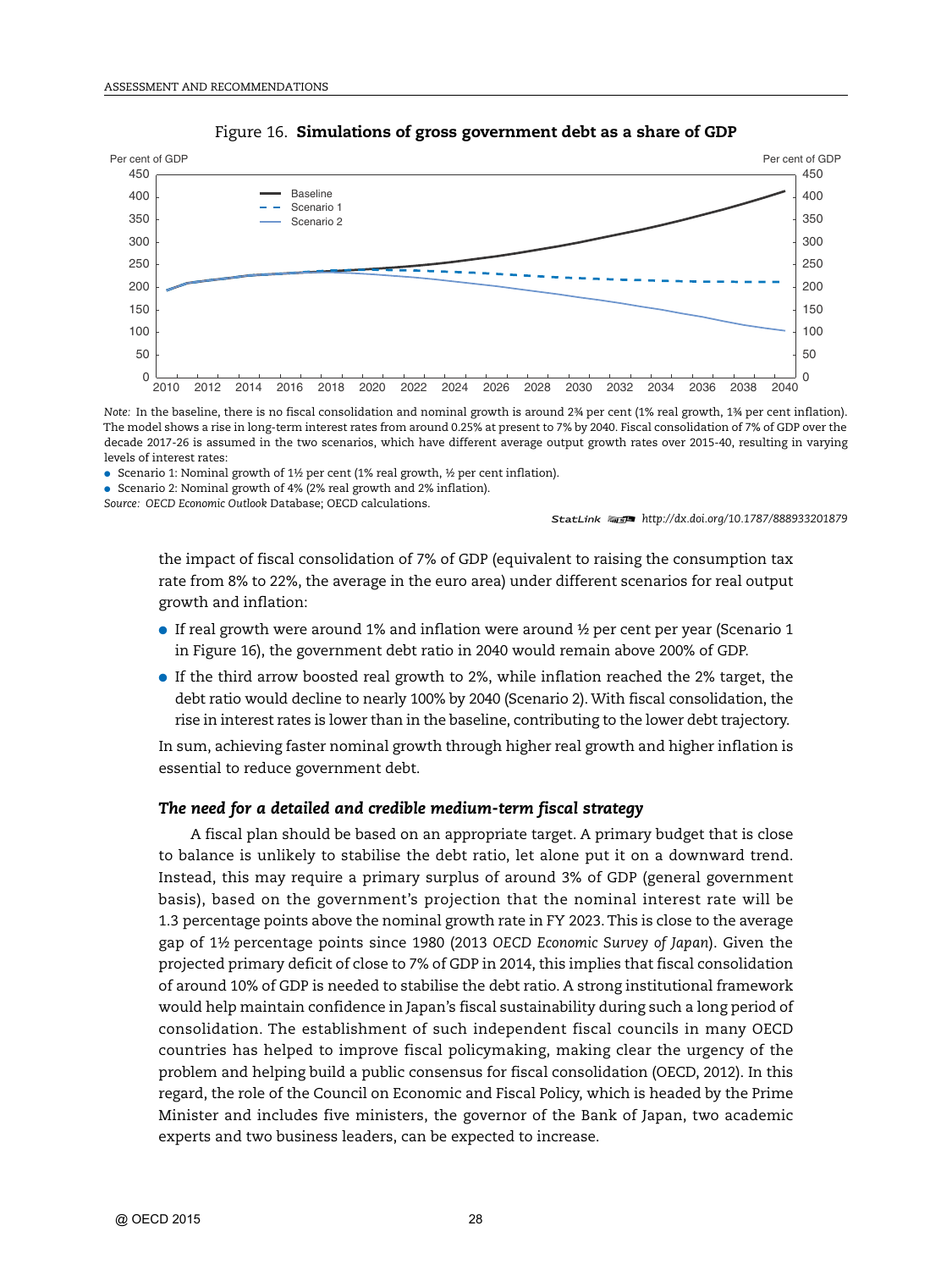Figure 16. **Simulations of gross government debt as a share of GDP**

*Note:* In the baseline, there is no fiscal consolidation and nominal growth is around 2¾ per cent (1% real growth, 1¾ per cent inflation). The model shows a rise in long-term interest rates from around 0.25% at present to 7% by 2040. Fiscal consolidation of 7% of GDP over the decade 2017-26 is assumed in the two scenarios, which have different average output growth rates over 2015-40, resulting in varying levels of interest rates:

- Scenario 1: Nominal growth of 1½ per cent (1% real growth, ½ per cent inflation).
- Scenario 2: Nominal growth of 4% (2% real growth and 2% inflation).

*Source:* OECD *Economic Outlook* Database; OECD calculations.

StatLink http://dx.doi.org/10.1787/888933201879

the impact of fiscal consolidation of 7% of GDP (equivalent to raising the consumption tax rate from 8% to 22%, the average in the euro area) under different scenarios for real output growth and inflation:

- If real growth were around 1% and inflation were around ½ per cent per year (Scenario 1 in Figure 16), the government debt ratio in 2040 would remain above 200% of GDP.
- If the third arrow boosted real growth to 2%, while inflation reached the 2% target, the debt ratio would decline to nearly 100% by 2040 (Scenario 2). With fiscal consolidation, the rise in interest rates is lower than in the baseline, contributing to the lower debt trajectory.

In sum, achieving faster nominal growth through higher real growth and higher inflation is essential to reduce government debt.

### *The need for a detailed and credible medium-term fiscal strategy*

A fiscal plan should be based on an appropriate target. A primary budget that is close to balance is unlikely to stabilise the debt ratio, let alone put it on a downward trend. Instead, this may require a primary surplus of around 3% of GDP (general government basis), based on the government's projection that the nominal interest rate will be 1.3 percentage points above the nominal growth rate in FY 2023. This is close to the average gap of 1½ percentage points since 1980 (2013 *OECD Economic Survey of Japan*). Given the projected primary deficit of close to 7% of GDP in 2014, this implies that fiscal consolidation of around 10% of GDP is needed to stabilise the debt ratio. A strong institutional framework would help maintain confidence in Japan's fiscal sustainability during such a long period of consolidation. The establishment of such independent fiscal councils in many OECD countries has helped to improve fiscal policymaking, making clear the urgency of the problem and helping build a public consensus for fiscal consolidation (OECD, 2012). In this regard, the role of the Council on Economic and Fiscal Policy, which is headed by the Prime Minister and includes five ministers, the governor of the Bank of Japan, two academic experts and two business leaders, can be expected to increase.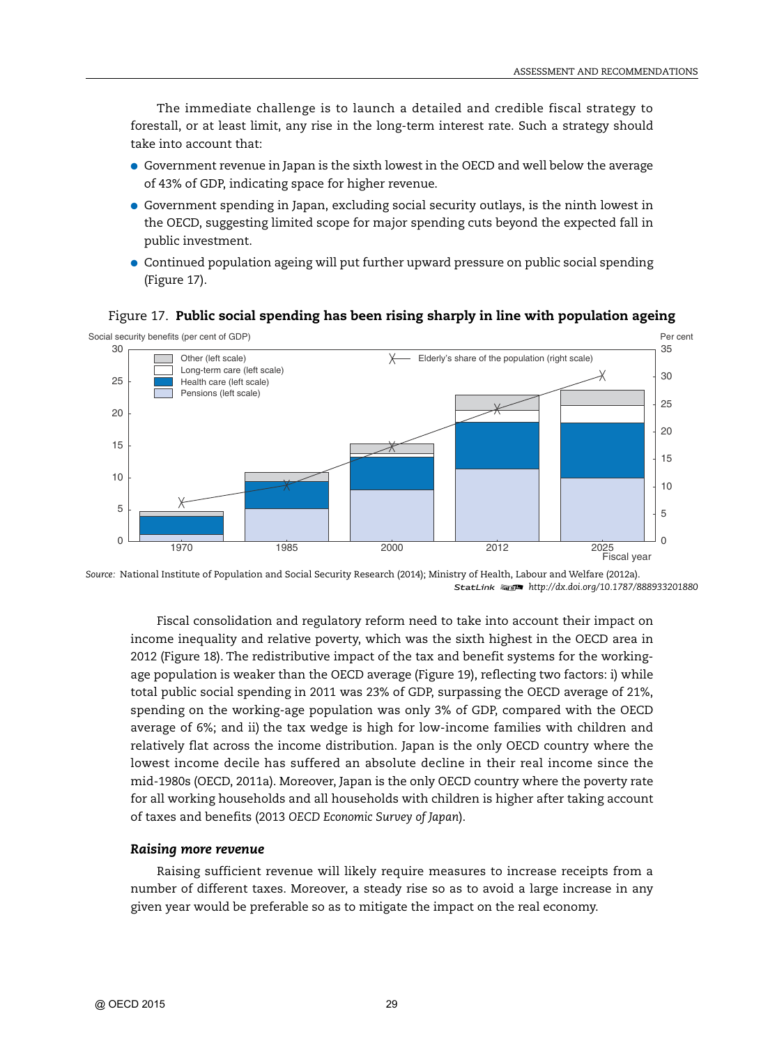The immediate challenge is to launch a detailed and credible fiscal strategy to forestall, or at least limit, any rise in the long-term interest rate. Such a strategy should take into account that:

- Government revenue in Japan is the sixth lowest in the OECD and well below the average of 43% of GDP, indicating space for higher revenue.
- Government spending in Japan, excluding social security outlays, is the ninth lowest in the OECD, suggesting limited scope for major spending cuts beyond the expected fall in public investment.
- Continued population ageing will put further upward pressure on public social spending (Figure 17).

Figure 17. **Public social spending has been rising sharply in line with population ageing**

*Source:* National Institute of Population and Social Security Research (2014); Ministry of Health, Labour and Welfare (2012a).

StatLink http://dx.doi.org/10.1787/888933201880

Fiscal consolidation and regulatory reform need to take into account their impact on income inequality and relative poverty, which was the sixth highest in the OECD area in 2012 (Figure 18). The redistributive impact of the tax and benefit systems for the working-age population is weaker than the OECD average (Figure 19), reflecting two factors: i) while total public social spending in 2011 was 23% of GDP, surpassing the OECD average of 21%, spending on the working-age population was only 3% of GDP, compared with the OECD average of 6%; and ii) the tax wedge is high for low-income families with children and relatively flat across the income distribution. Japan is the only OECD country where the lowest income decile has suffered an absolute decline in their real income since the mid-1980s (OECD, 2011a). Moreover, Japan is the only OECD country where the poverty rate for all working households and all households with children is higher after taking account of taxes and benefits (2013 *OECD Economic Survey of Japan*).

### *Raising more revenue*

Raising sufficient revenue will likely require measures to increase receipts from a number of different taxes. Moreover, a steady rise so as to avoid a large increase in any given year would be preferable so as to mitigate the impact on the real economy.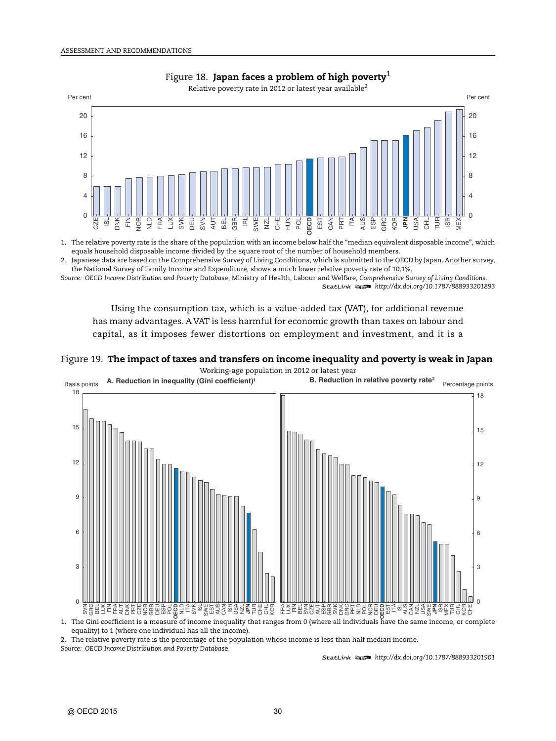Figure 18. **Japan faces a problem of high poverty**[1]

Relative poverty rate in 2012 or latest year available[2]

1. The relative poverty rate is the share of the population with an income below half the "median equivalent disposable income", which equals household disposable income divided by the square root of the number of household members.
2. Japanese data are based on the Comprehensive Survey of Living Conditions, which is submitted to the OECD by Japan. Another survey, the National Survey of Family Income and Expenditure, shows a much lower relative poverty rate of 10.1%.

*Source: OECD Income Distribution and Poverty Database*; Ministry of Health, Labour and Welfare, *Comprehensive Survey of Living Conditions*.

StatLink *http://dx.doi.org/10.1787/888933201893*

Using the consumption tax, which is a value-added tax (VAT), for additional revenue has many advantages. A VAT is less harmful for economic growth than taxes on labour and capital, as it imposes fewer distortions on employment and investment, and it is a

Figure 19. **The impact of taxes and transfers on income inequality and poverty is weak in Japan**

Working-age population in 2012 or latest year

A. Reduction in inequality (Gini coefficient)[1]

B. Reduction in relative poverty rate[2]

1. The Gini coefficient is a measure of income inequality that ranges from 0 (where all individuals have the same income, or complete equality) to 1 (where one individual has all the income).
2. The relative poverty rate is the percentage of the population whose income is less than half median income.

*Source: OECD Income Distribution and Poverty Database.*

StatLink *http://dx.doi.org/10.1787/888933201901*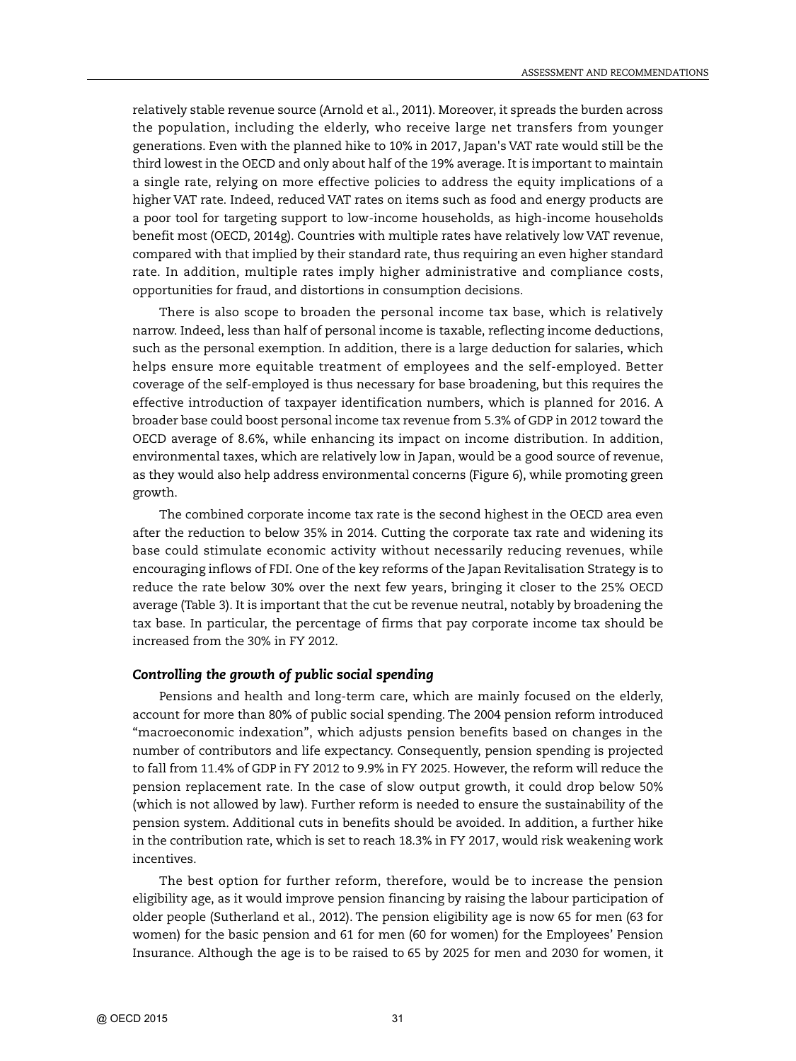relatively stable revenue source (Arnold et al., 2011). Moreover, it spreads the burden across the population, including the elderly, who receive large net transfers from younger generations. Even with the planned hike to 10% in 2017, Japan's VAT rate would still be the third lowest in the OECD and only about half of the 19% average. It is important to maintain a single rate, relying on more effective policies to address the equity implications of a higher VAT rate. Indeed, reduced VAT rates on items such as food and energy products are a poor tool for targeting support to low-income households, as high-income households benefit most (OECD, 2014g). Countries with multiple rates have relatively low VAT revenue, compared with that implied by their standard rate, thus requiring an even higher standard rate. In addition, multiple rates imply higher administrative and compliance costs, opportunities for fraud, and distortions in consumption decisions.

There is also scope to broaden the personal income tax base, which is relatively narrow. Indeed, less than half of personal income is taxable, reflecting income deductions, such as the personal exemption. In addition, there is a large deduction for salaries, which helps ensure more equitable treatment of employees and the self-employed. Better coverage of the self-employed is thus necessary for base broadening, but this requires the effective introduction of taxpayer identification numbers, which is planned for 2016. A broader base could boost personal income tax revenue from 5.3% of GDP in 2012 toward the OECD average of 8.6%, while enhancing its impact on income distribution. In addition, environmental taxes, which are relatively low in Japan, would be a good source of revenue, as they would also help address environmental concerns (Figure 6), while promoting green growth.

The combined corporate income tax rate is the second highest in the OECD area even after the reduction to below 35% in 2014. Cutting the corporate tax rate and widening its base could stimulate economic activity without necessarily reducing revenues, while encouraging inflows of FDI. One of the key reforms of the Japan Revitalisation Strategy is to reduce the rate below 30% over the next few years, bringing it closer to the 25% OECD average (Table 3). It is important that the cut be revenue neutral, notably by broadening the tax base. In particular, the percentage of firms that pay corporate income tax should be increased from the 30% in FY 2012.

### *Controlling the growth of public social spending*

Pensions and health and long-term care, which are mainly focused on the elderly, account for more than 80% of public social spending. The 2004 pension reform introduced "macroeconomic indexation", which adjusts pension benefits based on changes in the number of contributors and life expectancy. Consequently, pension spending is projected to fall from 11.4% of GDP in FY 2012 to 9.9% in FY 2025. However, the reform will reduce the pension replacement rate. In the case of slow output growth, it could drop below 50% (which is not allowed by law). Further reform is needed to ensure the sustainability of the pension system. Additional cuts in benefits should be avoided. In addition, a further hike in the contribution rate, which is set to reach 18.3% in FY 2017, would risk weakening work incentives.

The best option for further reform, therefore, would be to increase the pension eligibility age, as it would improve pension financing by raising the labour participation of older people (Sutherland et al., 2012). The pension eligibility age is now 65 for men (63 for women) for the basic pension and 61 for men (60 for women) for the Employees' Pension Insurance. Although the age is to be raised to 65 by 2025 for men and 2030 for women, it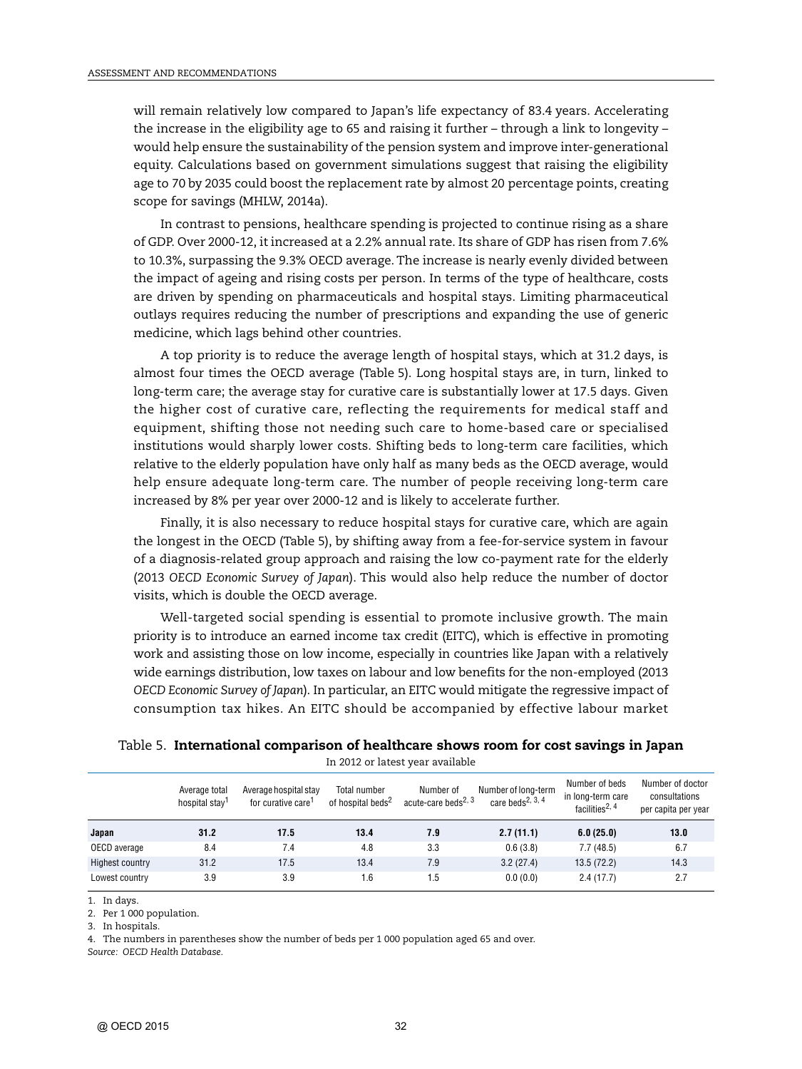will remain relatively low compared to Japan's life expectancy of 83.4 years. Accelerating the increase in the eligibility age to 65 and raising it further – through a link to longevity – would help ensure the sustainability of the pension system and improve inter-generational equity. Calculations based on government simulations suggest that raising the eligibility age to 70 by 2035 could boost the replacement rate by almost 20 percentage points, creating scope for savings (MHLW, 2014a).

In contrast to pensions, healthcare spending is projected to continue rising as a share of GDP. Over 2000-12, it increased at a 2.2% annual rate. Its share of GDP has risen from 7.6% to 10.3%, surpassing the 9.3% OECD average. The increase is nearly evenly divided between the impact of ageing and rising costs per person. In terms of the type of healthcare, costs are driven by spending on pharmaceuticals and hospital stays. Limiting pharmaceutical outlays requires reducing the number of prescriptions and expanding the use of generic medicine, which lags behind other countries.

A top priority is to reduce the average length of hospital stays, which at 31.2 days, is almost four times the OECD average (Table 5). Long hospital stays are, in turn, linked to long-term care; the average stay for curative care is substantially lower at 17.5 days. Given the higher cost of curative care, reflecting the requirements for medical staff and equipment, shifting those not needing such care to home-based care or specialised institutions would sharply lower costs. Shifting beds to long-term care facilities, which relative to the elderly population have only half as many beds as the OECD average, would help ensure adequate long-term care. The number of people receiving long-term care increased by 8% per year over 2000-12 and is likely to accelerate further.

Finally, it is also necessary to reduce hospital stays for curative care, which are again the longest in the OECD (Table 5), by shifting away from a fee-for-service system in favour of a diagnosis-related group approach and raising the low co-payment rate for the elderly (2013 *OECD Economic Survey of Japan*). This would also help reduce the number of doctor visits, which is double the OECD average.

Well-targeted social spending is essential to promote inclusive growth. The main priority is to introduce an earned income tax credit (EITC), which is effective in promoting work and assisting those on low income, especially in countries like Japan with a relatively wide earnings distribution, low taxes on labour and low benefits for the non-employed (2013 *OECD Economic Survey of Japan*). In particular, an EITC would mitigate the regressive impact of consumption tax hikes. An EITC should be accompanied by effective labour market

Table 5. **International comparison of healthcare shows room for cost savings in Japan**

In 2012 or latest year available

| | Average total hospital stay[1] | Average hospital stay for curative care[1] | Total number of hospital beds[2] | Number of acute-care beds[2, 3] | Number of long-term care beds[2, 3, 4] | Number of beds in long-term care facilities[2, 4] | Number of doctor consultations per capita per year |
|---|---|---|---|---|---|---|---|
| **Japan** | **31.2** | **17.5** | **13.4** | **7.9** | **2.7 (11.1)** | **6.0 (25.0)** | **13.0** |
| OECD average | 8.4 | 7.4 | 4.8 | 3.3 | 0.6 (3.8) | 7.7 (48.5) | 6.7 |
| Highest country | 31.2 | 17.5 | 13.4 | 7.9 | 3.2 (27.4) | 13.5 (72.2) | 14.3 |
| Lowest country | 3.9 | 3.9 | 1.6 | 1.5 | 0.0 (0.0) | 2.4 (17.7) | 2.7 |

1. In days.
2. Per 1 000 population.
3. In hospitals.
4. The numbers in parentheses show the number of beds per 1 000 population aged 65 and over.

*Source: OECD Health Database.*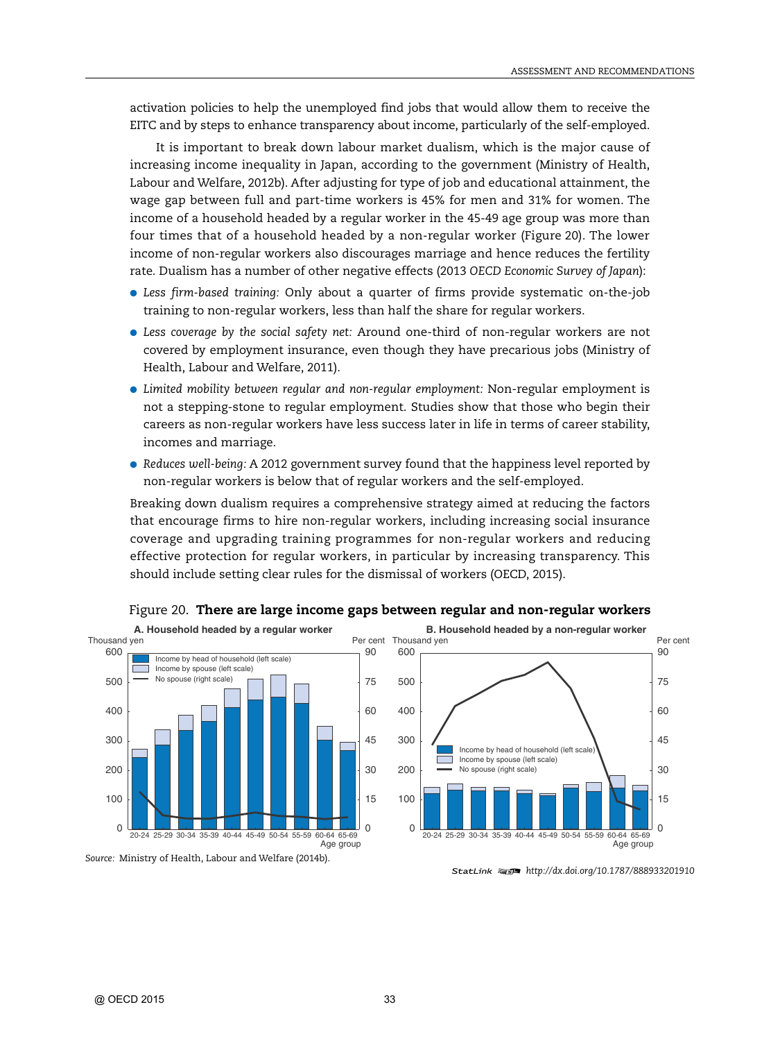activation policies to help the unemployed find jobs that would allow them to receive the EITC and by steps to enhance transparency about income, particularly of the self-employed.

It is important to break down labour market dualism, which is the major cause of increasing income inequality in Japan, according to the government (Ministry of Health, Labour and Welfare, 2012b). After adjusting for type of job and educational attainment, the wage gap between full and part-time workers is 45% for men and 31% for women. The income of a household headed by a regular worker in the 45-49 age group was more than four times that of a household headed by a non-regular worker (Figure 20). The lower income of non-regular workers also discourages marriage and hence reduces the fertility rate. Dualism has a number of other negative effects (2013 *OECD Economic Survey of Japan*):

- *Less firm-based training:* Only about a quarter of firms provide systematic on-the-job training to non-regular workers, less than half the share for regular workers.
- *Less coverage by the social safety net:* Around one-third of non-regular workers are not covered by employment insurance, even though they have precarious jobs (Ministry of Health, Labour and Welfare, 2011).
- *Limited mobility between regular and non-regular employment:* Non-regular employment is not a stepping-stone to regular employment. Studies show that those who begin their careers as non-regular workers have less success later in life in terms of career stability, incomes and marriage.
- *Reduces well-being:* A 2012 government survey found that the happiness level reported by non-regular workers is below that of regular workers and the self-employed.

Breaking down dualism requires a comprehensive strategy aimed at reducing the factors that encourage firms to hire non-regular workers, including increasing social insurance coverage and upgrading training programmes for non-regular workers and reducing effective protection for regular workers, in particular by increasing transparency. This should include setting clear rules for the dismissal of workers (OECD, 2015).

Figure 20. **There are large income gaps between regular and non-regular workers**

**A. Household headed by a regular worker** | **B. Household headed by a non-regular worker**

Thousand yen (left scale); Per cent (right scale). Legend: Income by head of household (left scale); Income by spouse (left scale); No spouse (right scale). Age groups: 20-24, 25-29, 30-34, 35-39, 40-44, 45-49, 50-54, 55-59, 60-64, 65-69.

*Source:* Ministry of Health, Labour and Welfare (2014b).

StatLink http://dx.doi.org/10.1787/888933201910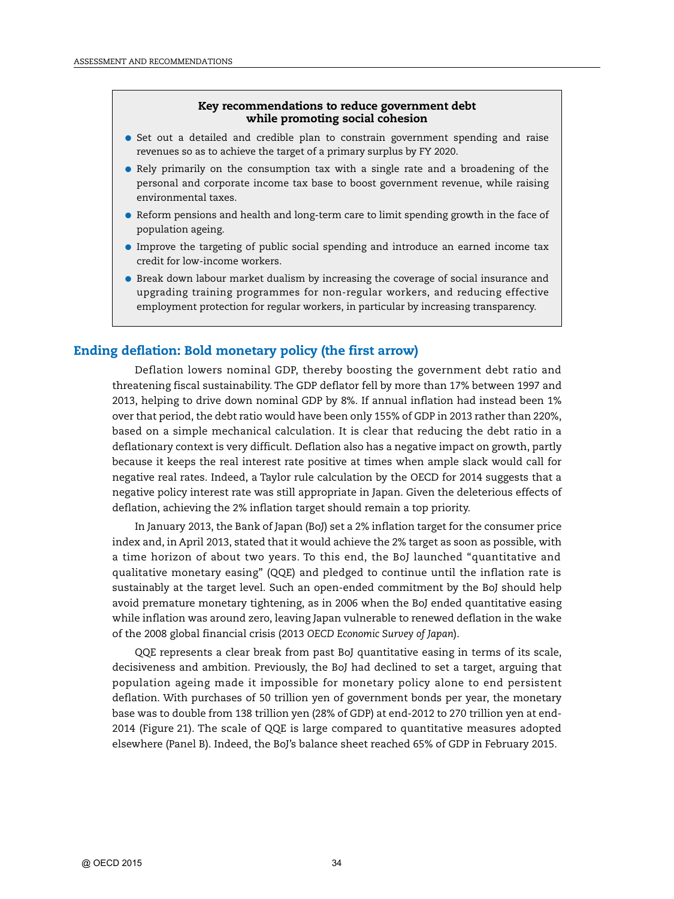**Key recommendations to reduce government debt while promoting social cohesion**

- Set out a detailed and credible plan to constrain government spending and raise revenues so as to achieve the target of a primary surplus by FY 2020.
- Rely primarily on the consumption tax with a single rate and a broadening of the personal and corporate income tax base to boost government revenue, while raising environmental taxes.
- Reform pensions and health and long-term care to limit spending growth in the face of population ageing.
- Improve the targeting of public social spending and introduce an earned income tax credit for low-income workers.
- Break down labour market dualism by increasing the coverage of social insurance and upgrading training programmes for non-regular workers, and reducing effective employment protection for regular workers, in particular by increasing transparency.

## Ending deflation: Bold monetary policy (the first arrow)

Deflation lowers nominal GDP, thereby boosting the government debt ratio and threatening fiscal sustainability. The GDP deflator fell by more than 17% between 1997 and 2013, helping to drive down nominal GDP by 8%. If annual inflation had instead been 1% over that period, the debt ratio would have been only 155% of GDP in 2013 rather than 220%, based on a simple mechanical calculation. It is clear that reducing the debt ratio in a deflationary context is very difficult. Deflation also has a negative impact on growth, partly because it keeps the real interest rate positive at times when ample slack would call for negative real rates. Indeed, a Taylor rule calculation by the OECD for 2014 suggests that a negative policy interest rate was still appropriate in Japan. Given the deleterious effects of deflation, achieving the 2% inflation target should remain a top priority.

In January 2013, the Bank of Japan (BoJ) set a 2% inflation target for the consumer price index and, in April 2013, stated that it would achieve the 2% target as soon as possible, with a time horizon of about two years. To this end, the BoJ launched "quantitative and qualitative monetary easing" (QQE) and pledged to continue until the inflation rate is sustainably at the target level. Such an open-ended commitment by the BoJ should help avoid premature monetary tightening, as in 2006 when the BoJ ended quantitative easing while inflation was around zero, leaving Japan vulnerable to renewed deflation in the wake of the 2008 global financial crisis (2013 *OECD Economic Survey of Japan*).

QQE represents a clear break from past BoJ quantitative easing in terms of its scale, decisiveness and ambition. Previously, the BoJ had declined to set a target, arguing that population ageing made it impossible for monetary policy alone to end persistent deflation. With purchases of 50 trillion yen of government bonds per year, the monetary base was to double from 138 trillion yen (28% of GDP) at end-2012 to 270 trillion yen at end-2014 (Figure 21). The scale of QQE is large compared to quantitative measures adopted elsewhere (Panel B). Indeed, the BoJ's balance sheet reached 65% of GDP in February 2015.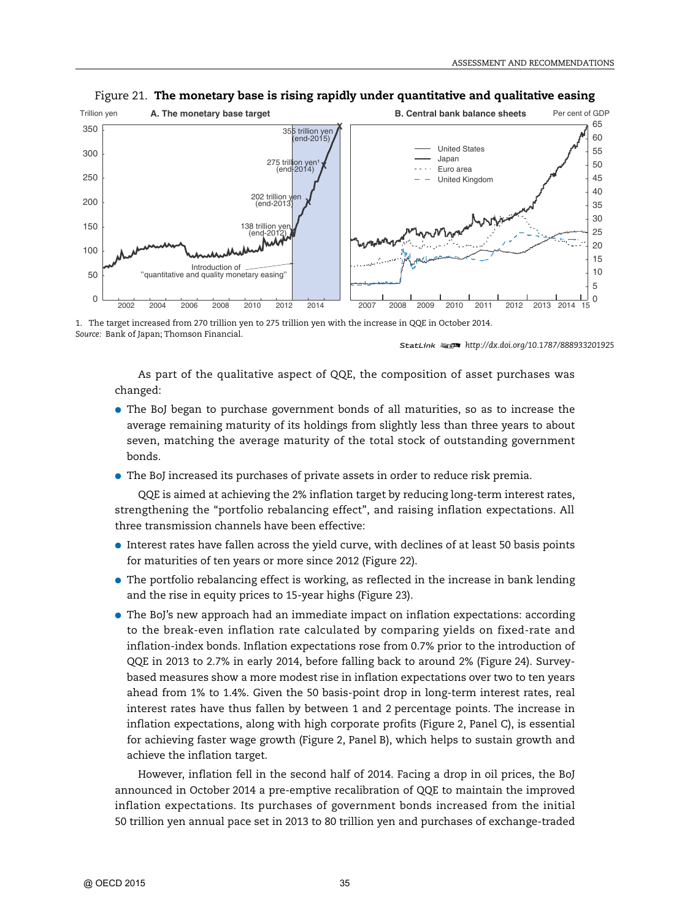Figure 21. **The monetary base is rising rapidly under quantitative and qualitative easing**

A. The monetary base target

B. Central bank balance sheets

1. The target increased from 270 trillion yen to 275 trillion yen with the increase in QQE in October 2014.

*Source:* Bank of Japan; Thomson Financial.

StatLink http://dx.doi.org/10.1787/888933201925

As part of the qualitative aspect of QQE, the composition of asset purchases was changed:

- The BoJ began to purchase government bonds of all maturities, so as to increase the average remaining maturity of its holdings from slightly less than three years to about seven, matching the average maturity of the total stock of outstanding government bonds.
- The BoJ increased its purchases of private assets in order to reduce risk premia.

QQE is aimed at achieving the 2% inflation target by reducing long-term interest rates, strengthening the "portfolio rebalancing effect", and raising inflation expectations. All three transmission channels have been effective:

- Interest rates have fallen across the yield curve, with declines of at least 50 basis points for maturities of ten years or more since 2012 (Figure 22).
- The portfolio rebalancing effect is working, as reflected in the increase in bank lending and the rise in equity prices to 15-year highs (Figure 23).
- The BoJ's new approach had an immediate impact on inflation expectations: according to the break-even inflation rate calculated by comparing yields on fixed-rate and inflation-index bonds. Inflation expectations rose from 0.7% prior to the introduction of QQE in 2013 to 2.7% in early 2014, before falling back to around 2% (Figure 24). Survey-based measures show a more modest rise in inflation expectations over two to ten years ahead from 1% to 1.4%. Given the 50 basis-point drop in long-term interest rates, real interest rates have thus fallen by between 1 and 2 percentage points. The increase in inflation expectations, along with high corporate profits (Figure 2, Panel C), is essential for achieving faster wage growth (Figure 2, Panel B), which helps to sustain growth and achieve the inflation target.

However, inflation fell in the second half of 2014. Facing a drop in oil prices, the BoJ announced in October 2014 a pre-emptive recalibration of QQE to maintain the improved inflation expectations. Its purchases of government bonds increased from the initial 50 trillion yen annual pace set in 2013 to 80 trillion yen and purchases of exchange-traded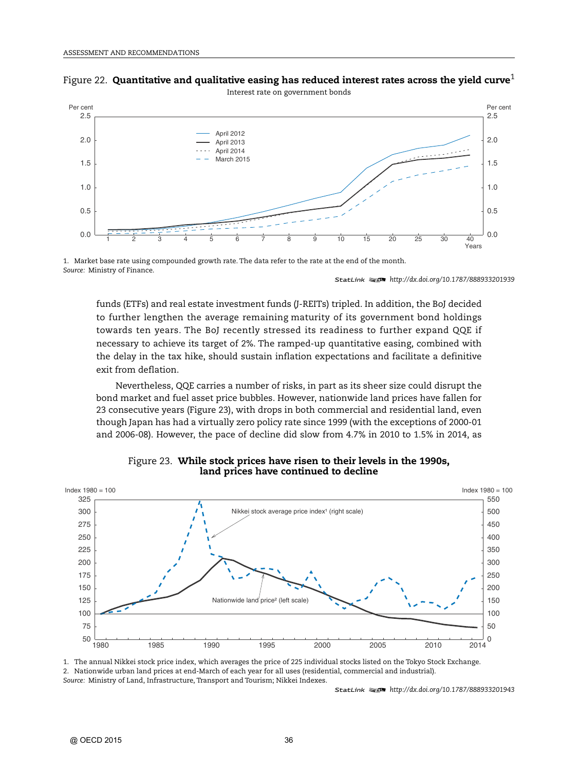Figure 22. **Quantitative and qualitative easing has reduced interest rates across the yield curve**[1]

Interest rate on government bonds

1. Market base rate using compounded growth rate. The data refer to the rate at the end of the month.

*Source:* Ministry of Finance.

StatLink http://dx.doi.org/10.1787/888933201939

funds (ETFs) and real estate investment funds (J-REITs) tripled. In addition, the BoJ decided to further lengthen the average remaining maturity of its government bond holdings towards ten years. The BoJ recently stressed its readiness to further expand QQE if necessary to achieve its target of 2%. The ramped-up quantitative easing, combined with the delay in the tax hike, should sustain inflation expectations and facilitate a definitive exit from deflation.

Nevertheless, QQE carries a number of risks, in part as its sheer size could disrupt the bond market and fuel asset price bubbles. However, nationwide land prices have fallen for 23 consecutive years (Figure 23), with drops in both commercial and residential land, even though Japan has had a virtually zero policy rate since 1999 (with the exceptions of 2000-01 and 2006-08). However, the pace of decline did slow from 4.7% in 2010 to 1.5% in 2014, as

Figure 23. **While stock prices have risen to their levels in the 1990s, land prices have continued to decline**

1. The annual Nikkei stock price index, which averages the price of 225 individual stocks listed on the Tokyo Stock Exchange.
2. Nationwide urban land prices at end-March of each year for all uses (residential, commercial and industrial).

*Source:* Ministry of Land, Infrastructure, Transport and Tourism; Nikkei Indexes.

StatLink http://dx.doi.org/10.1787/888933201943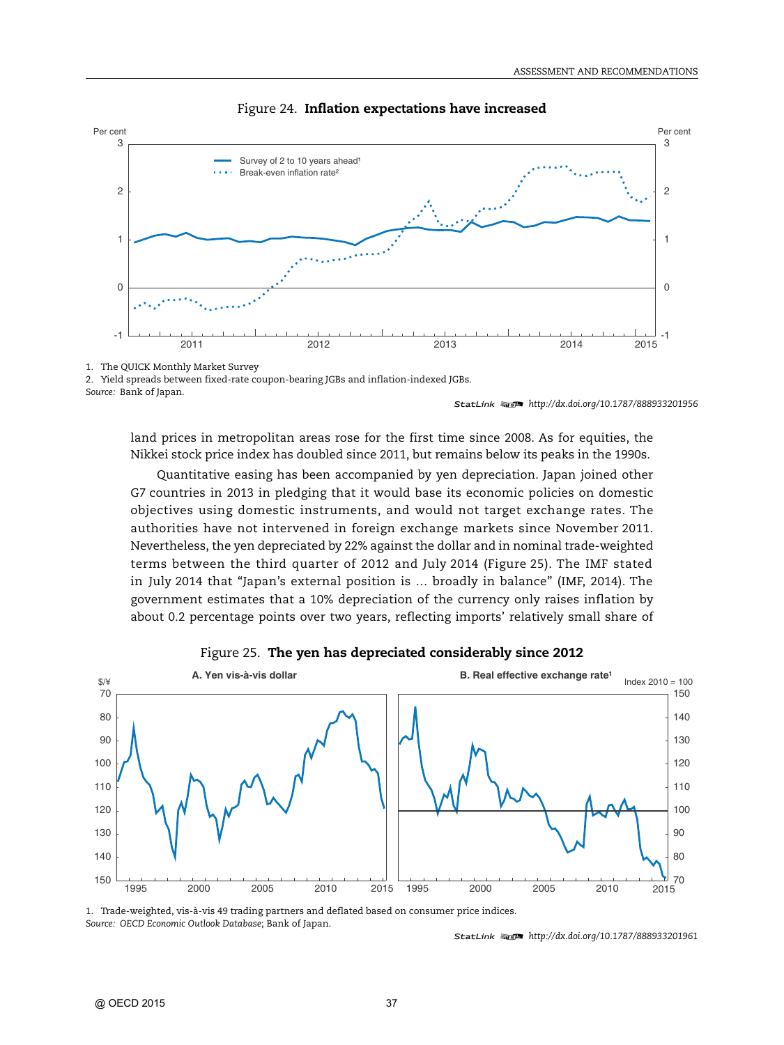Figure 24. **Inflation expectations have increased**

1. The QUICK Monthly Market Survey
2. Yield spreads between fixed-rate coupon-bearing JGBs and inflation-indexed JGBs.

*Source:* Bank of Japan.

StatLink http://dx.doi.org/10.1787/888933201956

land prices in metropolitan areas rose for the first time since 2008. As for equities, the Nikkei stock price index has doubled since 2011, but remains below its peaks in the 1990s.

Quantitative easing has been accompanied by yen depreciation. Japan joined other G7 countries in 2013 in pledging that it would base its economic policies on domestic objectives using domestic instruments, and would not target exchange rates. The authorities have not intervened in foreign exchange markets since November 2011. Nevertheless, the yen depreciated by 22% against the dollar and in nominal trade-weighted terms between the third quarter of 2012 and July 2014 (Figure 25). The IMF stated in July 2014 that "Japan's external position is … broadly in balance" (IMF, 2014). The government estimates that a 10% depreciation of the currency only raises inflation by about 0.2 percentage points over two years, reflecting imports' relatively small share of

Figure 25. **The yen has depreciated considerably since 2012**

1. Trade-weighted, vis-à-vis 49 trading partners and deflated based on consumer price indices.

*Source: OECD Economic Outlook Database*; Bank of Japan.

StatLink http://dx.doi.org/10.1787/888933201961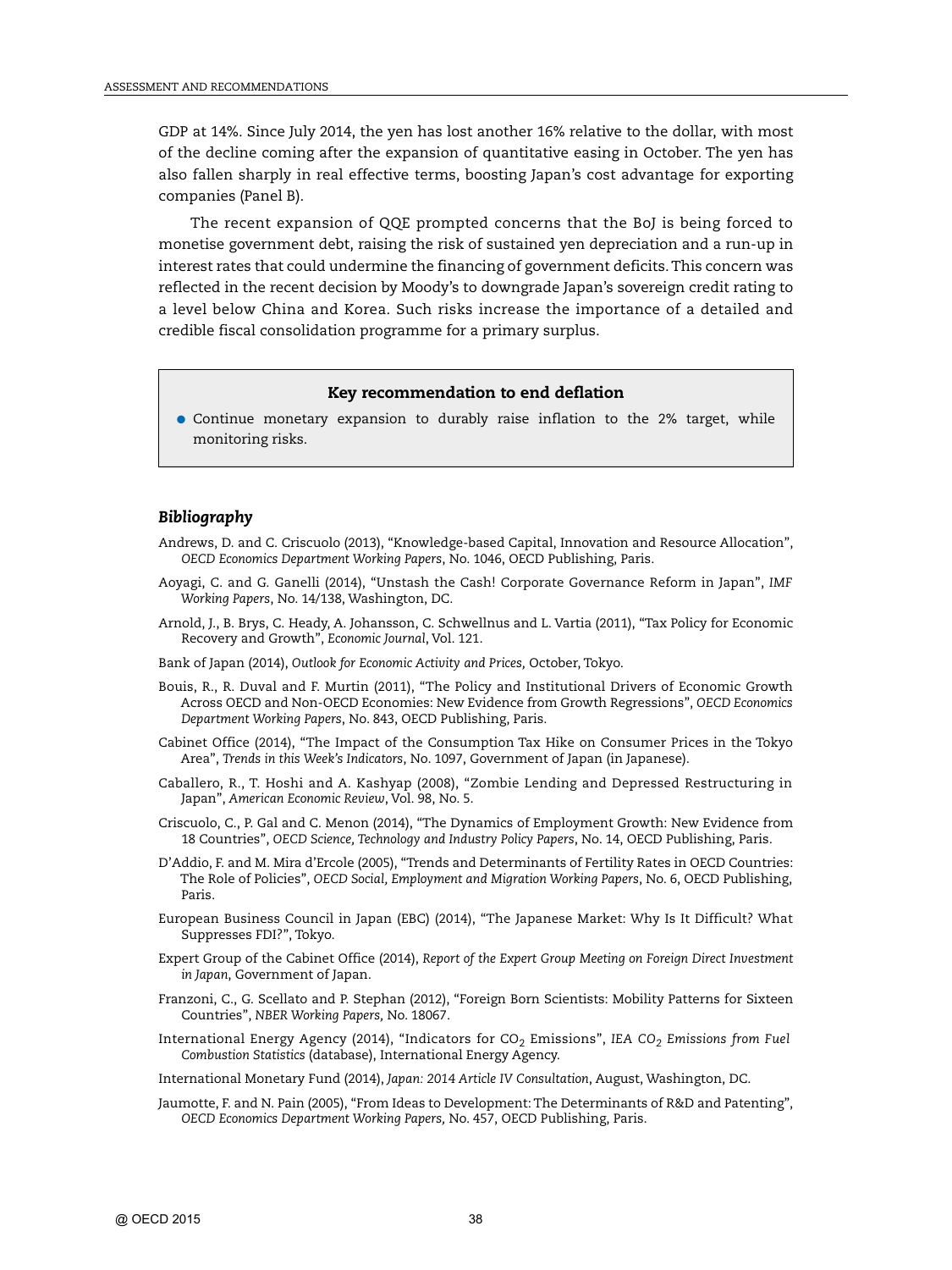GDP at 14%. Since July 2014, the yen has lost another 16% relative to the dollar, with most of the decline coming after the expansion of quantitative easing in October. The yen has also fallen sharply in real effective terms, boosting Japan's cost advantage for exporting companies (Panel B).

The recent expansion of QQE prompted concerns that the BoJ is being forced to monetise government debt, raising the risk of sustained yen depreciation and a run-up in interest rates that could undermine the financing of government deficits. This concern was reflected in the recent decision by Moody's to downgrade Japan's sovereign credit rating to a level below China and Korea. Such risks increase the importance of a detailed and credible fiscal consolidation programme for a primary surplus.

**Key recommendation to end deflation**

- Continue monetary expansion to durably raise inflation to the 2% target, while monitoring risks.

### *Bibliography*

Andrews, D. and C. Criscuolo (2013), "Knowledge-based Capital, Innovation and Resource Allocation", *OECD Economics Department Working Papers*, No. 1046, OECD Publishing, Paris.

Aoyagi, C. and G. Ganelli (2014), "Unstash the Cash! Corporate Governance Reform in Japan", *IMF Working Papers*, No. 14/138, Washington, DC.

Arnold, J., B. Brys, C. Heady, A. Johansson, C. Schwellnus and L. Vartia (2011), "Tax Policy for Economic Recovery and Growth", *Economic Journal*, Vol. 121.

Bank of Japan (2014), *Outlook for Economic Activity and Prices,* October, Tokyo.

Bouis, R., R. Duval and F. Murtin (2011), "The Policy and Institutional Drivers of Economic Growth Across OECD and Non-OECD Economies: New Evidence from Growth Regressions", *OECD Economics Department Working Papers*, No. 843, OECD Publishing, Paris.

Cabinet Office (2014), "The Impact of the Consumption Tax Hike on Consumer Prices in the Tokyo Area", *Trends in this Week's Indicators*, No. 1097, Government of Japan (in Japanese).

Caballero, R., T. Hoshi and A. Kashyap (2008), "Zombie Lending and Depressed Restructuring in Japan", *American Economic Review*, Vol. 98, No. 5.

Criscuolo, C., P. Gal and C. Menon (2014), "The Dynamics of Employment Growth: New Evidence from 18 Countries", *OECD Science, Technology and Industry Policy Papers*, No. 14, OECD Publishing, Paris.

D'Addio, F. and M. Mira d'Ercole (2005), "Trends and Determinants of Fertility Rates in OECD Countries: The Role of Policies", *OECD Social, Employment and Migration Working Papers*, No. 6, OECD Publishing, Paris.

European Business Council in Japan (EBC) (2014), "The Japanese Market: Why Is It Difficult? What Suppresses FDI?", Tokyo.

Expert Group of the Cabinet Office (2014), *Report of the Expert Group Meeting on Foreign Direct Investment in Japan*, Government of Japan.

Franzoni, C., G. Scellato and P. Stephan (2012), "Foreign Born Scientists: Mobility Patterns for Sixteen Countries", *NBER Working Papers,* No. 18067.

International Energy Agency (2014), "Indicators for $CO_2$ Emissions", *IEA $CO_2$ Emissions from Fuel Combustion Statistics* (database), International Energy Agency.

International Monetary Fund (2014), *Japan: 2014 Article IV Consultation*, August, Washington, DC.

Jaumotte, F. and N. Pain (2005), "From Ideas to Development: The Determinants of R&D and Patenting", *OECD Economics Department Working Papers,* No. 457, OECD Publishing, Paris.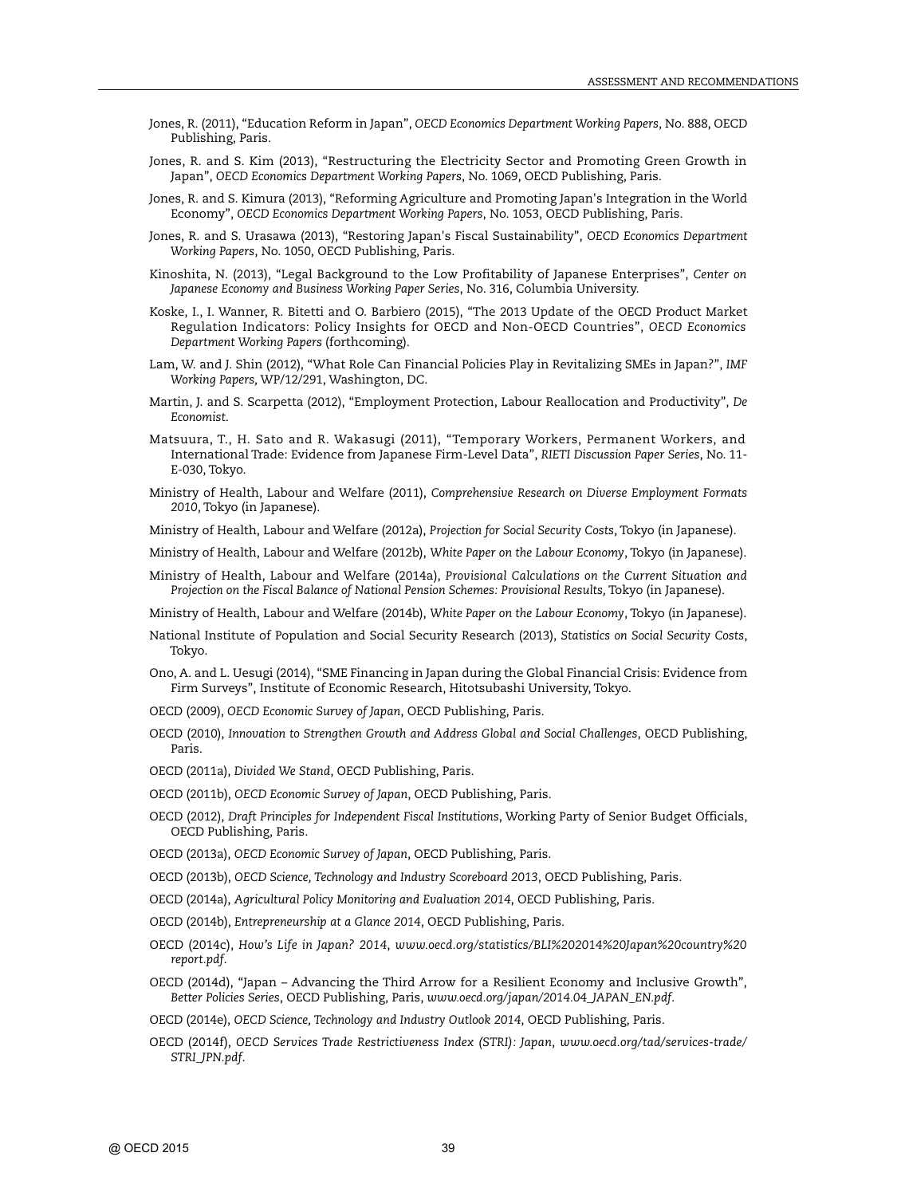Jones, R. (2011), "Education Reform in Japan", *OECD Economics Department Working Papers*, No. 888, OECD Publishing, Paris.

Jones, R. and S. Kim (2013), "Restructuring the Electricity Sector and Promoting Green Growth in Japan", *OECD Economics Department Working Papers*, No. 1069, OECD Publishing, Paris.

Jones, R. and S. Kimura (2013), "Reforming Agriculture and Promoting Japan's Integration in the World Economy", *OECD Economics Department Working Papers*, No. 1053, OECD Publishing, Paris.

Jones, R. and S. Urasawa (2013), "Restoring Japan's Fiscal Sustainability", *OECD Economics Department Working Papers*, No. 1050, OECD Publishing, Paris.

Kinoshita, N. (2013), "Legal Background to the Low Profitability of Japanese Enterprises", *Center on Japanese Economy and Business Working Paper Series*, No. 316, Columbia University.

Koske, I., I. Wanner, R. Bitetti and O. Barbiero (2015), "The 2013 Update of the OECD Product Market Regulation Indicators: Policy Insights for OECD and Non-OECD Countries", *OECD Economics Department Working Papers* (forthcoming).

Lam, W. and J. Shin (2012), "What Role Can Financial Policies Play in Revitalizing SMEs in Japan?", *IMF Working Papers,* WP/12/291, Washington, DC.

Martin, J. and S. Scarpetta (2012), "Employment Protection, Labour Reallocation and Productivity", *De Economist*.

Matsuura, T., H. Sato and R. Wakasugi (2011), "Temporary Workers, Permanent Workers, and International Trade: Evidence from Japanese Firm-Level Data", *RIETI Discussion Paper Series*, No. 11-E-030, Tokyo.

Ministry of Health, Labour and Welfare (2011), *Comprehensive Research on Diverse Employment Formats 2010*, Tokyo (in Japanese).

Ministry of Health, Labour and Welfare (2012a), *Projection for Social Security Costs*, Tokyo (in Japanese).

Ministry of Health, Labour and Welfare (2012b), *White Paper on the Labour Economy*, Tokyo (in Japanese).

Ministry of Health, Labour and Welfare (2014a), *Provisional Calculations on the Current Situation and Projection on the Fiscal Balance of National Pension Schemes: Provisional Results,* Tokyo (in Japanese).

Ministry of Health, Labour and Welfare (2014b), *White Paper on the Labour Economy*, Tokyo (in Japanese).

National Institute of Population and Social Security Research (2013), *Statistics on Social Security Costs*, Tokyo.

Ono, A. and L. Uesugi (2014), "SME Financing in Japan during the Global Financial Crisis: Evidence from Firm Surveys", Institute of Economic Research, Hitotsubashi University, Tokyo.

OECD (2009), *OECD Economic Survey of Japan*, OECD Publishing, Paris.

OECD (2010), *Innovation to Strengthen Growth and Address Global and Social Challenges*, OECD Publishing, Paris.

OECD (2011a), *Divided We Stand*, OECD Publishing, Paris.

OECD (2011b), *OECD Economic Survey of Japan*, OECD Publishing, Paris.

OECD (2012), *Draft Principles for Independent Fiscal Institutions*, Working Party of Senior Budget Officials, OECD Publishing, Paris.

OECD (2013a), *OECD Economic Survey of Japan*, OECD Publishing, Paris.

OECD (2013b), *OECD Science, Technology and Industry Scoreboard 2013*, OECD Publishing, Paris.

OECD (2014a), *Agricultural Policy Monitoring and Evaluation 2014*, OECD Publishing, Paris.

OECD (2014b), *Entrepreneurship at a Glance 2014*, OECD Publishing, Paris.

OECD (2014c), *How's Life in Japan? 2014*, *www.oecd.org/statistics/BLI%202014%20Japan%20country%20report.pdf*.

OECD (2014d), "Japan – Advancing the Third Arrow for a Resilient Economy and Inclusive Growth", *Better Policies Series*, OECD Publishing, Paris, *www.oecd.org/japan/2014.04_JAPAN_EN.pdf*.

OECD (2014e), *OECD Science, Technology and Industry Outlook 2014*, OECD Publishing, Paris.

OECD (2014f), *OECD Services Trade Restrictiveness Index (STRI): Japan*, *www.oecd.org/tad/services-trade/STRI_JPN.pdf*.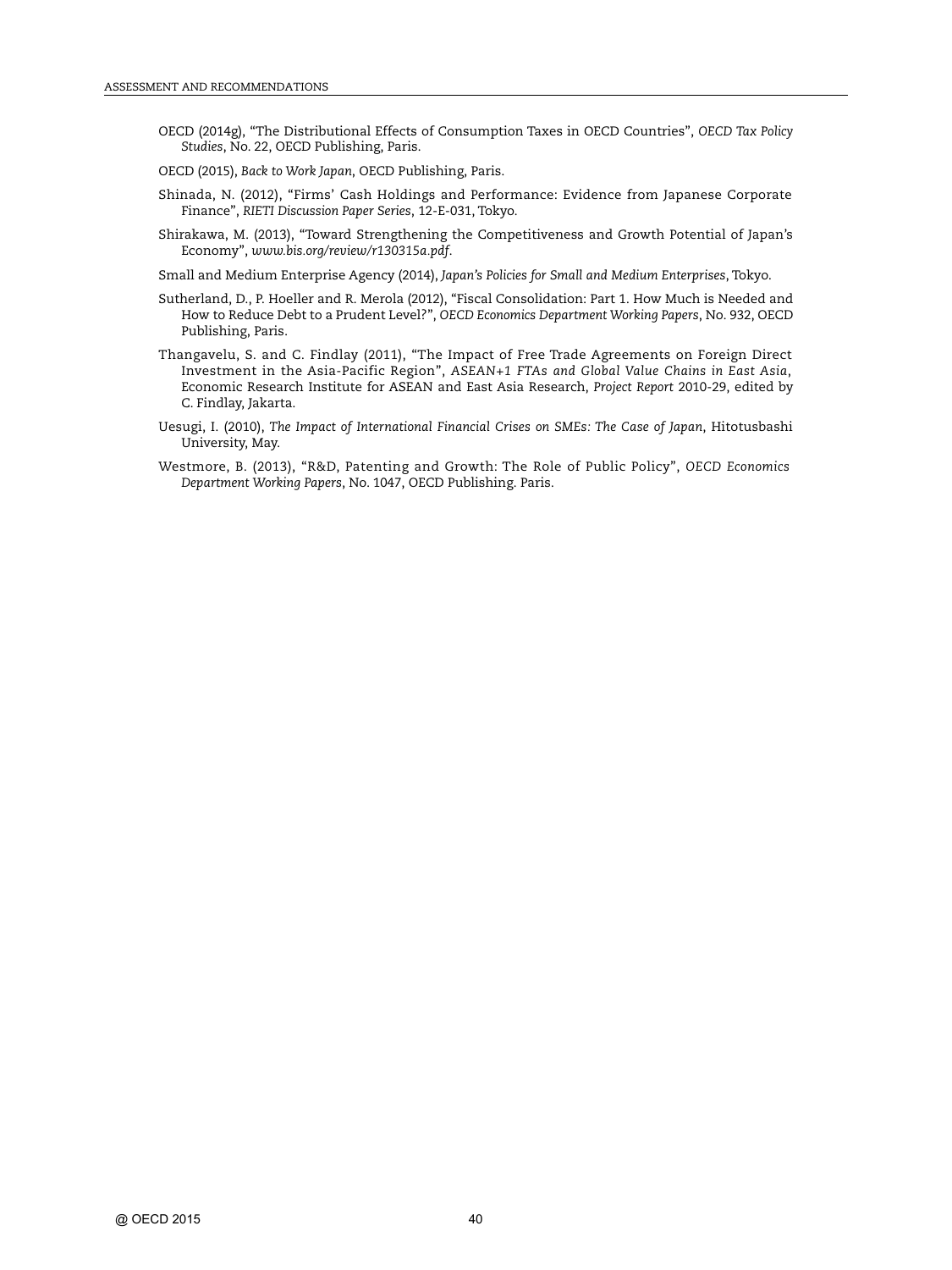OECD (2014g), "The Distributional Effects of Consumption Taxes in OECD Countries", *OECD Tax Policy Studies*, No. 22, OECD Publishing, Paris.

OECD (2015), *Back to Work Japan*, OECD Publishing, Paris.

Shinada, N. (2012), "Firms' Cash Holdings and Performance: Evidence from Japanese Corporate Finance", *RIETI Discussion Paper Series*, 12-E-031, Tokyo.

Shirakawa, M. (2013), "Toward Strengthening the Competitiveness and Growth Potential of Japan's Economy", *www.bis.org/review/r130315a.pdf*.

Small and Medium Enterprise Agency (2014), *Japan's Policies for Small and Medium Enterprises*, Tokyo.

Sutherland, D., P. Hoeller and R. Merola (2012), "Fiscal Consolidation: Part 1. How Much is Needed and How to Reduce Debt to a Prudent Level?", *OECD Economics Department Working Papers*, No. 932, OECD Publishing, Paris.

Thangavelu, S. and C. Findlay (2011), "The Impact of Free Trade Agreements on Foreign Direct Investment in the Asia-Pacific Region", *ASEAN+1 FTAs and Global Value Chains in East Asia*, Economic Research Institute for ASEAN and East Asia Research, *Project Report* 2010-29, edited by C. Findlay, Jakarta.

Uesugi, I. (2010), *The Impact of International Financial Crises on SMEs: The Case of Japan*, Hitotusbashi University, May.

Westmore, B. (2013), "R&D, Patenting and Growth: The Role of Public Policy", *OECD Economics Department Working Papers*, No. 1047, OECD Publishing. Paris.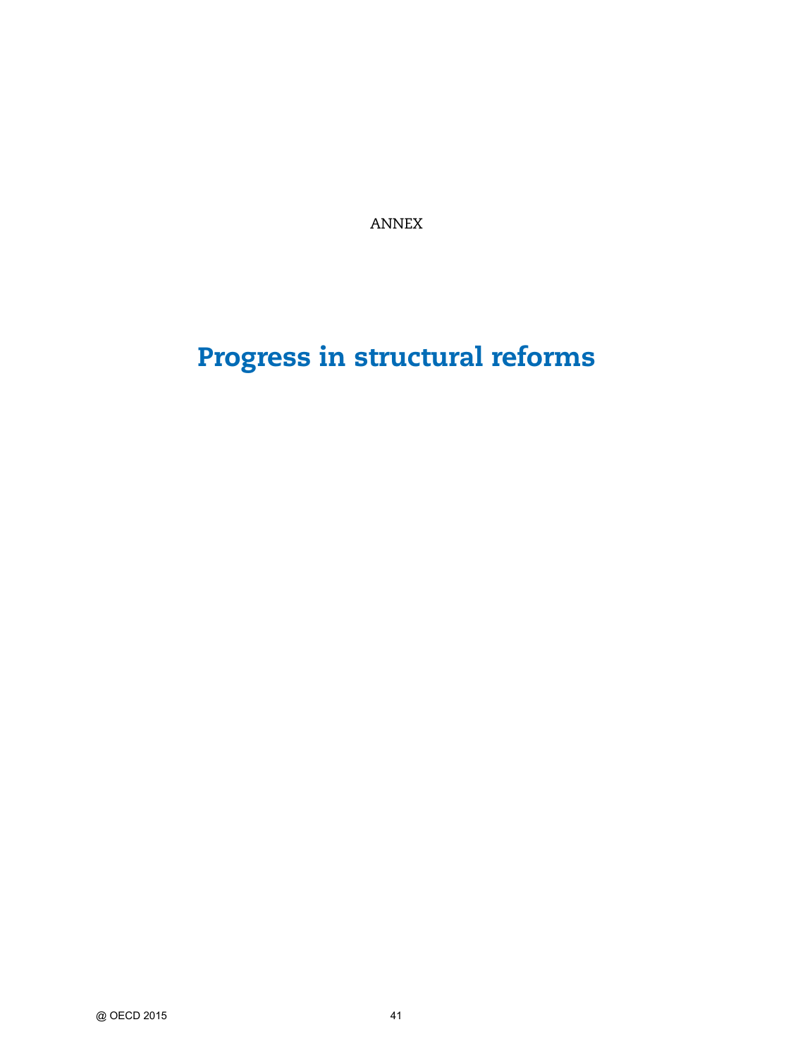ANNEX

# Progress in structural reforms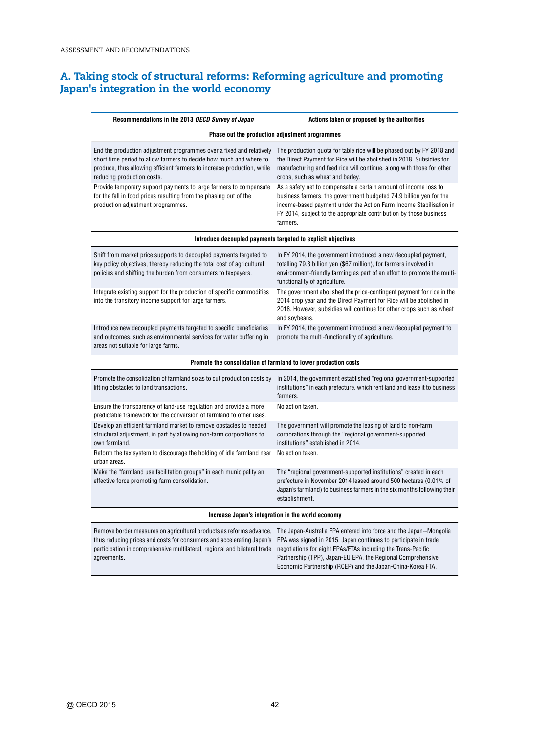## A. Taking stock of structural reforms: Reforming agriculture and promoting Japan's integration in the world economy

| Recommendations in the 2013 *OECD Survey of Japan* | Actions taken or proposed by the authorities |
|---|---|
| **Phase out the production adjustment programmes** | |
| End the production adjustment programmes over a fixed and relatively short time period to allow farmers to decide how much and where to produce, thus allowing efficient farmers to increase production, while reducing production costs. | The production quota for table rice will be phased out by FY 2018 and the Direct Payment for Rice will be abolished in 2018. Subsidies for manufacturing and feed rice will continue, along with those for other crops, such as wheat and barley. |
| Provide temporary support payments to large farmers to compensate for the fall in food prices resulting from the phasing out of the production adjustment programmes. | As a safety net to compensate a certain amount of income loss to business farmers, the government budgeted 74.9 billion yen for the income-based payment under the Act on Farm Income Stabilisation in FY 2014, subject to the appropriate contribution by those business farmers. |
| **Introduce decoupled payments targeted to explicit objectives** | |
| Shift from market price supports to decoupled payments targeted to key policy objectives, thereby reducing the total cost of agricultural policies and shifting the burden from consumers to taxpayers. | In FY 2014, the government introduced a new decoupled payment, totalling 79.3 billion yen ($67 million), for farmers involved in environment-friendly farming as part of an effort to promote the multi-functionality of agriculture. |
| Integrate existing support for the production of specific commodities into the transitory income support for large farmers. | The government abolished the price-contingent payment for rice in the 2014 crop year and the Direct Payment for Rice will be abolished in 2018. However, subsidies will continue for other crops such as wheat and soybeans. |
| Introduce new decoupled payments targeted to specific beneficiaries and outcomes, such as environmental services for water buffering in areas not suitable for large farms. | In FY 2014, the government introduced a new decoupled payment to promote the multi-functionality of agriculture. |
| **Promote the consolidation of farmland to lower production costs** | |
| Promote the consolidation of farmland so as to cut production costs by lifting obstacles to land transactions. | In 2014, the government established "regional government-supported institutions" in each prefecture, which rent land and lease it to business farmers. |
| Ensure the transparency of land-use regulation and provide a more predictable framework for the conversion of farmland to other uses. | No action taken. |
| Develop an efficient farmland market to remove obstacles to needed structural adjustment, in part by allowing non-farm corporations to own farmland. | The government will promote the leasing of land to non-farm corporations through the "regional government-supported institutions" established in 2014. |
| Reform the tax system to discourage the holding of idle farmland near urban areas. | No action taken. |
| Make the "farmland use facilitation groups" in each municipality an effective force promoting farm consolidation. | The "regional government-supported institutions" created in each prefecture in November 2014 leased around 500 hectares (0.01% of Japan's farmland) to business farmers in the six months following their establishment. |
| **Increase Japan's integration in the world economy** | |
| Remove border measures on agricultural products as reforms advance, thus reducing prices and costs for consumers and accelerating Japan's participation in comprehensive multilateral, regional and bilateral trade agreements. | The Japan-Australia EPA entered into force and the Japan--Mongolia EPA was signed in 2015. Japan continues to participate in trade negotiations for eight EPAs/FTAs including the Trans-Pacific Partnership (TPP), Japan-EU EPA, the Regional Comprehensive Economic Partnership (RCEP) and the Japan-China-Korea FTA. |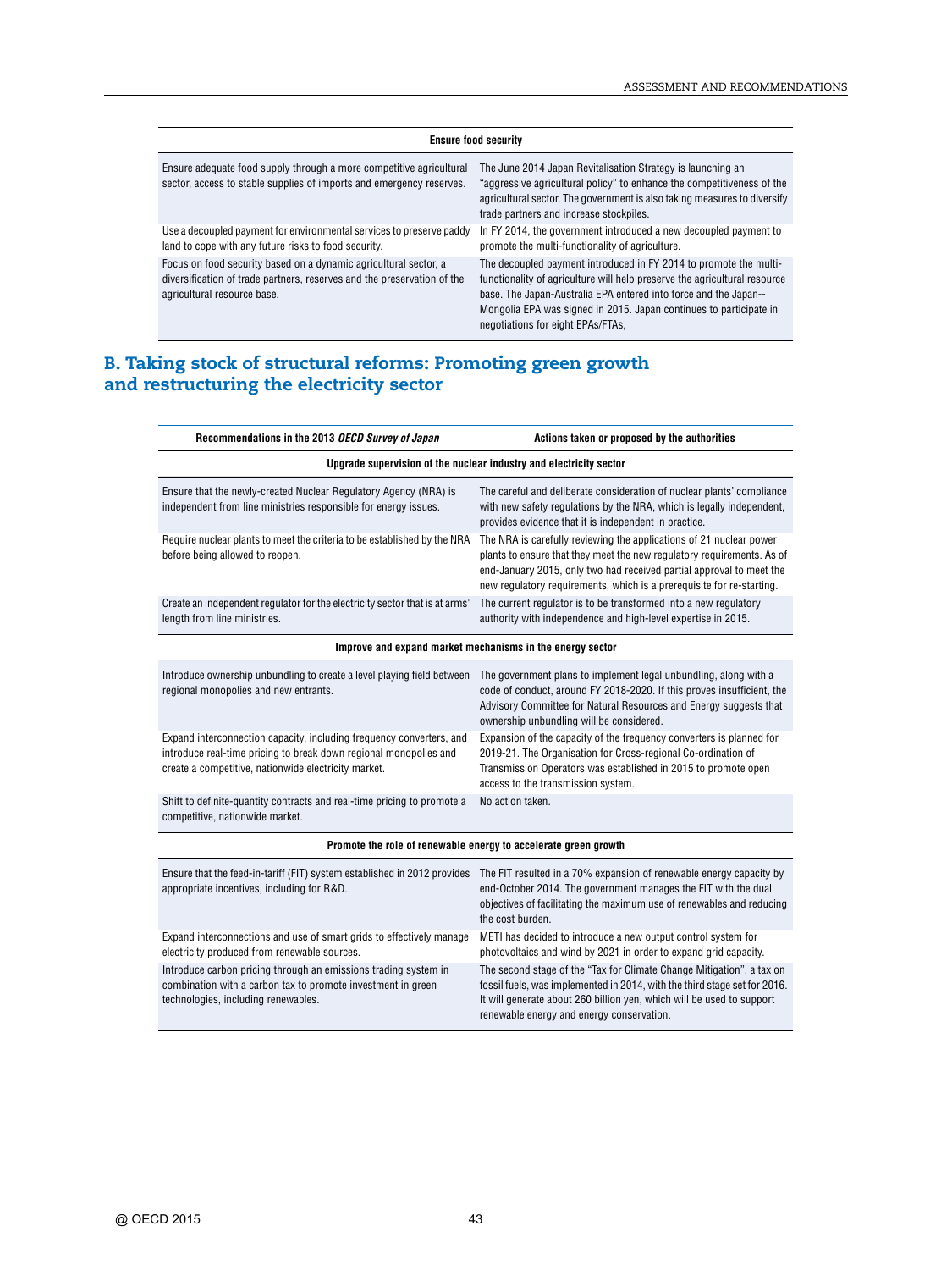| Ensure food security | |
|---|---|
| Ensure adequate food supply through a more competitive agricultural sector, access to stable supplies of imports and emergency reserves. | The June 2014 Japan Revitalisation Strategy is launching an "aggressive agricultural policy" to enhance the competitiveness of the agricultural sector. The government is also taking measures to diversify trade partners and increase stockpiles. |
| Use a decoupled payment for environmental services to preserve paddy land to cope with any future risks to food security. | In FY 2014, the government introduced a new decoupled payment to promote the multi-functionality of agriculture. |
| Focus on food security based on a dynamic agricultural sector, a diversification of trade partners, reserves and the preservation of the agricultural resource base. | The decoupled payment introduced in FY 2014 to promote the multi-functionality of agriculture will help preserve the agricultural resource base. The Japan-Australia EPA entered into force and the Japan--Mongolia EPA was signed in 2015. Japan continues to participate in negotiations for eight EPAs/FTAs, |

## B. Taking stock of structural reforms: Promoting green growth and restructuring the electricity sector

| Recommendations in the 2013 *OECD Survey of Japan* | Actions taken or proposed by the authorities |
|---|---|
| **Upgrade supervision of the nuclear industry and electricity sector** | |
| Ensure that the newly-created Nuclear Regulatory Agency (NRA) is independent from line ministries responsible for energy issues. | The careful and deliberate consideration of nuclear plants' compliance with new safety regulations by the NRA, which is legally independent, provides evidence that it is independent in practice. |
| Require nuclear plants to meet the criteria to be established by the NRA before being allowed to reopen. | The NRA is carefully reviewing the applications of 21 nuclear power plants to ensure that they meet the new regulatory requirements. As of end-January 2015, only two had received partial approval to meet the new regulatory requirements, which is a prerequisite for re-starting. |
| Create an independent regulator for the electricity sector that is at arms' length from line ministries. | The current regulator is to be transformed into a new regulatory authority with independence and high-level expertise in 2015. |
| **Improve and expand market mechanisms in the energy sector** | |
| Introduce ownership unbundling to create a level playing field between regional monopolies and new entrants. | The government plans to implement legal unbundling, along with a code of conduct, around FY 2018-2020. If this proves insufficient, the Advisory Committee for Natural Resources and Energy suggests that ownership unbundling will be considered. |
| Expand interconnection capacity, including frequency converters, and introduce real-time pricing to break down regional monopolies and create a competitive, nationwide electricity market. | Expansion of the capacity of the frequency converters is planned for 2019-21. The Organisation for Cross-regional Co-ordination of Transmission Operators was established in 2015 to promote open access to the transmission system. |
| Shift to definite-quantity contracts and real-time pricing to promote a competitive, nationwide market. | No action taken. |
| **Promote the role of renewable energy to accelerate green growth** | |
| Ensure that the feed-in-tariff (FIT) system established in 2012 provides appropriate incentives, including for R&D. | The FIT resulted in a 70% expansion of renewable energy capacity by end-October 2014. The government manages the FIT with the dual objectives of facilitating the maximum use of renewables and reducing the cost burden. |
| Expand interconnections and use of smart grids to effectively manage electricity produced from renewable sources. | METI has decided to introduce a new output control system for photovoltaics and wind by 2021 in order to expand grid capacity. |
| Introduce carbon pricing through an emissions trading system in combination with a carbon tax to promote investment in green technologies, including renewables. | The second stage of the "Tax for Climate Change Mitigation", a tax on fossil fuels, was implemented in 2014, with the third stage set for 2016. It will generate about 260 billion yen, which will be used to support renewable energy and energy conservation. |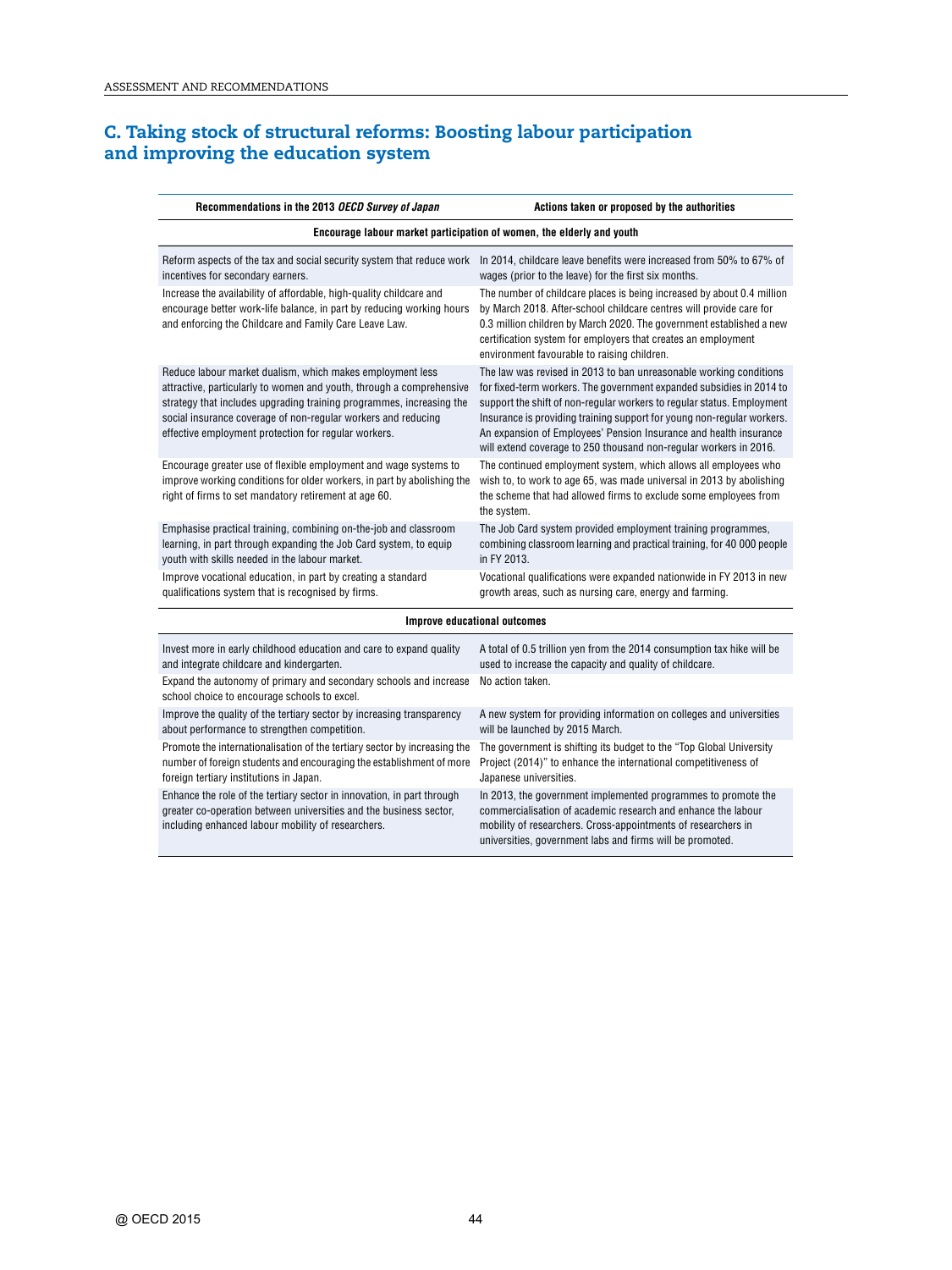## C. Taking stock of structural reforms: Boosting labour participation and improving the education system

| Recommendations in the 2013 *OECD Survey of Japan* | Actions taken or proposed by the authorities |
|---|---|
| **Encourage labour market participation of women, the elderly and youth** | |
| Reform aspects of the tax and social security system that reduce work incentives for secondary earners. | In 2014, childcare leave benefits were increased from 50% to 67% of wages (prior to the leave) for the first six months. |
| Increase the availability of affordable, high-quality childcare and encourage better work-life balance, in part by reducing working hours and enforcing the Childcare and Family Care Leave Law. | The number of childcare places is being increased by about 0.4 million by March 2018. After-school childcare centres will provide care for 0.3 million children by March 2020. The government established a new certification system for employers that creates an employment environment favourable to raising children. |
| Reduce labour market dualism, which makes employment less attractive, particularly to women and youth, through a comprehensive strategy that includes upgrading training programmes, increasing the social insurance coverage of non-regular workers and reducing effective employment protection for regular workers. | The law was revised in 2013 to ban unreasonable working conditions for fixed-term workers. The government expanded subsidies in 2014 to support the shift of non-regular workers to regular status. Employment Insurance is providing training support for young non-regular workers. An expansion of Employees' Pension Insurance and health insurance will extend coverage to 250 thousand non-regular workers in 2016. |
| Encourage greater use of flexible employment and wage systems to improve working conditions for older workers, in part by abolishing the right of firms to set mandatory retirement at age 60. | The continued employment system, which allows all employees who wish to, to work to age 65, was made universal in 2013 by abolishing the scheme that had allowed firms to exclude some employees from the system. |
| Emphasise practical training, combining on-the-job and classroom learning, in part through expanding the Job Card system, to equip youth with skills needed in the labour market. | The Job Card system provided employment training programmes, combining classroom learning and practical training, for 40 000 people in FY 2013. |
| Improve vocational education, in part by creating a standard qualifications system that is recognised by firms. | Vocational qualifications were expanded nationwide in FY 2013 in new growth areas, such as nursing care, energy and farming. |
| **Improve educational outcomes** | |
| Invest more in early childhood education and care to expand quality and integrate childcare and kindergarten. | A total of 0.5 trillion yen from the 2014 consumption tax hike will be used to increase the capacity and quality of childcare. |
| Expand the autonomy of primary and secondary schools and increase school choice to encourage schools to excel. | No action taken. |
| Improve the quality of the tertiary sector by increasing transparency about performance to strengthen competition. | A new system for providing information on colleges and universities will be launched by 2015 March. |
| Promote the internationalisation of the tertiary sector by increasing the number of foreign students and encouraging the establishment of more foreign tertiary institutions in Japan. | The government is shifting its budget to the "Top Global University Project (2014)" to enhance the international competitiveness of Japanese universities. |
| Enhance the role of the tertiary sector in innovation, in part through greater co-operation between universities and the business sector, including enhanced labour mobility of researchers. | In 2013, the government implemented programmes to promote the commercialisation of academic research and enhance the labour mobility of researchers. Cross-appointments of researchers in universities, government labs and firms will be promoted. |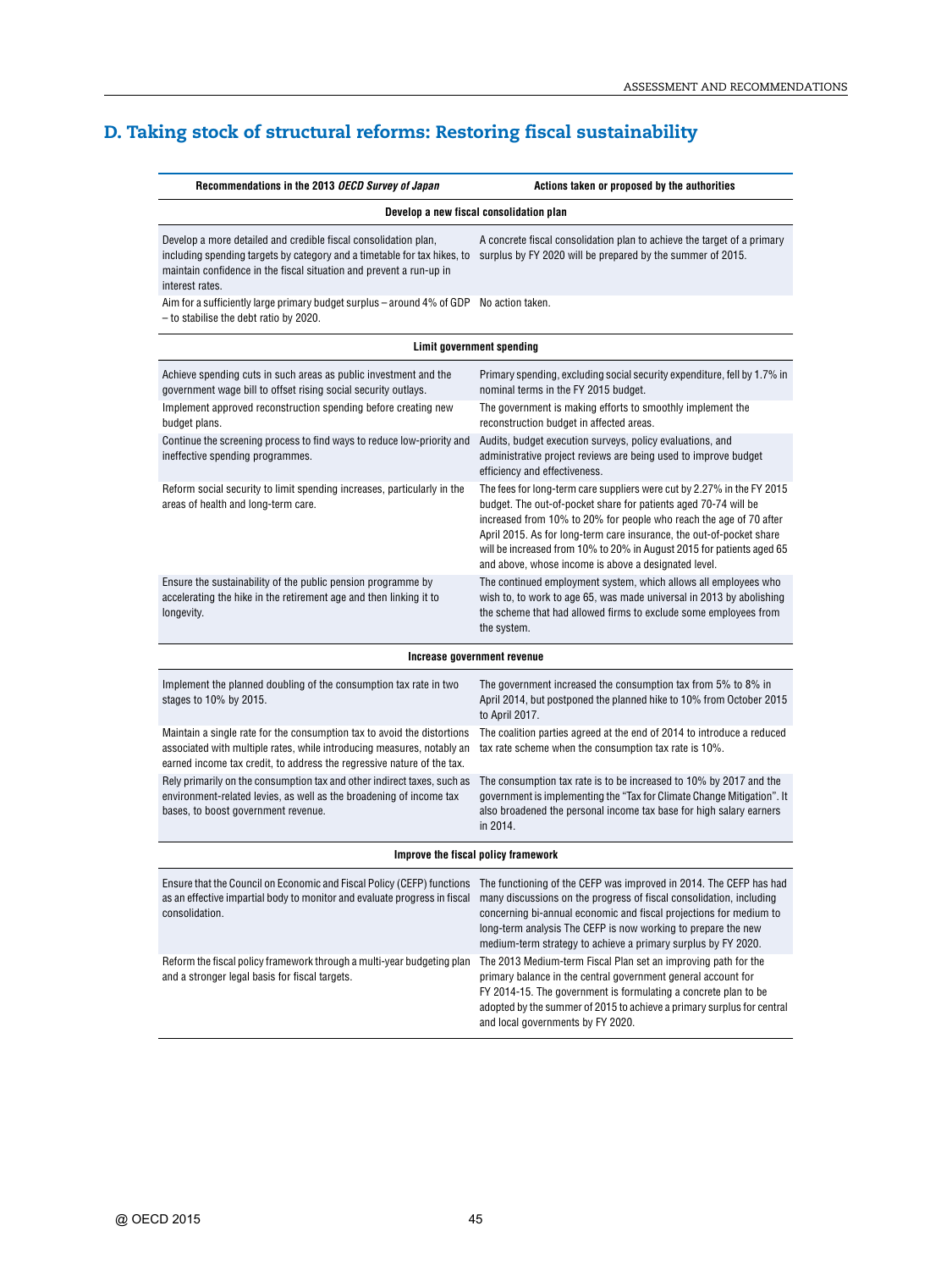## D. Taking stock of structural reforms: Restoring fiscal sustainability

| Recommendations in the 2013 *OECD Survey of Japan* | Actions taken or proposed by the authorities |
|---|---|
| **Develop a new fiscal consolidation plan** | |
| Develop a more detailed and credible fiscal consolidation plan, including spending targets by category and a timetable for tax hikes, to maintain confidence in the fiscal situation and prevent a run-up in interest rates. | A concrete fiscal consolidation plan to achieve the target of a primary surplus by FY 2020 will be prepared by the summer of 2015. |
| Aim for a sufficiently large primary budget surplus – around 4% of GDP – to stabilise the debt ratio by 2020. | No action taken. |
| **Limit government spending** | |
| Achieve spending cuts in such areas as public investment and the government wage bill to offset rising social security outlays. | Primary spending, excluding social security expenditure, fell by 1.7% in nominal terms in the FY 2015 budget. |
| Implement approved reconstruction spending before creating new budget plans. | The government is making efforts to smoothly implement the reconstruction budget in affected areas. |
| Continue the screening process to find ways to reduce low-priority and ineffective spending programmes. | Audits, budget execution surveys, policy evaluations, and administrative project reviews are being used to improve budget efficiency and effectiveness. |
| Reform social security to limit spending increases, particularly in the areas of health and long-term care. | The fees for long-term care suppliers were cut by 2.27% in the FY 2015 budget. The out-of-pocket share for patients aged 70-74 will be increased from 10% to 20% for people who reach the age of 70 after April 2015. As for long-term care insurance, the out-of-pocket share will be increased from 10% to 20% in August 2015 for patients aged 65 and above, whose income is above a designated level. |
| Ensure the sustainability of the public pension programme by accelerating the hike in the retirement age and then linking it to longevity. | The continued employment system, which allows all employees who wish to, to work to age 65, was made universal in 2013 by abolishing the scheme that had allowed firms to exclude some employees from the system. |
| **Increase government revenue** | |
| Implement the planned doubling of the consumption tax rate in two stages to 10% by 2015. | The government increased the consumption tax from 5% to 8% in April 2014, but postponed the planned hike to 10% from October 2015 to April 2017. |
| Maintain a single rate for the consumption tax to avoid the distortions associated with multiple rates, while introducing measures, notably an earned income tax credit, to address the regressive nature of the tax. | The coalition parties agreed at the end of 2014 to introduce a reduced tax rate scheme when the consumption tax rate is 10%. |
| Rely primarily on the consumption tax and other indirect taxes, such as environment-related levies, as well as the broadening of income tax bases, to boost government revenue. | The consumption tax rate is to be increased to 10% by 2017 and the government is implementing the "Tax for Climate Change Mitigation". It also broadened the personal income tax base for high salary earners in 2014. |
| **Improve the fiscal policy framework** | |
| Ensure that the Council on Economic and Fiscal Policy (CEFP) functions as an effective impartial body to monitor and evaluate progress in fiscal consolidation. | The functioning of the CEFP was improved in 2014. The CEFP has had many discussions on the progress of fiscal consolidation, including concerning bi-annual economic and fiscal projections for medium to long-term analysis The CEFP is now working to prepare the new medium-term strategy to achieve a primary surplus by FY 2020. |
| Reform the fiscal policy framework through a multi-year budgeting plan and a stronger legal basis for fiscal targets. | The 2013 Medium-term Fiscal Plan set an improving path for the primary balance in the central government general account for FY 2014-15. The government is formulating a concrete plan to be adopted by the summer of 2015 to achieve a primary surplus for central and local governments by FY 2020. |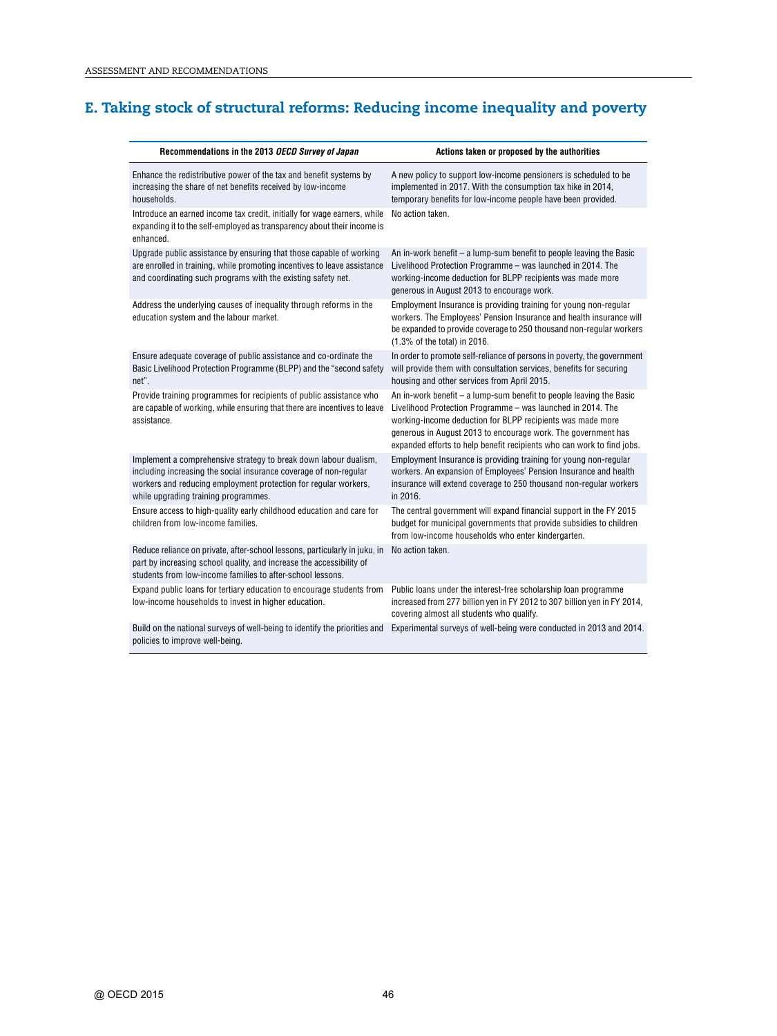## E. Taking stock of structural reforms: Reducing income inequality and poverty

| Recommendations in the 2013 *OECD Survey of Japan* | Actions taken or proposed by the authorities |
|---|---|
| Enhance the redistributive power of the tax and benefit systems by increasing the share of net benefits received by low-income households. | A new policy to support low-income pensioners is scheduled to be implemented in 2017. With the consumption tax hike in 2014, temporary benefits for low-income people have been provided. |
| Introduce an earned income tax credit, initially for wage earners, while expanding it to the self-employed as transparency about their income is enhanced. | No action taken. |
| Upgrade public assistance by ensuring that those capable of working are enrolled in training, while promoting incentives to leave assistance and coordinating such programs with the existing safety net. | An in-work benefit – a lump-sum benefit to people leaving the Basic Livelihood Protection Programme – was launched in 2014. The working-income deduction for BLPP recipients was made more generous in August 2013 to encourage work. |
| Address the underlying causes of inequality through reforms in the education system and the labour market. | Employment Insurance is providing training for young non-regular workers. The Employees' Pension Insurance and health insurance will be expanded to provide coverage to 250 thousand non-regular workers (1.3% of the total) in 2016. |
| Ensure adequate coverage of public assistance and co-ordinate the Basic Livelihood Protection Programme (BLPP) and the "second safety net". | In order to promote self-reliance of persons in poverty, the government will provide them with consultation services, benefits for securing housing and other services from April 2015. |
| Provide training programmes for recipients of public assistance who are capable of working, while ensuring that there are incentives to leave assistance. | An in-work benefit – a lump-sum benefit to people leaving the Basic Livelihood Protection Programme – was launched in 2014. The working-income deduction for BLPP recipients was made more generous in August 2013 to encourage work. The government has expanded efforts to help benefit recipients who can work to find jobs. |
| Implement a comprehensive strategy to break down labour dualism, including increasing the social insurance coverage of non-regular workers and reducing employment protection for regular workers, while upgrading training programmes. | Employment Insurance is providing training for young non-regular workers. An expansion of Employees' Pension Insurance and health insurance will extend coverage to 250 thousand non-regular workers in 2016. |
| Ensure access to high-quality early childhood education and care for children from low-income families. | The central government will expand financial support in the FY 2015 budget for municipal governments that provide subsidies to children from low-income households who enter kindergarten. |
| Reduce reliance on private, after-school lessons, particularly in juku, in part by increasing school quality, and increase the accessibility of students from low-income families to after-school lessons. | No action taken. |
| Expand public loans for tertiary education to encourage students from low-income households to invest in higher education. | Public loans under the interest-free scholarship loan programme increased from 277 billion yen in FY 2012 to 307 billion yen in FY 2014, covering almost all students who qualify. |
| Build on the national surveys of well-being to identify the priorities and policies to improve well-being. | Experimental surveys of well-being were conducted in 2013 and 2014. |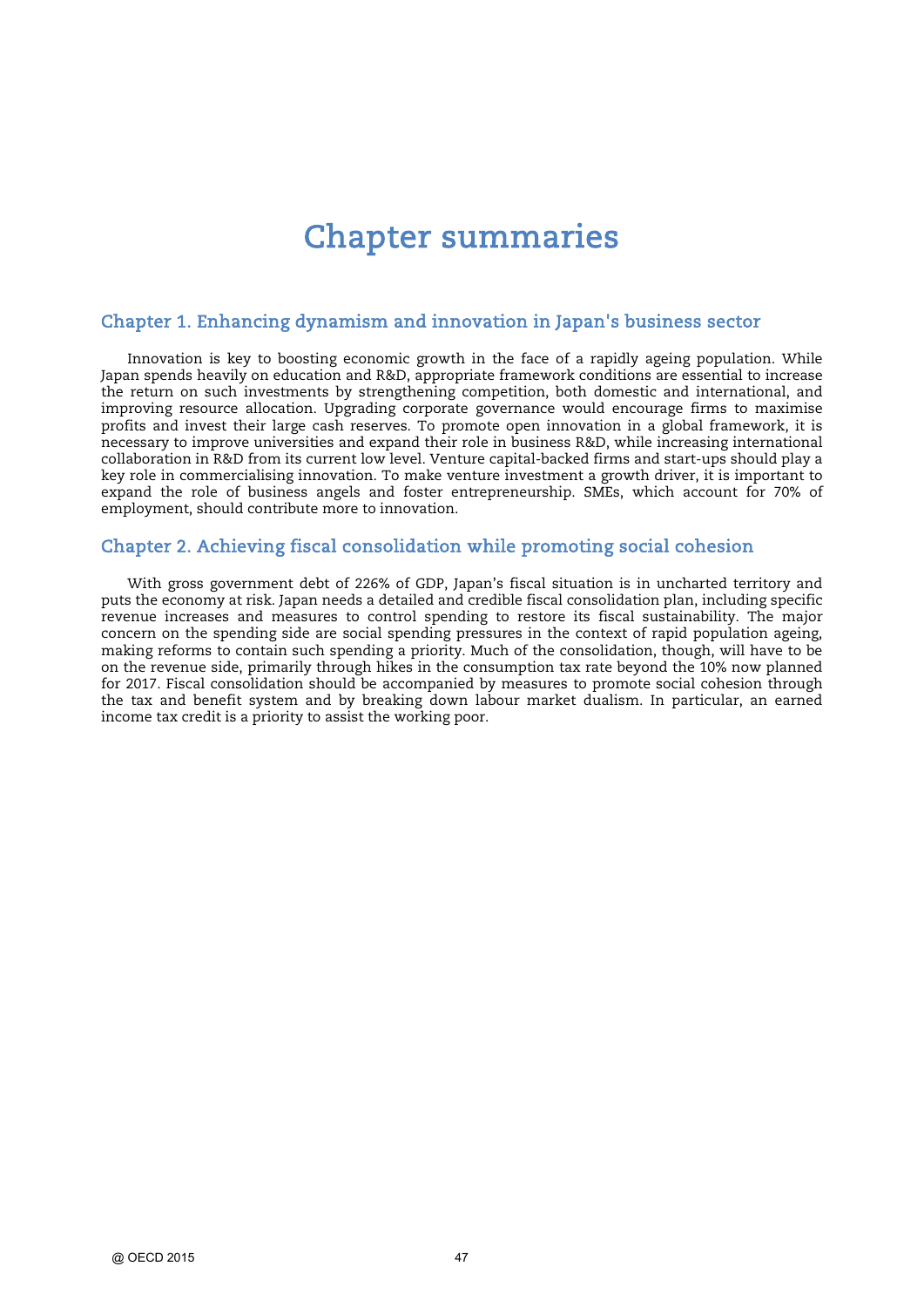# Chapter summaries

## Chapter 1. Enhancing dynamism and innovation in Japan's business sector

Innovation is key to boosting economic growth in the face of a rapidly ageing population. While Japan spends heavily on education and R&D, appropriate framework conditions are essential to increase the return on such investments by strengthening competition, both domestic and international, and improving resource allocation. Upgrading corporate governance would encourage firms to maximise profits and invest their large cash reserves. To promote open innovation in a global framework, it is necessary to improve universities and expand their role in business R&D, while increasing international collaboration in R&D from its current low level. Venture capital-backed firms and start-ups should play a key role in commercialising innovation. To make venture investment a growth driver, it is important to expand the role of business angels and foster entrepreneurship. SMEs, which account for 70% of employment, should contribute more to innovation.

## Chapter 2. Achieving fiscal consolidation while promoting social cohesion

With gross government debt of 226% of GDP, Japan's fiscal situation is in uncharted territory and puts the economy at risk. Japan needs a detailed and credible fiscal consolidation plan, including specific revenue increases and measures to control spending to restore its fiscal sustainability. The major concern on the spending side are social spending pressures in the context of rapid population ageing, making reforms to contain such spending a priority. Much of the consolidation, though, will have to be on the revenue side, primarily through hikes in the consumption tax rate beyond the 10% now planned for 2017. Fiscal consolidation should be accompanied by measures to promote social cohesion through the tax and benefit system and by breaking down labour market dualism. In particular, an earned income tax credit is a priority to assist the working poor.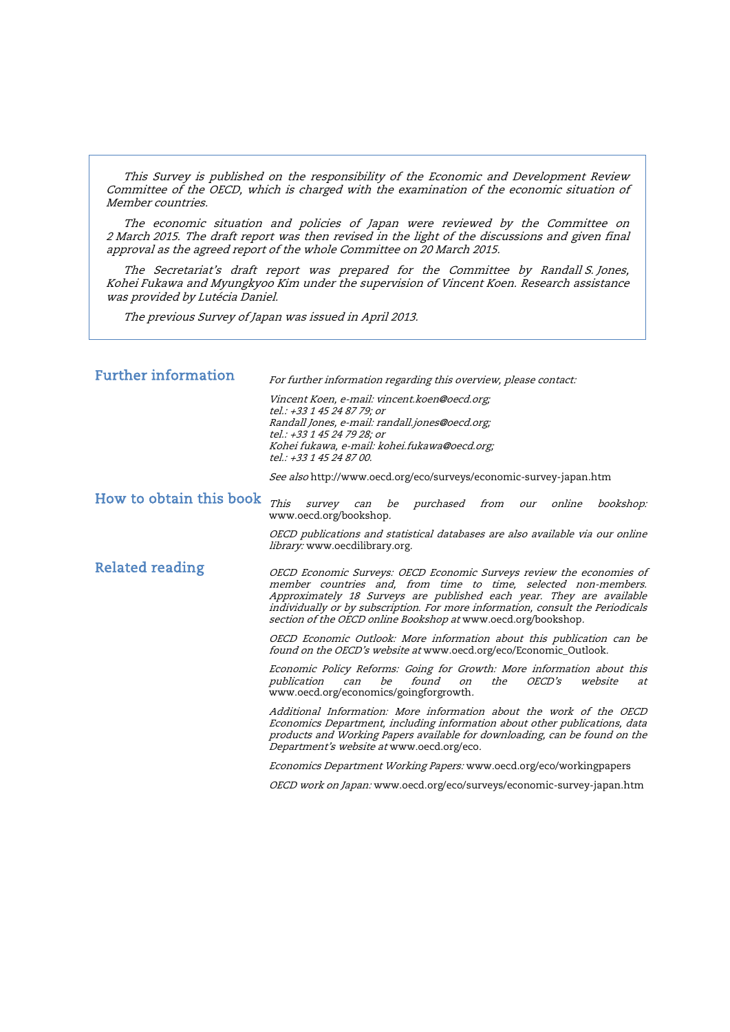*This Survey is published on the responsibility of the Economic and Development Review Committee of the OECD, which is charged with the examination of the economic situation of Member countries.*

*The economic situation and policies of Japan were reviewed by the Committee on 2 March 2015. The draft report was then revised in the light of the discussions and given final approval as the agreed report of the whole Committee on 20 March 2015.*

*The Secretariat's draft report was prepared for the Committee by Randall S. Jones, Kohei Fukawa and Myungkyoo Kim under the supervision of Vincent Koen. Research assistance was provided by Lutécia Daniel.*

*The previous Survey of Japan was issued in April 2013.*

## Further information

*For further information regarding this overview, please contact:*

*Vincent Koen, e-mail: vincent.koen@oecd.org; tel.: +33 1 45 24 87 79; or*
*Randall Jones, e-mail: randall.jones@oecd.org; tel.: +33 1 45 24 79 28; or*
*Kohei fukawa, e-mail: kohei.fukawa@oecd.org; tel.: +33 1 45 24 87 00.*

*See also* http://www.oecd.org/eco/surveys/economic-survey-japan.htm

## How to obtain this book

*This survey can be purchased from our online bookshop:* www.oecd.org/bookshop.

*OECD publications and statistical databases are also available via our online library:* www.oecdilibrary.org.

## Related reading

*OECD Economic Surveys: OECD Economic Surveys review the economies of member countries and, from time to time, selected non-members. Approximately 18 Surveys are published each year. They are available individually or by subscription. For more information, consult the Periodicals section of the OECD online Bookshop at* www.oecd.org/bookshop.

*OECD Economic Outlook: More information about this publication can be found on the OECD's website at* www.oecd.org/eco/Economic_Outlook.

*Economic Policy Reforms: Going for Growth: More information about this publication can be found on the OECD's website at* www.oecd.org/economics/goingforgrowth.

*Additional Information: More information about the work of the OECD Economics Department, including information about other publications, data products and Working Papers available for downloading, can be found on the Department's website at* www.oecd.org/eco.

*Economics Department Working Papers:* www.oecd.org/eco/workingpapers

*OECD work on Japan:* www.oecd.org/eco/surveys/economic-survey-japan.htm